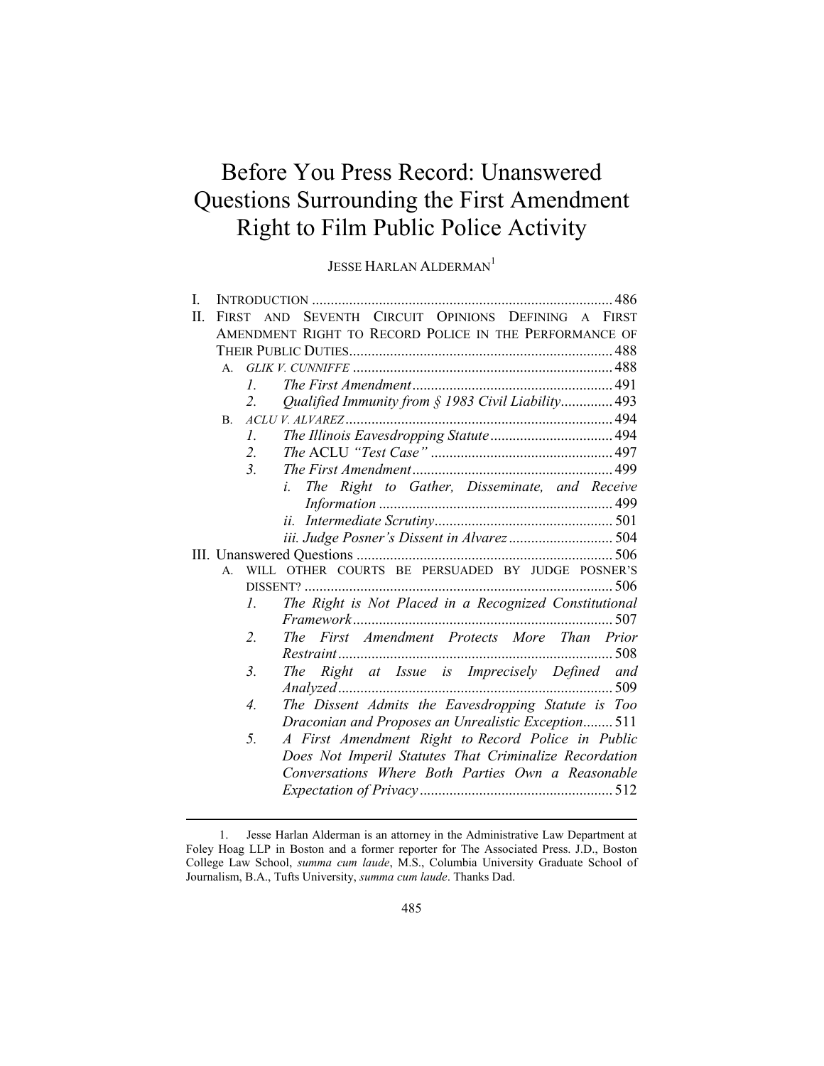# Before You Press Record: Unanswered Questions Surrounding the First Amendment Right to Film Public Police Activity

JESSE HARLAN ALDERMAN[1]

I. INTRODUCTION ................................................................................ 486

II. FIRST AND SEVENTH CIRCUIT OPINIONS DEFINING A FIRST AMENDMENT RIGHT TO RECORD POLICE IN THE PERFORMANCE OF THEIR PUBLIC DUTIES....................................................................... 488

- A. *GLIK V. CUNNIFFE* ..................................................................... 488
  - 1. *The First Amendment* ...................................................... 491
  - 2. *Qualified Immunity from § 1983 Civil Liability*.............. 493
- B. *ACLU V. ALVAREZ* ........................................................................ 494
  - 1. *The Illinois Eavesdropping Statute* ................................. 494
  - 2. *The* ACLU *"Test Case"* ................................................. 497
  - 3. *The First Amendment* ...................................................... 499
    - *i. The Right to Gather, Disseminate, and Receive Information* ............................................................... 499
    - *ii. Intermediate Scrutiny* ............................................... 501
    - *iii. Judge Posner's Dissent in Alvarez* ........................... 504

III. Unanswered Questions ..................................................................... 506

- A. WILL OTHER COURTS BE PERSUADED BY JUDGE POSNER'S DISSENT? .................................................................................. 506
  - 1. *The Right is Not Placed in a Recognized Constitutional Framework* ...................................................................... 507
  - 2. *The First Amendment Protects More Than Prior Restraint* .......................................................................... 508
  - 3. *The Right at Issue is Imprecisely Defined and Analyzed* .......................................................................... 509
  - 4. *The Dissent Admits the Eavesdropping Statute is Too Draconian and Proposes an Unrealistic Exception*........ 511
  - 5. *A First Amendment Right to Record Police in Public Does Not Imperil Statutes That Criminalize Recordation Conversations Where Both Parties Own a Reasonable Expectation of Privacy* .................................................... 512

---

1. Jesse Harlan Alderman is an attorney in the Administrative Law Department at Foley Hoag LLP in Boston and a former reporter for The Associated Press. J.D., Boston College Law School, *summa cum laude*, M.S., Columbia University Graduate School of Journalism, B.A., Tufts University, *summa cum laude*. Thanks Dad.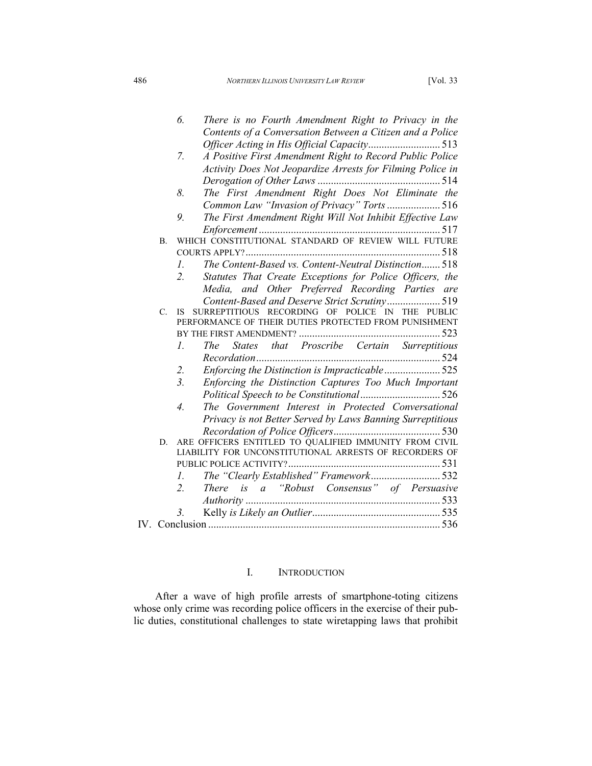6. *There is no Fourth Amendment Right to Privacy in the Contents of a Conversation Between a Citizen and a Police Officer Acting in His Official Capacity* ........................... 513
7. *A Positive First Amendment Right to Record Public Police Activity Does Not Jeopardize Arrests for Filming Police in Derogation of Other Laws* .............................................. 514
8. *The First Amendment Right Does Not Eliminate the Common Law "Invasion of Privacy" Torts* .................... 516
9. *The First Amendment Right Will Not Inhibit Effective Law Enforcement* .................................................................. 517

B. WHICH CONSTITUTIONAL STANDARD OF REVIEW WILL FUTURE COURTS APPLY? ........................................................................ 518

1. *The Content-Based vs. Content-Neutral Distinction* ....... 518
2. *Statutes That Create Exceptions for Police Officers, the Media, and Other Preferred Recording Parties are Content-Based and Deserve Strict Scrutiny* .................... 519

C. IS SURREPTITIOUS RECORDING OF POLICE IN THE PUBLIC PERFORMANCE OF THEIR DUTIES PROTECTED FROM PUNISHMENT BY THE FIRST AMENDMENT? ..................................................... 523

1. *The States that Proscribe Certain Surreptitious Recordation* .................................................................... 524
2. *Enforcing the Distinction is Impracticable* ..................... 525
3. *Enforcing the Distinction Captures Too Much Important Political Speech to be Constitutional* .............................. 526
4. *The Government Interest in Protected Conversational Privacy is not Better Served by Laws Banning Surreptitious Recordation of Police Officers* ........................................ 530

D. ARE OFFICERS ENTITLED TO QUALIFIED IMMUNITY FROM CIVIL LIABILITY FOR UNCONSTITUTIONAL ARRESTS OF RECORDERS OF PUBLIC POLICE ACTIVITY? ......................................................... 531

1. *The "Clearly Established" Framework* .......................... 532
2. *There is a "Robust Consensus" of Persuasive Authority* ........................................................................ 533
3. Kelly *is Likely an Outlier* ................................................ 535

IV. Conclusion ...................................................................................... 536

## I. INTRODUCTION

After a wave of high profile arrests of smartphone-toting citizens whose only crime was recording police officers in the exercise of their public duties, constitutional challenges to state wiretapping laws that prohibit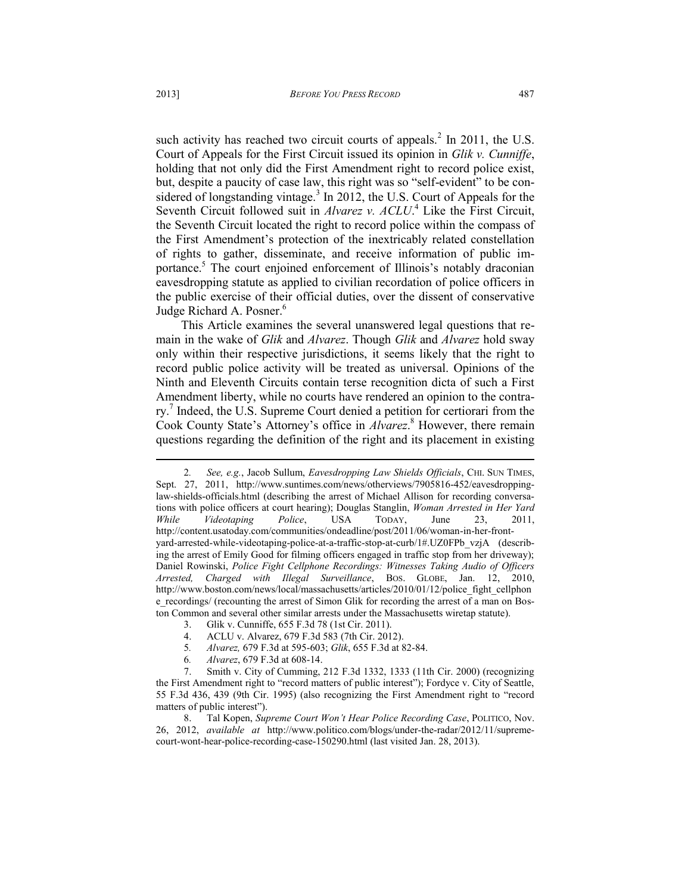such activity has reached two circuit courts of appeals.[2] In 2011, the U.S. Court of Appeals for the First Circuit issued its opinion in *Glik v. Cunniffe*, holding that not only did the First Amendment right to record police exist, but, despite a paucity of case law, this right was so "self-evident" to be considered of longstanding vintage.[3] In 2012, the U.S. Court of Appeals for the Seventh Circuit followed suit in *Alvarez v. ACLU*.[4] Like the First Circuit, the Seventh Circuit located the right to record police within the compass of the First Amendment's protection of the inextricably related constellation of rights to gather, disseminate, and receive information of public importance.[5] The court enjoined enforcement of Illinois's notably draconian eavesdropping statute as applied to civilian recordation of police officers in the public exercise of their official duties, over the dissent of conservative Judge Richard A. Posner.[6]

This Article examines the several unanswered legal questions that remain in the wake of *Glik* and *Alvarez*. Though *Glik* and *Alvarez* hold sway only within their respective jurisdictions, it seems likely that the right to record public police activity will be treated as universal. Opinions of the Ninth and Eleventh Circuits contain terse recognition dicta of such a First Amendment liberty, while no courts have rendered an opinion to the contrary.[7] Indeed, the U.S. Supreme Court denied a petition for certiorari from the Cook County State's Attorney's office in *Alvarez*.[8] However, there remain questions regarding the definition of the right and its placement in existing

---

2. *See, e.g.*, Jacob Sullum, *Eavesdropping Law Shields Officials*, CHI. SUN TIMES, Sept. 27, 2011, http://www.suntimes.com/news/otherviews/7905816-452/eavesdropping-law-shields-officials.html (describing the arrest of Michael Allison for recording conversations with police officers at court hearing); Douglas Stanglin, *Woman Arrested in Her Yard While Videotaping Police*, USA TODAY, June 23, 2011, http://content.usatoday.com/communities/ondeadline/post/2011/06/woman-in-her-front-yard-arrested-while-videotaping-police-at-a-traffic-stop-at-curb/1#.UZ0FPb_vzjA (describing the arrest of Emily Good for filming officers engaged in traffic stop from her driveway); Daniel Rowinski, *Police Fight Cellphone Recordings: Witnesses Taking Audio of Officers Arrested, Charged with Illegal Surveillance*, BOS. GLOBE, Jan. 12, 2010, http://www.boston.com/news/local/massachusetts/articles/2010/01/12/police_fight_cellphone_recordings/ (recounting the arrest of Simon Glik for recording the arrest of a man on Boston Common and several other similar arrests under the Massachusetts wiretap statute).

3. Glik v. Cunniffe, 655 F.3d 78 (1st Cir. 2011).

4. ACLU v. Alvarez, 679 F.3d 583 (7th Cir. 2012).

5. *Alvarez,* 679 F.3d at 595-603; *Glik*, 655 F.3d at 82-84.

6. *Alvarez*, 679 F.3d at 608-14.

7. Smith v. City of Cumming, 212 F.3d 1332, 1333 (11th Cir. 2000) (recognizing the First Amendment right to "record matters of public interest"); Fordyce v. City of Seattle, 55 F.3d 436, 439 (9th Cir. 1995) (also recognizing the First Amendment right to "record matters of public interest").

8. Tal Kopen, *Supreme Court Won't Hear Police Recording Case*, POLITICO, Nov. 26, 2012, *available at* http://www.politico.com/blogs/under-the-radar/2012/11/supreme-court-wont-hear-police-recording-case-150290.html (last visited Jan. 28, 2013).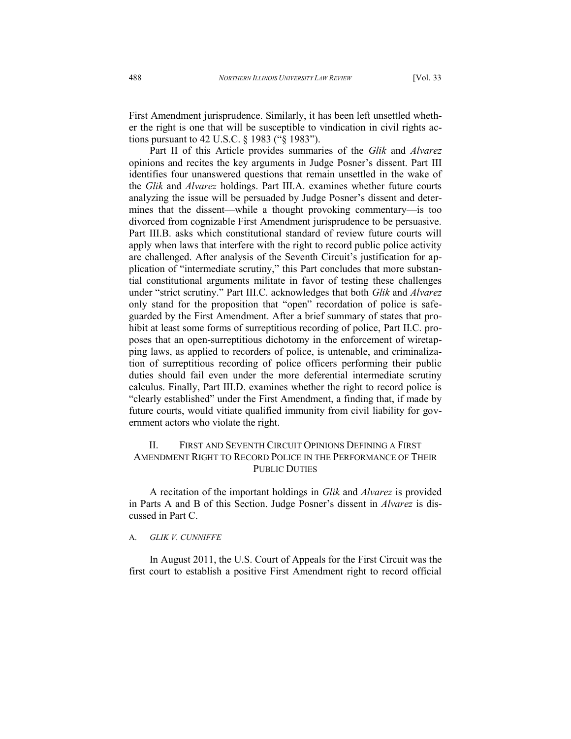First Amendment jurisprudence. Similarly, it has been left unsettled whether the right is one that will be susceptible to vindication in civil rights actions pursuant to 42 U.S.C. § 1983 ("§ 1983").

Part II of this Article provides summaries of the *Glik* and *Alvarez* opinions and recites the key arguments in Judge Posner's dissent. Part III identifies four unanswered questions that remain unsettled in the wake of the *Glik* and *Alvarez* holdings. Part III.A. examines whether future courts analyzing the issue will be persuaded by Judge Posner's dissent and determines that the dissent—while a thought provoking commentary—is too divorced from cognizable First Amendment jurisprudence to be persuasive. Part III.B. asks which constitutional standard of review future courts will apply when laws that interfere with the right to record public police activity are challenged. After analysis of the Seventh Circuit's justification for application of "intermediate scrutiny," this Part concludes that more substantial constitutional arguments militate in favor of testing these challenges under "strict scrutiny." Part III.C. acknowledges that both *Glik* and *Alvarez* only stand for the proposition that "open" recordation of police is safeguarded by the First Amendment. After a brief summary of states that prohibit at least some forms of surreptitious recording of police, Part II.C. proposes that an open-surreptitious dichotomy in the enforcement of wiretapping laws, as applied to recorders of police, is untenable, and criminalization of surreptitious recording of police officers performing their public duties should fail even under the more deferential intermediate scrutiny calculus. Finally, Part III.D. examines whether the right to record police is "clearly established" under the First Amendment, a finding that, if made by future courts, would vitiate qualified immunity from civil liability for government actors who violate the right.

## II. FIRST AND SEVENTH CIRCUIT OPINIONS DEFINING A FIRST AMENDMENT RIGHT TO RECORD POLICE IN THE PERFORMANCE OF THEIR PUBLIC DUTIES

A recitation of the important holdings in *Glik* and *Alvarez* is provided in Parts A and B of this Section. Judge Posner's dissent in *Alvarez* is discussed in Part C.

### A. *GLIK V. CUNNIFFE*

In August 2011, the U.S. Court of Appeals for the First Circuit was the first court to establish a positive First Amendment right to record official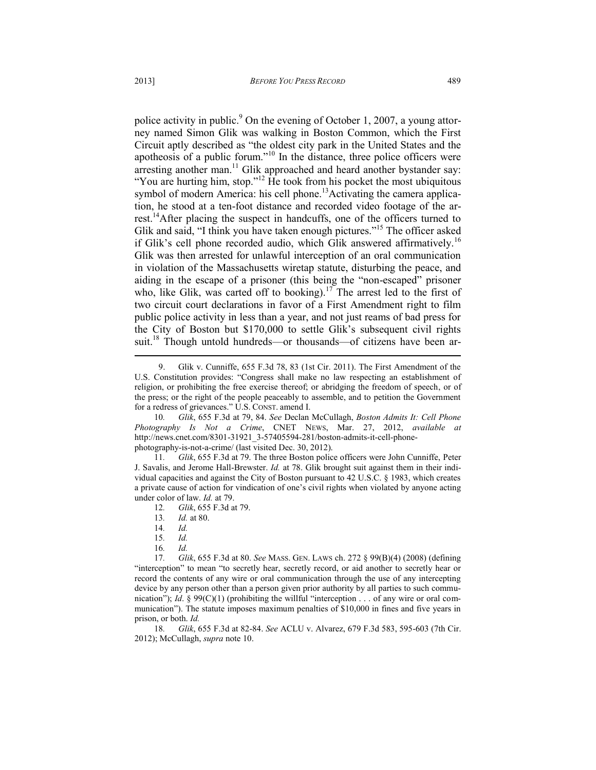police activity in public.[9] On the evening of October 1, 2007, a young attorney named Simon Glik was walking in Boston Common, which the First Circuit aptly described as "the oldest city park in the United States and the apotheosis of a public forum."[10] In the distance, three police officers were arresting another man.[11] Glik approached and heard another bystander say: "You are hurting him, stop."[12] He took from his pocket the most ubiquitous symbol of modern America: his cell phone.[13] Activating the camera application, he stood at a ten-foot distance and recorded video footage of the arrest.[14] After placing the suspect in handcuffs, one of the officers turned to Glik and said, "I think you have taken enough pictures."[15] The officer asked if Glik's cell phone recorded audio, which Glik answered affirmatively.[16] Glik was then arrested for unlawful interception of an oral communication in violation of the Massachusetts wiretap statute, disturbing the peace, and aiding in the escape of a prisoner (this being the "non-escaped" prisoner who, like Glik, was carted off to booking).[17] The arrest led to the first of two circuit court declarations in favor of a First Amendment right to film public police activity in less than a year, and not just reams of bad press for the City of Boston but $170,000 to settle Glik's subsequent civil rights suit.[18] Though untold hundreds—or thousands—of citizens have been ar-

---

9. Glik v. Cunniffe, 655 F.3d 78, 83 (1st Cir. 2011). The First Amendment of the U.S. Constitution provides: "Congress shall make no law respecting an establishment of religion, or prohibiting the free exercise thereof; or abridging the freedom of speech, or of the press; or the right of the people peaceably to assemble, and to petition the Government for a redress of grievances." U.S. CONST. amend I.

10. *Glik*, 655 F.3d at 79, 84. *See* Declan McCullagh, *Boston Admits It: Cell Phone Photography Is Not a Crime*, CNET NEWS, Mar. 27, 2012, *available at* http://news.cnet.com/8301-31921_3-57405594-281/boston-admits-it-cell-phone-photography-is-not-a-crime/ (last visited Dec. 30, 2012).

11. *Glik*, 655 F.3d at 79. The three Boston police officers were John Cunniffe, Peter J. Savalis, and Jerome Hall-Brewster. *Id.* at 78. Glik brought suit against them in their individual capacities and against the City of Boston pursuant to 42 U.S.C. § 1983, which creates a private cause of action for vindication of one's civil rights when violated by anyone acting under color of law. *Id.* at 79.

12. *Glik*, 655 F.3d at 79.

13. *Id.* at 80.

14. *Id.*

15. *Id.*

16. *Id.*

17. *Glik*, 655 F.3d at 80. *See* MASS. GEN. LAWS ch. 272 § 99(B)(4) (2008) (defining "interception" to mean "to secretly hear, secretly record, or aid another to secretly hear or record the contents of any wire or oral communication through the use of any intercepting device by any person other than a person given prior authority by all parties to such communication"); *Id*. § 99(C)(1) (prohibiting the willful "interception . . . of any wire or oral communication"). The statute imposes maximum penalties of $10,000 in fines and five years in prison, or both. *Id.*

18. *Glik*, 655 F.3d at 82-84. *See* ACLU v. Alvarez, 679 F.3d 583, 595-603 (7th Cir. 2012); McCullagh, *supra* note 10.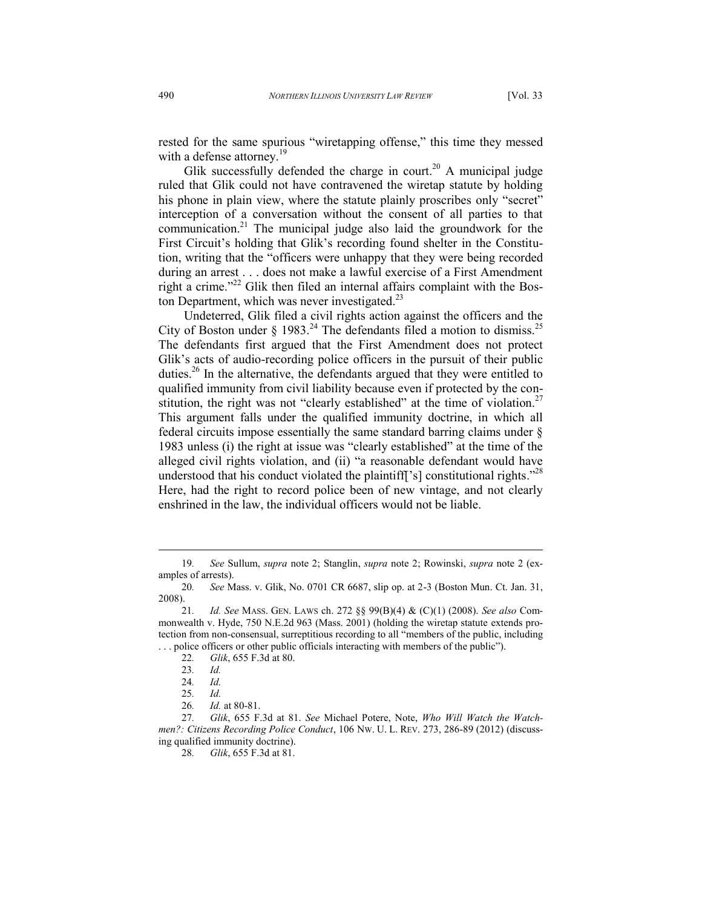rested for the same spurious "wiretapping offense," this time they messed with a defense attorney.[19]

Glik successfully defended the charge in court.[20] A municipal judge ruled that Glik could not have contravened the wiretap statute by holding his phone in plain view, where the statute plainly proscribes only "secret" interception of a conversation without the consent of all parties to that communication.[21] The municipal judge also laid the groundwork for the First Circuit's holding that Glik's recording found shelter in the Constitution, writing that the "officers were unhappy that they were being recorded during an arrest . . . does not make a lawful exercise of a First Amendment right a crime."[22] Glik then filed an internal affairs complaint with the Boston Department, which was never investigated.[23]

Undeterred, Glik filed a civil rights action against the officers and the City of Boston under § 1983.[24] The defendants filed a motion to dismiss.[25] The defendants first argued that the First Amendment does not protect Glik's acts of audio-recording police officers in the pursuit of their public duties.[26] In the alternative, the defendants argued that they were entitled to qualified immunity from civil liability because even if protected by the constitution, the right was not "clearly established" at the time of violation.[27] This argument falls under the qualified immunity doctrine, in which all federal circuits impose essentially the same standard barring claims under § 1983 unless (i) the right at issue was "clearly established" at the time of the alleged civil rights violation, and (ii) "a reasonable defendant would have understood that his conduct violated the plaintiff['s] constitutional rights."[28] Here, had the right to record police been of new vintage, and not clearly enshrined in the law, the individual officers would not be liable.

---

19. *See* Sullum, *supra* note 2; Stanglin, *supra* note 2; Rowinski, *supra* note 2 (examples of arrests).

20. *See* Mass. v. Glik, No. 0701 CR 6687, slip op. at 2-3 (Boston Mun. Ct. Jan. 31, 2008).

21. *Id. See* MASS. GEN. LAWS ch. 272 §§ 99(B)(4) & (C)(1) (2008). *See also* Commonwealth v. Hyde, 750 N.E.2d 963 (Mass. 2001) (holding the wiretap statute extends protection from non-consensual, surreptitious recording to all "members of the public, including . . . police officers or other public officials interacting with members of the public").

22. *Glik*, 655 F.3d at 80.

23. *Id.*

24. *Id.*

25. *Id.*

26. *Id.* at 80-81.

27. *Glik*, 655 F.3d at 81. *See* Michael Potere, Note, *Who Will Watch the Watchmen?: Citizens Recording Police Conduct*, 106 NW. U. L. REV. 273, 286-89 (2012) (discussing qualified immunity doctrine).

28. *Glik*, 655 F.3d at 81.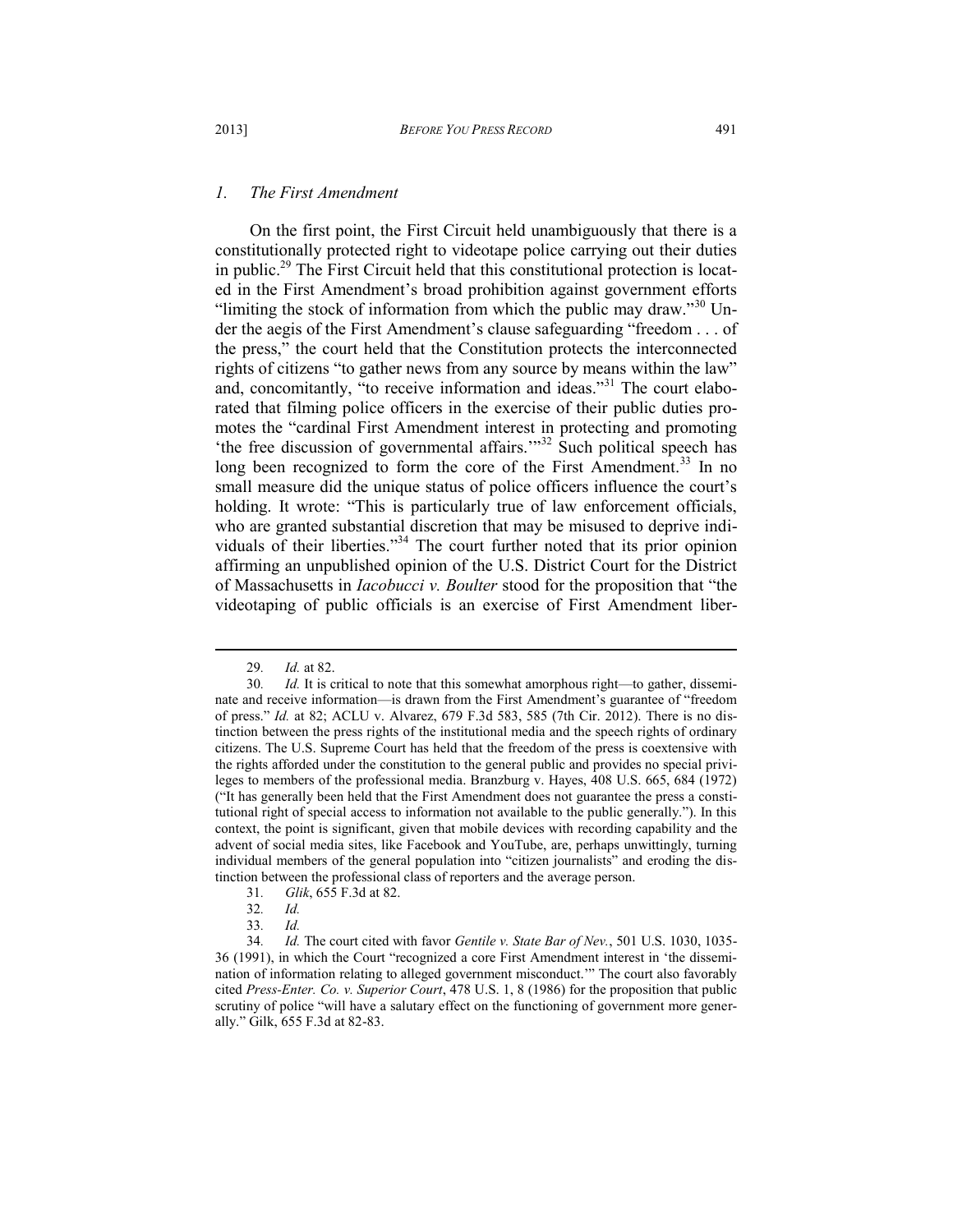### *1. The First Amendment*

On the first point, the First Circuit held unambiguously that there is a constitutionally protected right to videotape police carrying out their duties in public.[29] The First Circuit held that this constitutional protection is located in the First Amendment's broad prohibition against government efforts "limiting the stock of information from which the public may draw."[30] Under the aegis of the First Amendment's clause safeguarding "freedom . . . of the press," the court held that the Constitution protects the interconnected rights of citizens "to gather news from any source by means within the law" and, concomitantly, "to receive information and ideas."[31] The court elaborated that filming police officers in the exercise of their public duties promotes the "cardinal First Amendment interest in protecting and promoting 'the free discussion of governmental affairs.'"[32] Such political speech has long been recognized to form the core of the First Amendment.[33] In no small measure did the unique status of police officers influence the court's holding. It wrote: "This is particularly true of law enforcement officials, who are granted substantial discretion that may be misused to deprive individuals of their liberties."[34] The court further noted that its prior opinion affirming an unpublished opinion of the U.S. District Court for the District of Massachusetts in *Iacobucci v. Boulter* stood for the proposition that "the videotaping of public officials is an exercise of First Amendment liber-

---

29. *Id.* at 82.

30. *Id.* It is critical to note that this somewhat amorphous right—to gather, disseminate and receive information—is drawn from the First Amendment's guarantee of "freedom of press." *Id.* at 82; ACLU v. Alvarez, 679 F.3d 583, 585 (7th Cir. 2012). There is no distinction between the press rights of the institutional media and the speech rights of ordinary citizens. The U.S. Supreme Court has held that the freedom of the press is coextensive with the rights afforded under the constitution to the general public and provides no special privileges to members of the professional media. Branzburg v. Hayes, 408 U.S. 665, 684 (1972) ("It has generally been held that the First Amendment does not guarantee the press a constitutional right of special access to information not available to the public generally."). In this context, the point is significant, given that mobile devices with recording capability and the advent of social media sites, like Facebook and YouTube, are, perhaps unwittingly, turning individual members of the general population into "citizen journalists" and eroding the distinction between the professional class of reporters and the average person.

31. *Glik*, 655 F.3d at 82.

32. *Id.*

33. *Id.*

34. *Id.* The court cited with favor *Gentile v. State Bar of Nev.*, 501 U.S. 1030, 1035-36 (1991), in which the Court "recognized a core First Amendment interest in 'the dissemination of information relating to alleged government misconduct.'" The court also favorably cited *Press-Enter. Co. v. Superior Court*, 478 U.S. 1, 8 (1986) for the proposition that public scrutiny of police "will have a salutary effect on the functioning of government more generally." Gilk, 655 F.3d at 82-83.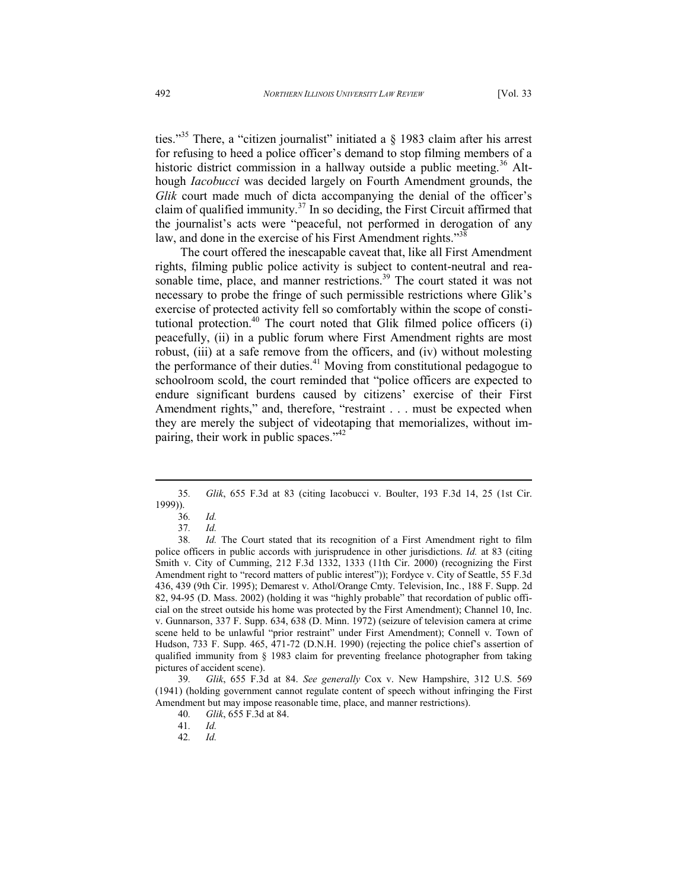ties."[35] There, a "citizen journalist" initiated a § 1983 claim after his arrest for refusing to heed a police officer's demand to stop filming members of a historic district commission in a hallway outside a public meeting.[36] Although *Iacobucci* was decided largely on Fourth Amendment grounds, the *Glik* court made much of dicta accompanying the denial of the officer's claim of qualified immunity.[37] In so deciding, the First Circuit affirmed that the journalist's acts were "peaceful, not performed in derogation of any law, and done in the exercise of his First Amendment rights."[38]

The court offered the inescapable caveat that, like all First Amendment rights, filming public police activity is subject to content-neutral and reasonable time, place, and manner restrictions.[39] The court stated it was not necessary to probe the fringe of such permissible restrictions where Glik's exercise of protected activity fell so comfortably within the scope of constitutional protection.[40] The court noted that Glik filmed police officers (i) peacefully, (ii) in a public forum where First Amendment rights are most robust, (iii) at a safe remove from the officers, and (iv) without molesting the performance of their duties.[41] Moving from constitutional pedagogue to schoolroom scold, the court reminded that "police officers are expected to endure significant burdens caused by citizens' exercise of their First Amendment rights," and, therefore, "restraint . . . must be expected when they are merely the subject of videotaping that memorializes, without impairing, their work in public spaces."[42]

---

35. *Glik*, 655 F.3d at 83 (citing Iacobucci v. Boulter, 193 F.3d 14, 25 (1st Cir. 1999)).

36. *Id.*

37. *Id.*

38. *Id.* The Court stated that its recognition of a First Amendment right to film police officers in public accords with jurisprudence in other jurisdictions. *Id.* at 83 (citing Smith v. City of Cumming, 212 F.3d 1332, 1333 (11th Cir. 2000) (recognizing the First Amendment right to "record matters of public interest")); Fordyce v. City of Seattle, 55 F.3d 436, 439 (9th Cir. 1995); Demarest v. Athol/Orange Cmty. Television, Inc., 188 F. Supp. 2d 82, 94-95 (D. Mass. 2002) (holding it was "highly probable" that recordation of public official on the street outside his home was protected by the First Amendment); Channel 10, Inc. v. Gunnarson, 337 F. Supp. 634, 638 (D. Minn. 1972) (seizure of television camera at crime scene held to be unlawful "prior restraint" under First Amendment); Connell v. Town of Hudson, 733 F. Supp. 465, 471-72 (D.N.H. 1990) (rejecting the police chief's assertion of qualified immunity from § 1983 claim for preventing freelance photographer from taking pictures of accident scene).

39. *Glik*, 655 F.3d at 84. *See generally* Cox v. New Hampshire, 312 U.S. 569 (1941) (holding government cannot regulate content of speech without infringing the First Amendment but may impose reasonable time, place, and manner restrictions).

40. *Glik*, 655 F.3d at 84.

41. *Id.*

42. *Id.*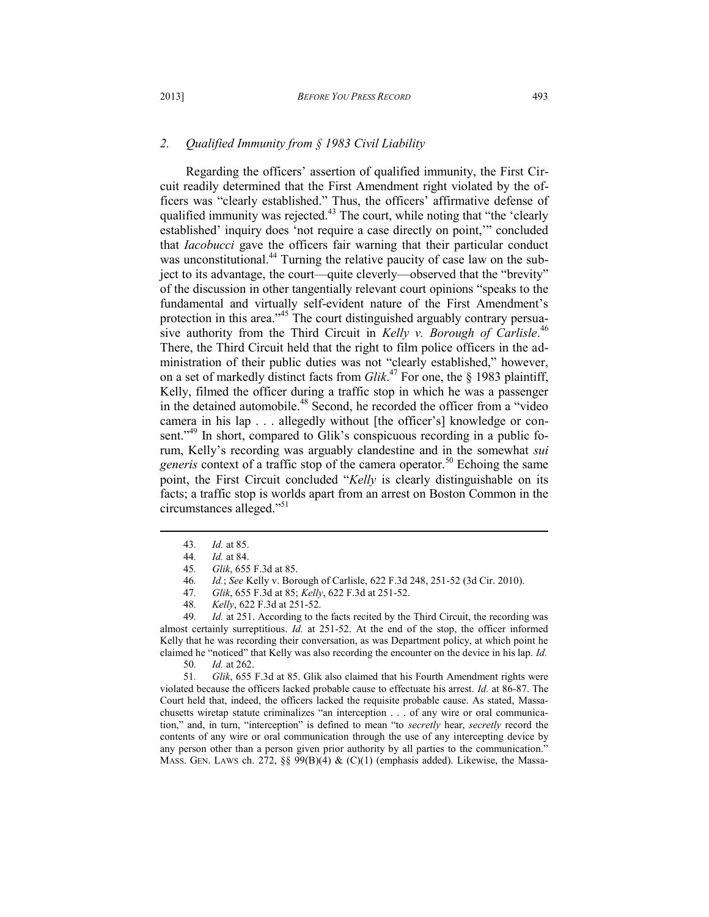### *2. Qualified Immunity from § 1983 Civil Liability*

Regarding the officers' assertion of qualified immunity, the First Circuit readily determined that the First Amendment right violated by the officers was "clearly established." Thus, the officers' affirmative defense of qualified immunity was rejected.[43] The court, while noting that "the 'clearly established' inquiry does 'not require a case directly on point,'" concluded that *Iacobucci* gave the officers fair warning that their particular conduct was unconstitutional.[44] Turning the relative paucity of case law on the subject to its advantage, the court—quite cleverly—observed that the "brevity" of the discussion in other tangentially relevant court opinions "speaks to the fundamental and virtually self-evident nature of the First Amendment's protection in this area."[45] The court distinguished arguably contrary persuasive authority from the Third Circuit in *Kelly v. Borough of Carlisle*.[46] There, the Third Circuit held that the right to film police officers in the administration of their public duties was not "clearly established," however, on a set of markedly distinct facts from *Glik*.[47] For one, the § 1983 plaintiff, Kelly, filmed the officer during a traffic stop in which he was a passenger in the detained automobile.[48] Second, he recorded the officer from a "video camera in his lap . . . allegedly without [the officer's] knowledge or consent."[49] In short, compared to Glik's conspicuous recording in a public forum, Kelly's recording was arguably clandestine and in the somewhat *sui generis* context of a traffic stop of the camera operator.[50] Echoing the same point, the First Circuit concluded "*Kelly* is clearly distinguishable on its facts; a traffic stop is worlds apart from an arrest on Boston Common in the circumstances alleged."[51]

---

43. *Id.* at 85.

44. *Id.* at 84.

45. *Glik*, 655 F.3d at 85.

46. *Id.*; *See* Kelly v. Borough of Carlisle, 622 F.3d 248, 251-52 (3d Cir. 2010).

47. *Glik*, 655 F.3d at 85; *Kelly*, 622 F.3d at 251-52.

48. *Kelly*, 622 F.3d at 251-52.

49. *Id.* at 251. According to the facts recited by the Third Circuit, the recording was almost certainly surreptitious. *Id.* at 251-52. At the end of the stop, the officer informed Kelly that he was recording their conversation, as was Department policy, at which point he claimed he "noticed" that Kelly was also recording the encounter on the device in his lap. *Id.*

50. *Id.* at 262.

51. *Glik*, 655 F.3d at 85. Glik also claimed that his Fourth Amendment rights were violated because the officers lacked probable cause to effectuate his arrest. *Id.* at 86-87. The Court held that, indeed, the officers lacked the requisite probable cause. As stated, Massachusetts wiretap statute criminalizes "an interception . . . of any wire or oral communication," and, in turn, "interception" is defined to mean "to *secretly* hear, *secretly* record the contents of any wire or oral communication through the use of any intercepting device by any person other than a person given prior authority by all parties to the communication." MASS. GEN. LAWS ch. 272, §§ 99(B)(4) & (C)(1) (emphasis added). Likewise, the Massa-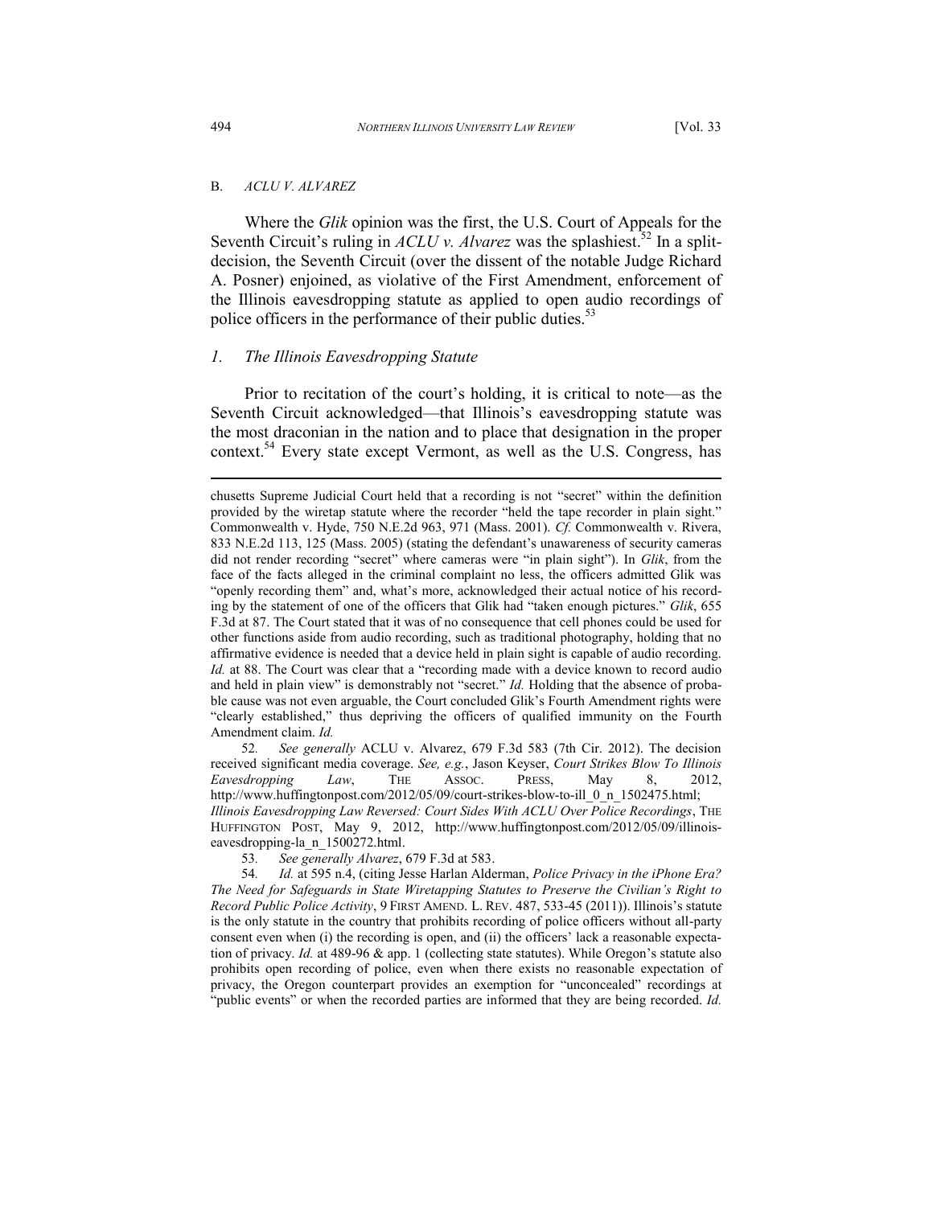### B. *ACLU v. Alvarez*

Where the *Glik* opinion was the first, the U.S. Court of Appeals for the Seventh Circuit's ruling in *ACLU v. Alvarez* was the splashiest.[52] In a split-decision, the Seventh Circuit (over the dissent of the notable Judge Richard A. Posner) enjoined, as violative of the First Amendment, enforcement of the Illinois eavesdropping statute as applied to open audio recordings of police officers in the performance of their public duties.[53]

#### 1. The Illinois Eavesdropping Statute

Prior to recitation of the court's holding, it is critical to note—as the Seventh Circuit acknowledged—that Illinois's eavesdropping statute was the most draconian in the nation and to place that designation in the proper context.[54] Every state except Vermont, as well as the U.S. Congress, has

---

chusetts Supreme Judicial Court held that a recording is not "secret" within the definition provided by the wiretap statute where the recorder "held the tape recorder in plain sight." Commonwealth v. Hyde, 750 N.E.2d 963, 971 (Mass. 2001). *Cf.* Commonwealth v. Rivera, 833 N.E.2d 113, 125 (Mass. 2005) (stating the defendant's unawareness of security cameras did not render recording "secret" where cameras were "in plain sight"). In *Glik*, from the face of the facts alleged in the criminal complaint no less, the officers admitted Glik was "openly recording them" and, what's more, acknowledged their actual notice of his recording by the statement of one of the officers that Glik had "taken enough pictures." *Glik*, 655 F.3d at 87. The Court stated that it was of no consequence that cell phones could be used for other functions aside from audio recording, such as traditional photography, holding that no affirmative evidence is needed that a device held in plain sight is capable of audio recording. *Id.* at 88. The Court was clear that a "recording made with a device known to record audio and held in plain view" is demonstrably not "secret." *Id.* Holding that the absence of probable cause was not even arguable, the Court concluded Glik's Fourth Amendment rights were "clearly established," thus depriving the officers of qualified immunity on the Fourth Amendment claim. *Id.*

52. *See generally* ACLU v. Alvarez, 679 F.3d 583 (7th Cir. 2012). The decision received significant media coverage. *See, e.g.*, Jason Keyser, *Court Strikes Blow To Illinois Eavesdropping Law*, THE ASSOC. PRESS, May 8, 2012, http://www.huffingtonpost.com/2012/05/09/court-strikes-blow-to-ill_0_n_1502475.html; *Illinois Eavesdropping Law Reversed: Court Sides With ACLU Over Police Recordings*, THE HUFFINGTON POST, May 9, 2012, http://www.huffingtonpost.com/2012/05/09/illinois-eavesdropping-la_n_1500272.html.

53. *See generally Alvarez*, 679 F.3d at 583.

54. *Id.* at 595 n.4, (citing Jesse Harlan Alderman, *Police Privacy in the iPhone Era? The Need for Safeguards in State Wiretapping Statutes to Preserve the Civilian's Right to Record Public Police Activity*, 9 FIRST AMEND. L. REV. 487, 533-45 (2011)). Illinois's statute is the only statute in the country that prohibits recording of police officers without all-party consent even when (i) the recording is open, and (ii) the officers' lack a reasonable expectation of privacy. *Id.* at 489-96 & app. 1 (collecting state statutes). While Oregon's statute also prohibits open recording of police, even when there exists no reasonable expectation of privacy, the Oregon counterpart provides an exemption for "unconcealed" recordings at "public events" or when the recorded parties are informed that they are being recorded. *Id.*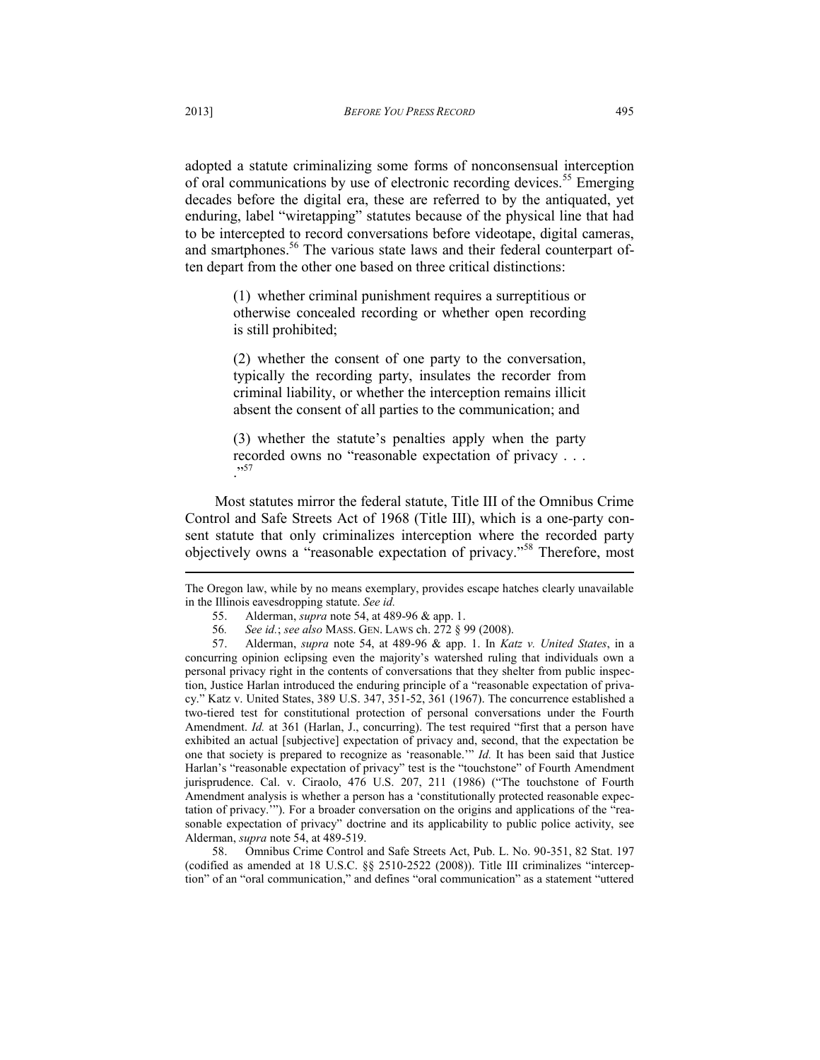adopted a statute criminalizing some forms of nonconsensual interception of oral communications by use of electronic recording devices.[55] Emerging decades before the digital era, these are referred to by the antiquated, yet enduring, label "wiretapping" statutes because of the physical line that had to be intercepted to record conversations before videotape, digital cameras, and smartphones.[56] The various state laws and their federal counterpart often depart from the other one based on three critical distinctions:

> (1) whether criminal punishment requires a surreptitious or otherwise concealed recording or whether open recording is still prohibited;
>
> (2) whether the consent of one party to the conversation, typically the recording party, insulates the recorder from criminal liability, or whether the interception remains illicit absent the consent of all parties to the communication; and
>
> (3) whether the statute's penalties apply when the party recorded owns no "reasonable expectation of privacy . . . ."[57]

Most statutes mirror the federal statute, Title III of the Omnibus Crime Control and Safe Streets Act of 1968 (Title III), which is a one-party consent statute that only criminalizes interception where the recorded party objectively owns a "reasonable expectation of privacy."[58] Therefore, most

---

The Oregon law, while by no means exemplary, provides escape hatches clearly unavailable in the Illinois eavesdropping statute. *See id.*

55. Alderman, *supra* note 54, at 489-96 & app. 1.

56. *See id.*; *see also* MASS. GEN. LAWS ch. 272 § 99 (2008).

57. Alderman, *supra* note 54, at 489-96 & app. 1. In *Katz v. United States*, in a concurring opinion eclipsing even the majority's watershed ruling that individuals own a personal privacy right in the contents of conversations that they shelter from public inspection, Justice Harlan introduced the enduring principle of a "reasonable expectation of privacy." Katz v. United States, 389 U.S. 347, 351-52, 361 (1967). The concurrence established a two-tiered test for constitutional protection of personal conversations under the Fourth Amendment. *Id.* at 361 (Harlan, J., concurring). The test required "first that a person have exhibited an actual [subjective] expectation of privacy and, second, that the expectation be one that society is prepared to recognize as 'reasonable.'" *Id.* It has been said that Justice Harlan's "reasonable expectation of privacy" test is the "touchstone" of Fourth Amendment jurisprudence. Cal. v. Ciraolo, 476 U.S. 207, 211 (1986) ("The touchstone of Fourth Amendment analysis is whether a person has a 'constitutionally protected reasonable expectation of privacy.'"). For a broader conversation on the origins and applications of the "reasonable expectation of privacy" doctrine and its applicability to public police activity, see Alderman, *supra* note 54, at 489-519.

58. Omnibus Crime Control and Safe Streets Act, Pub. L. No. 90-351, 82 Stat. 197 (codified as amended at 18 U.S.C. §§ 2510-2522 (2008)). Title III criminalizes "interception" of an "oral communication," and defines "oral communication" as a statement "uttered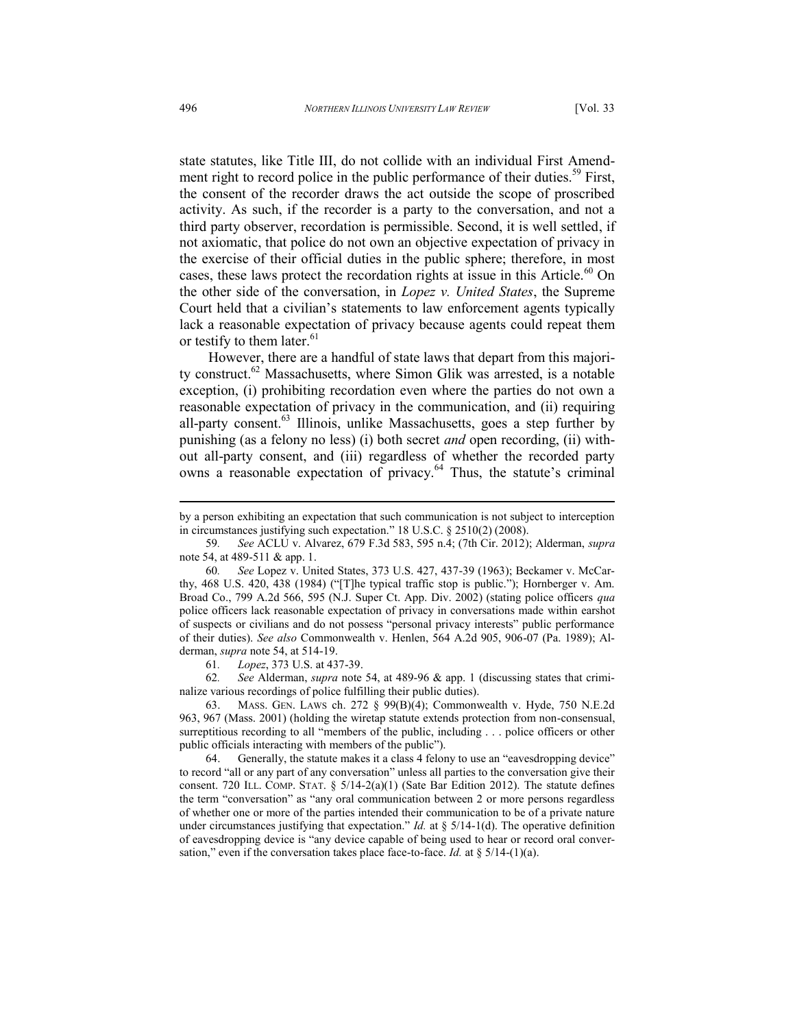state statutes, like Title III, do not collide with an individual First Amendment right to record police in the public performance of their duties.[59] First, the consent of the recorder draws the act outside the scope of proscribed activity. As such, if the recorder is a party to the conversation, and not a third party observer, recordation is permissible. Second, it is well settled, if not axiomatic, that police do not own an objective expectation of privacy in the exercise of their official duties in the public sphere; therefore, in most cases, these laws protect the recordation rights at issue in this Article.[60] On the other side of the conversation, in *Lopez v. United States*, the Supreme Court held that a civilian's statements to law enforcement agents typically lack a reasonable expectation of privacy because agents could repeat them or testify to them later.[61]

However, there are a handful of state laws that depart from this majority construct.[62] Massachusetts, where Simon Glik was arrested, is a notable exception, (i) prohibiting recordation even where the parties do not own a reasonable expectation of privacy in the communication, and (ii) requiring all-party consent.[63] Illinois, unlike Massachusetts, goes a step further by punishing (as a felony no less) (i) both secret *and* open recording, (ii) without all-party consent, and (iii) regardless of whether the recorded party owns a reasonable expectation of privacy.[64] Thus, the statute's criminal

---

by a person exhibiting an expectation that such communication is not subject to interception in circumstances justifying such expectation." 18 U.S.C. § 2510(2) (2008).

59. *See* ACLU v. Alvarez, 679 F.3d 583, 595 n.4; (7th Cir. 2012); Alderman, *supra* note 54, at 489-511 & app. 1.

60. *See* Lopez v. United States, 373 U.S. 427, 437-39 (1963); Beckamer v. McCarthy, 468 U.S. 420, 438 (1984) ("[T]he typical traffic stop is public."); Hornberger v. Am. Broad Co., 799 A.2d 566, 595 (N.J. Super Ct. App. Div. 2002) (stating police officers *qua* police officers lack reasonable expectation of privacy in conversations made within earshot of suspects or civilians and do not possess "personal privacy interests" public performance of their duties). *See also* Commonwealth v. Henlen, 564 A.2d 905, 906-07 (Pa. 1989); Alderman, *supra* note 54, at 514-19.

61. *Lopez*, 373 U.S. at 437-39.

62. *See* Alderman, *supra* note 54, at 489-96 & app. 1 (discussing states that criminalize various recordings of police fulfilling their public duties).

63. MASS. GEN. LAWS ch. 272 § 99(B)(4); Commonwealth v. Hyde, 750 N.E.2d 963, 967 (Mass. 2001) (holding the wiretap statute extends protection from non-consensual, surreptitious recording to all "members of the public, including . . . police officers or other public officials interacting with members of the public").

64. Generally, the statute makes it a class 4 felony to use an "eavesdropping device" to record "all or any part of any conversation" unless all parties to the conversation give their consent. 720 ILL. COMP. STAT. § 5/14-2(a)(1) (Sate Bar Edition 2012). The statute defines the term "conversation" as "any oral communication between 2 or more persons regardless of whether one or more of the parties intended their communication to be of a private nature under circumstances justifying that expectation." *Id.* at § 5/14-1(d). The operative definition of eavesdropping device is "any device capable of being used to hear or record oral conversation," even if the conversation takes place face-to-face. *Id.* at § 5/14-(1)(a).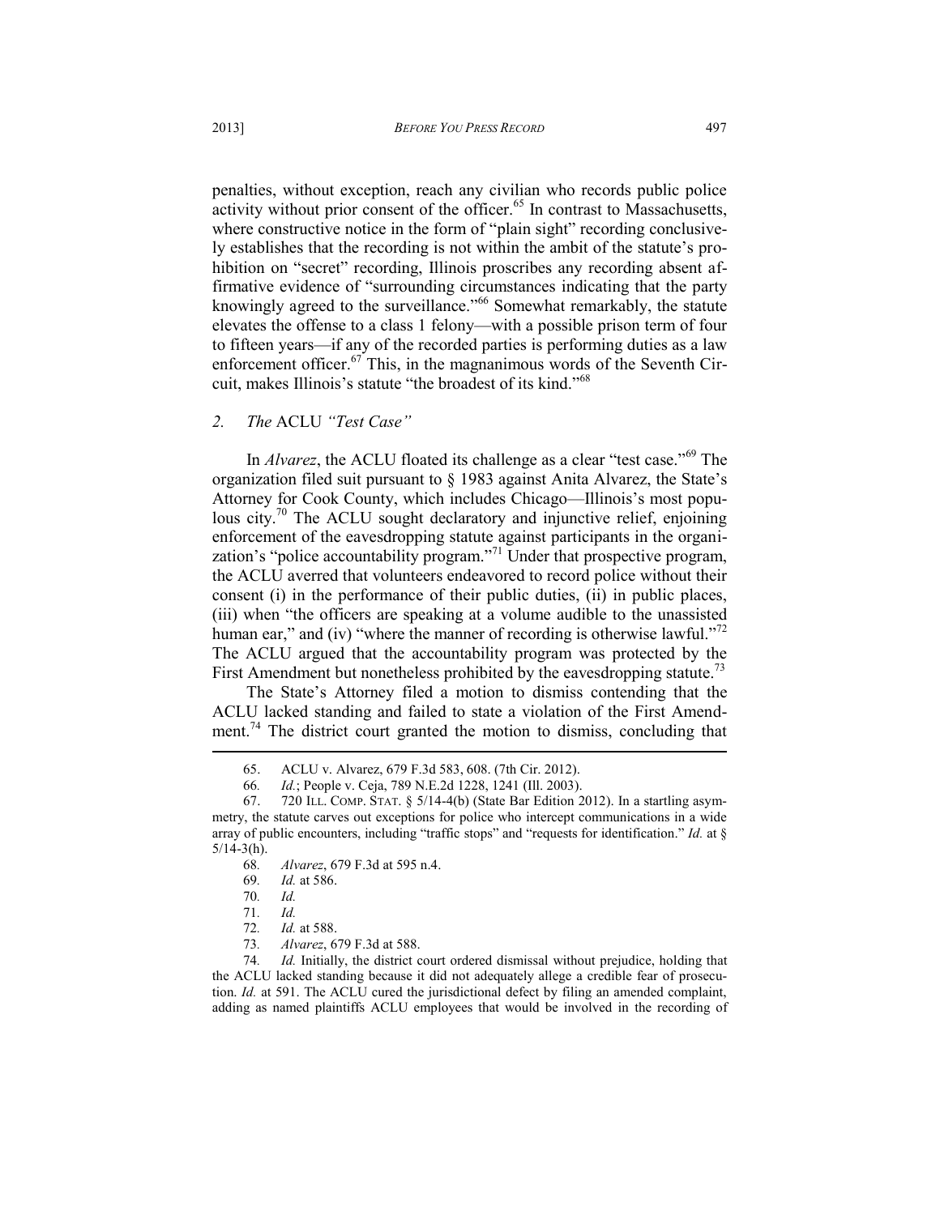penalties, without exception, reach any civilian who records public police activity without prior consent of the officer.[65] In contrast to Massachusetts, where constructive notice in the form of "plain sight" recording conclusively establishes that the recording is not within the ambit of the statute's prohibition on "secret" recording, Illinois proscribes any recording absent affirmative evidence of "surrounding circumstances indicating that the party knowingly agreed to the surveillance."[66] Somewhat remarkably, the statute elevates the offense to a class 1 felony—with a possible prison term of four to fifteen years—if any of the recorded parties is performing duties as a law enforcement officer.[67] This, in the magnanimous words of the Seventh Circuit, makes Illinois's statute "the broadest of its kind."[68]

### 2. *The* ACLU *"Test Case"*

In *Alvarez*, the ACLU floated its challenge as a clear "test case."[69] The organization filed suit pursuant to § 1983 against Anita Alvarez, the State's Attorney for Cook County, which includes Chicago—Illinois's most populous city.[70] The ACLU sought declaratory and injunctive relief, enjoining enforcement of the eavesdropping statute against participants in the organization's "police accountability program."[71] Under that prospective program, the ACLU averred that volunteers endeavored to record police without their consent (i) in the performance of their public duties, (ii) in public places, (iii) when "the officers are speaking at a volume audible to the unassisted human ear," and (iv) "where the manner of recording is otherwise lawful."[72] The ACLU argued that the accountability program was protected by the First Amendment but nonetheless prohibited by the eavesdropping statute.[73]

The State's Attorney filed a motion to dismiss contending that the ACLU lacked standing and failed to state a violation of the First Amendment.[74] The district court granted the motion to dismiss, concluding that

---

65. ACLU v. Alvarez, 679 F.3d 583, 608. (7th Cir. 2012).

66. *Id.*; People v. Ceja, 789 N.E.2d 1228, 1241 (Ill. 2003).

67. 720 ILL. COMP. STAT. § 5/14-4(b) (State Bar Edition 2012). In a startling asymmetry, the statute carves out exceptions for police who intercept communications in a wide array of public encounters, including "traffic stops" and "requests for identification." *Id.* at § 5/14-3(h).

68. *Alvarez*, 679 F.3d at 595 n.4.

69. *Id.* at 586.

70. *Id.*

71. *Id.*

72. *Id.* at 588.

73. *Alvarez*, 679 F.3d at 588.

74. *Id.* Initially, the district court ordered dismissal without prejudice, holding that the ACLU lacked standing because it did not adequately allege a credible fear of prosecution. *Id.* at 591. The ACLU cured the jurisdictional defect by filing an amended complaint, adding as named plaintiffs ACLU employees that would be involved in the recording of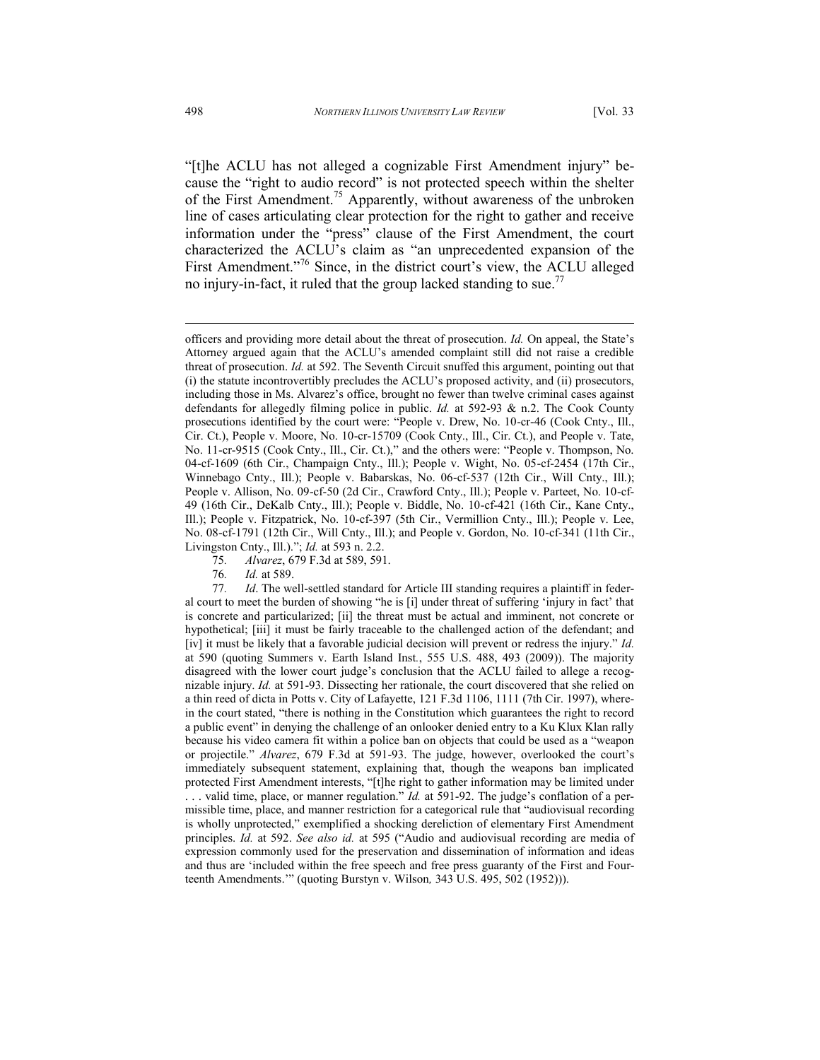"[t]he ACLU has not alleged a cognizable First Amendment injury" because the "right to audio record" is not protected speech within the shelter of the First Amendment.[75] Apparently, without awareness of the unbroken line of cases articulating clear protection for the right to gather and receive information under the "press" clause of the First Amendment, the court characterized the ACLU's claim as "an unprecedented expansion of the First Amendment."[76] Since, in the district court's view, the ACLU alleged no injury-in-fact, it ruled that the group lacked standing to sue.[77]

---

officers and providing more detail about the threat of prosecution. *Id.* On appeal, the State's Attorney argued again that the ACLU's amended complaint still did not raise a credible threat of prosecution. *Id.* at 592. The Seventh Circuit snuffed this argument, pointing out that (i) the statute incontrovertibly precludes the ACLU's proposed activity, and (ii) prosecutors, including those in Ms. Alvarez's office, brought no fewer than twelve criminal cases against defendants for allegedly filming police in public. *Id.* at 592-93 & n.2. The Cook County prosecutions identified by the court were: "People v. Drew, No. 10-cr-46 (Cook Cnty., Ill., Cir. Ct.), People v. Moore, No. 10-cr-15709 (Cook Cnty., Ill., Cir. Ct.), and People v. Tate, No. 11-cr-9515 (Cook Cnty., Ill., Cir. Ct.)," and the others were: "People v. Thompson, No. 04-cf-1609 (6th Cir., Champaign Cnty., Ill.); People v. Wight, No. 05-cf-2454 (17th Cir., Winnebago Cnty., Ill.); People v. Babarskas, No. 06-cf-537 (12th Cir., Will Cnty., Ill.); People v. Allison, No. 09-cf-50 (2d Cir., Crawford Cnty., Ill.); People v. Parteet, No. 10-cf-49 (16th Cir., DeKalb Cnty., Ill.); People v. Biddle, No. 10-cf-421 (16th Cir., Kane Cnty., Ill.); People v. Fitzpatrick, No. 10-cf-397 (5th Cir., Vermillion Cnty., Ill.); People v. Lee, No. 08-cf-1791 (12th Cir., Will Cnty., Ill.); and People v. Gordon, No. 10-cf-341 (11th Cir., Livingston Cnty., Ill.)."; *Id.* at 593 n. 2.2.

75. *Alvarez*, 679 F.3d at 589, 591.

76. *Id.* at 589.

77. *Id*. The well-settled standard for Article III standing requires a plaintiff in federal court to meet the burden of showing "he is [i] under threat of suffering 'injury in fact' that is concrete and particularized; [ii] the threat must be actual and imminent, not concrete or hypothetical; [iii] it must be fairly traceable to the challenged action of the defendant; and [iv] it must be likely that a favorable judicial decision will prevent or redress the injury." *Id.* at 590 (quoting Summers v. Earth Island Inst., 555 U.S. 488, 493 (2009)). The majority disagreed with the lower court judge's conclusion that the ACLU failed to allege a recognizable injury. *Id.* at 591-93. Dissecting her rationale, the court discovered that she relied on a thin reed of dicta in Potts v. City of Lafayette, 121 F.3d 1106, 1111 (7th Cir. 1997), wherein the court stated, "there is nothing in the Constitution which guarantees the right to record a public event" in denying the challenge of an onlooker denied entry to a Ku Klux Klan rally because his video camera fit within a police ban on objects that could be used as a "weapon or projectile." *Alvarez*, 679 F.3d at 591-93. The judge, however, overlooked the court's immediately subsequent statement, explaining that, though the weapons ban implicated protected First Amendment interests, "[t]he right to gather information may be limited under . . . valid time, place, or manner regulation." *Id.* at 591-92. The judge's conflation of a permissible time, place, and manner restriction for a categorical rule that "audiovisual recording is wholly unprotected," exemplified a shocking dereliction of elementary First Amendment principles. *Id.* at 592. *See also id.* at 595 ("Audio and audiovisual recording are media of expression commonly used for the preservation and dissemination of information and ideas and thus are 'included within the free speech and free press guaranty of the First and Fourteenth Amendments.'" (quoting Burstyn v. Wilson*,* 343 U.S. 495, 502 (1952))).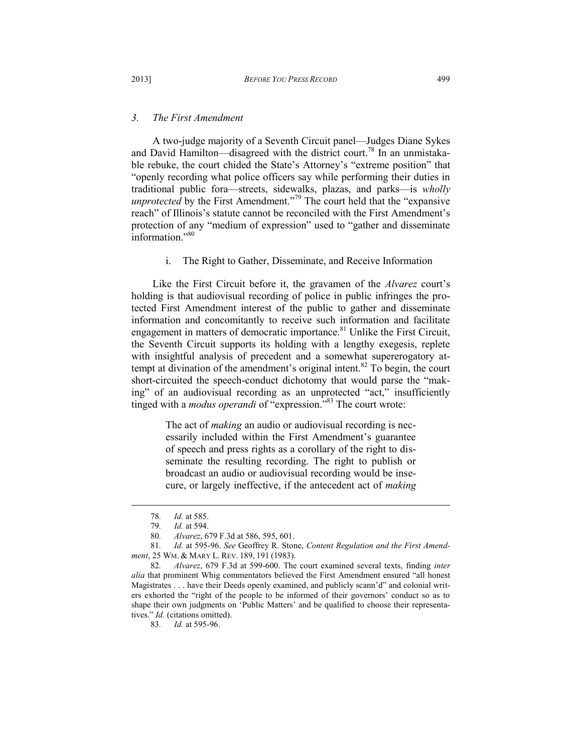### *3. The First Amendment*

A two-judge majority of a Seventh Circuit panel—Judges Diane Sykes and David Hamilton—disagreed with the district court.[78] In an unmistakable rebuke, the court chided the State's Attorney's "extreme position" that "openly recording what police officers say while performing their duties in traditional public fora—streets, sidewalks, plazas, and parks—is *wholly unprotected* by the First Amendment."[79] The court held that the "expansive reach" of Illinois's statute cannot be reconciled with the First Amendment's protection of any "medium of expression" used to "gather and disseminate information."[80]

#### i. The Right to Gather, Disseminate, and Receive Information

Like the First Circuit before it, the gravamen of the *Alvarez* court's holding is that audiovisual recording of police in public infringes the protected First Amendment interest of the public to gather and disseminate information and concomitantly to receive such information and facilitate engagement in matters of democratic importance.[81] Unlike the First Circuit, the Seventh Circuit supports its holding with a lengthy exegesis, replete with insightful analysis of precedent and a somewhat supererogatory attempt at divination of the amendment's original intent.[82] To begin, the court short-circuited the speech-conduct dichotomy that would parse the "making" of an audiovisual recording as an unprotected "act," insufficiently tinged with a *modus operandi* of "expression."[83] The court wrote:

> The act of *making* an audio or audiovisual recording is necessarily included within the First Amendment's guarantee of speech and press rights as a corollary of the right to disseminate the resulting recording. The right to publish or broadcast an audio or audiovisual recording would be insecure, or largely ineffective, if the antecedent act of *making*

---

78. *Id.* at 585.

79. *Id.* at 594.

80. *Alvarez*, 679 F.3d at 586, 595, 601.

81. *Id.* at 595-96. *See* Geoffrey R. Stone, *Content Regulation and the First Amendment*, 25 WM. & MARY L. REV. 189, 191 (1983).

82. *Alvarez*, 679 F.3d at 599-600. The court examined several texts, finding *inter alia* that prominent Whig commentators believed the First Amendment ensured "all honest Magistrates . . . have their Deeds openly examined, and publicly scann'd" and colonial writers exhorted the "right of the people to be informed of their governors' conduct so as to shape their own judgments on 'Public Matters' and be qualified to choose their representatives." *Id.* (citations omitted).

83. *Id.* at 595-96.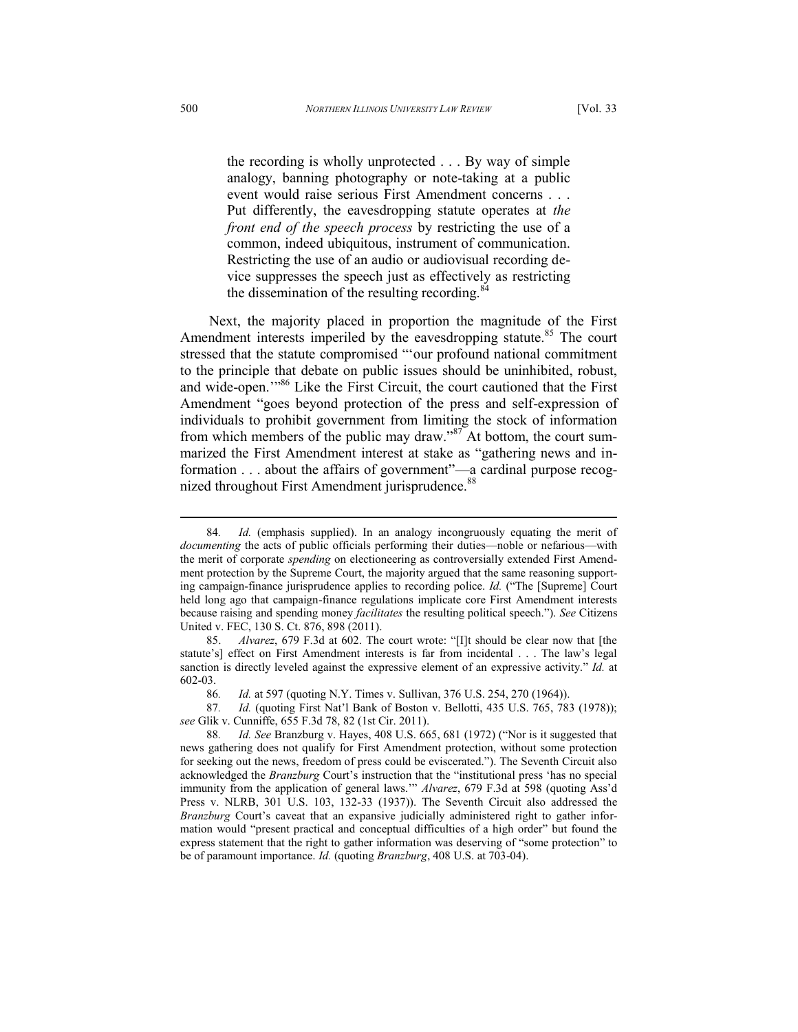> the recording is wholly unprotected . . . By way of simple analogy, banning photography or note-taking at a public event would raise serious First Amendment concerns . . . Put differently, the eavesdropping statute operates at *the front end of the speech process* by restricting the use of a common, indeed ubiquitous, instrument of communication. Restricting the use of an audio or audiovisual recording device suppresses the speech just as effectively as restricting the dissemination of the resulting recording.[84]

Next, the majority placed in proportion the magnitude of the First Amendment interests imperiled by the eavesdropping statute.[85] The court stressed that the statute compromised "'our profound national commitment to the principle that debate on public issues should be uninhibited, robust, and wide-open.'"[86] Like the First Circuit, the court cautioned that the First Amendment "goes beyond protection of the press and self-expression of individuals to prohibit government from limiting the stock of information from which members of the public may draw."[87] At bottom, the court summarized the First Amendment interest at stake as "gathering news and information . . . about the affairs of government"—a cardinal purpose recognized throughout First Amendment jurisprudence.[88]

---

84. *Id.* (emphasis supplied). In an analogy incongruously equating the merit of *documenting* the acts of public officials performing their duties—noble or nefarious—with the merit of corporate *spending* on electioneering as controversially extended First Amendment protection by the Supreme Court, the majority argued that the same reasoning supporting campaign-finance jurisprudence applies to recording police. *Id.* ("The [Supreme] Court held long ago that campaign-finance regulations implicate core First Amendment interests because raising and spending money *facilitates* the resulting political speech."). *See* Citizens United v. FEC, 130 S. Ct. 876, 898 (2011).

85. *Alvarez*, 679 F.3d at 602. The court wrote: "[I]t should be clear now that [the statute's] effect on First Amendment interests is far from incidental . . . The law's legal sanction is directly leveled against the expressive element of an expressive activity." *Id.* at 602-03.

86. *Id.* at 597 (quoting N.Y. Times v. Sullivan, 376 U.S. 254, 270 (1964)).

87. *Id.* (quoting First Nat'l Bank of Boston v. Bellotti, 435 U.S. 765, 783 (1978)); *see* Glik v. Cunniffe, 655 F.3d 78, 82 (1st Cir. 2011).

88. *Id. See* Branzburg v. Hayes, 408 U.S. 665, 681 (1972) ("Nor is it suggested that news gathering does not qualify for First Amendment protection, without some protection for seeking out the news, freedom of press could be eviscerated."). The Seventh Circuit also acknowledged the *Branzburg* Court's instruction that the "institutional press 'has no special immunity from the application of general laws.'" *Alvarez*, 679 F.3d at 598 (quoting Ass'd Press v. NLRB, 301 U.S. 103, 132-33 (1937)). The Seventh Circuit also addressed the *Branzburg* Court's caveat that an expansive judicially administered right to gather information would "present practical and conceptual difficulties of a high order" but found the express statement that the right to gather information was deserving of "some protection" to be of paramount importance. *Id.* (quoting *Branzburg*, 408 U.S. at 703-04).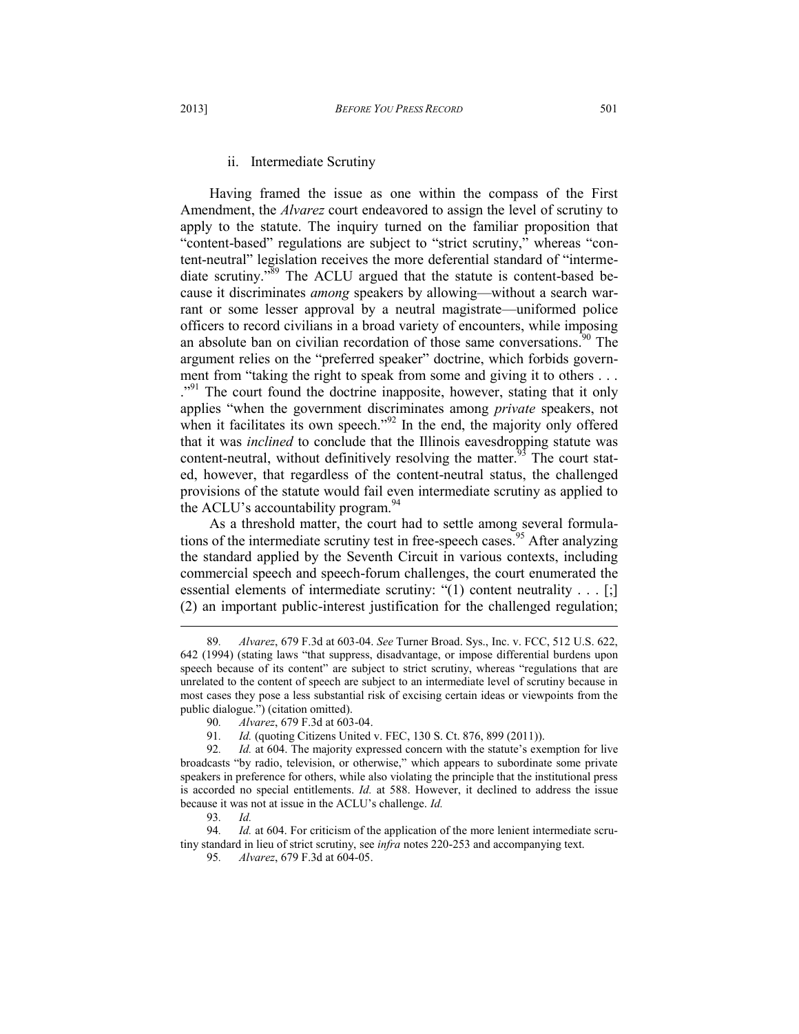### ii. Intermediate Scrutiny

Having framed the issue as one within the compass of the First Amendment, the *Alvarez* court endeavored to assign the level of scrutiny to apply to the statute. The inquiry turned on the familiar proposition that "content-based" regulations are subject to "strict scrutiny," whereas "content-neutral" legislation receives the more deferential standard of "intermediate scrutiny."[89] The ACLU argued that the statute is content-based because it discriminates *among* speakers by allowing—without a search warrant or some lesser approval by a neutral magistrate—uniformed police officers to record civilians in a broad variety of encounters, while imposing an absolute ban on civilian recordation of those same conversations.[90] The argument relies on the "preferred speaker" doctrine, which forbids government from "taking the right to speak from some and giving it to others . . . ."[91] The court found the doctrine inapposite, however, stating that it only applies "when the government discriminates among *private* speakers, not when it facilitates its own speech."[92] In the end, the majority only offered that it was *inclined* to conclude that the Illinois eavesdropping statute was content-neutral, without definitively resolving the matter.[93] The court stated, however, that regardless of the content-neutral status, the challenged provisions of the statute would fail even intermediate scrutiny as applied to the ACLU's accountability program.[94]

As a threshold matter, the court had to settle among several formulations of the intermediate scrutiny test in free-speech cases.[95] After analyzing the standard applied by the Seventh Circuit in various contexts, including commercial speech and speech-forum challenges, the court enumerated the essential elements of intermediate scrutiny: "(1) content neutrality . . . [;] (2) an important public-interest justification for the challenged regulation;

---

89. *Alvarez*, 679 F.3d at 603-04. *See* Turner Broad. Sys., Inc. v. FCC, 512 U.S. 622, 642 (1994) (stating laws "that suppress, disadvantage, or impose differential burdens upon speech because of its content" are subject to strict scrutiny, whereas "regulations that are unrelated to the content of speech are subject to an intermediate level of scrutiny because in most cases they pose a less substantial risk of excising certain ideas or viewpoints from the public dialogue.") (citation omitted).

90. *Alvarez*, 679 F.3d at 603-04.

91. *Id.* (quoting Citizens United v. FEC, 130 S. Ct. 876, 899 (2011)).

92. *Id.* at 604. The majority expressed concern with the statute's exemption for live broadcasts "by radio, television, or otherwise," which appears to subordinate some private speakers in preference for others, while also violating the principle that the institutional press is accorded no special entitlements. *Id.* at 588. However, it declined to address the issue because it was not at issue in the ACLU's challenge. *Id.*

93. *Id.*

94. *Id.* at 604. For criticism of the application of the more lenient intermediate scrutiny standard in lieu of strict scrutiny, see *infra* notes 220-253 and accompanying text.

95. *Alvarez*, 679 F.3d at 604-05.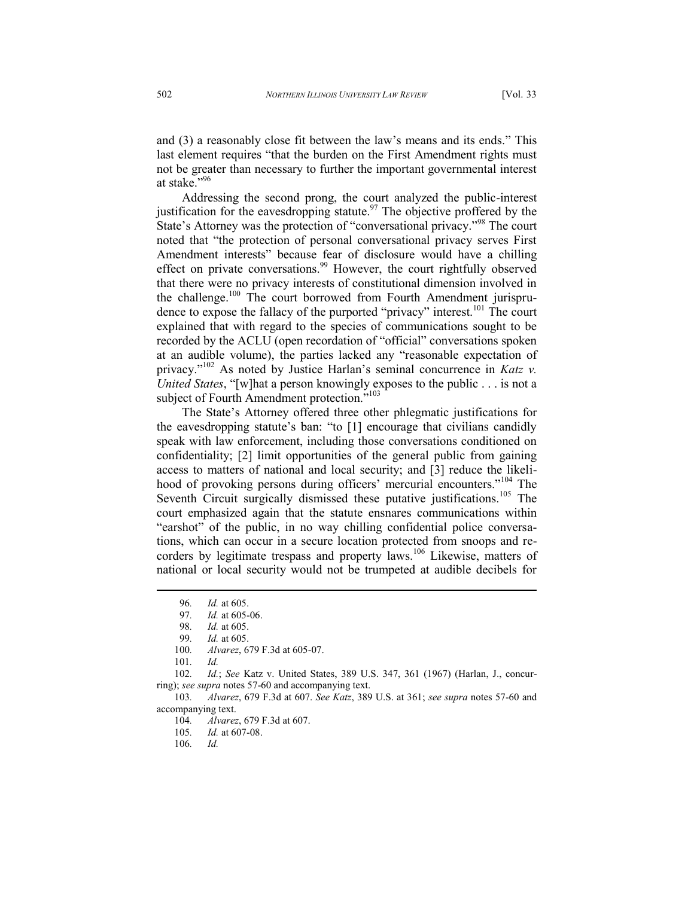and (3) a reasonably close fit between the law's means and its ends." This last element requires "that the burden on the First Amendment rights must not be greater than necessary to further the important governmental interest at stake."[96]

Addressing the second prong, the court analyzed the public-interest justification for the eavesdropping statute.[97] The objective proffered by the State's Attorney was the protection of "conversational privacy."[98] The court noted that "the protection of personal conversational privacy serves First Amendment interests" because fear of disclosure would have a chilling effect on private conversations.[99] However, the court rightfully observed that there were no privacy interests of constitutional dimension involved in the challenge.[100] The court borrowed from Fourth Amendment jurisprudence to expose the fallacy of the purported "privacy" interest.[101] The court explained that with regard to the species of communications sought to be recorded by the ACLU (open recordation of "official" conversations spoken at an audible volume), the parties lacked any "reasonable expectation of privacy."[102] As noted by Justice Harlan's seminal concurrence in *Katz v. United States*, "[w]hat a person knowingly exposes to the public . . . is not a subject of Fourth Amendment protection."[103]

The State's Attorney offered three other phlegmatic justifications for the eavesdropping statute's ban: "to [1] encourage that civilians candidly speak with law enforcement, including those conversations conditioned on confidentiality; [2] limit opportunities of the general public from gaining access to matters of national and local security; and [3] reduce the likelihood of provoking persons during officers' mercurial encounters."[104] The Seventh Circuit surgically dismissed these putative justifications.[105] The court emphasized again that the statute ensnares communications within "earshot" of the public, in no way chilling confidential police conversations, which can occur in a secure location protected from snoops and recorders by legitimate trespass and property laws.[106] Likewise, matters of national or local security would not be trumpeted at audible decibels for

---

96. *Id.* at 605.

97. *Id.* at 605-06.

98. *Id.* at 605.

99. *Id.* at 605.

100. *Alvarez*, 679 F.3d at 605-07.

101. *Id.*

102. *Id.*; *See* Katz v. United States, 389 U.S. 347, 361 (1967) (Harlan, J., concurring); *see supra* notes 57-60 and accompanying text.

103. *Alvarez*, 679 F.3d at 607. *See Katz*, 389 U.S. at 361; *see supra* notes 57-60 and accompanying text.

104. *Alvarez*, 679 F.3d at 607.

105. *Id.* at 607-08.

106. *Id.*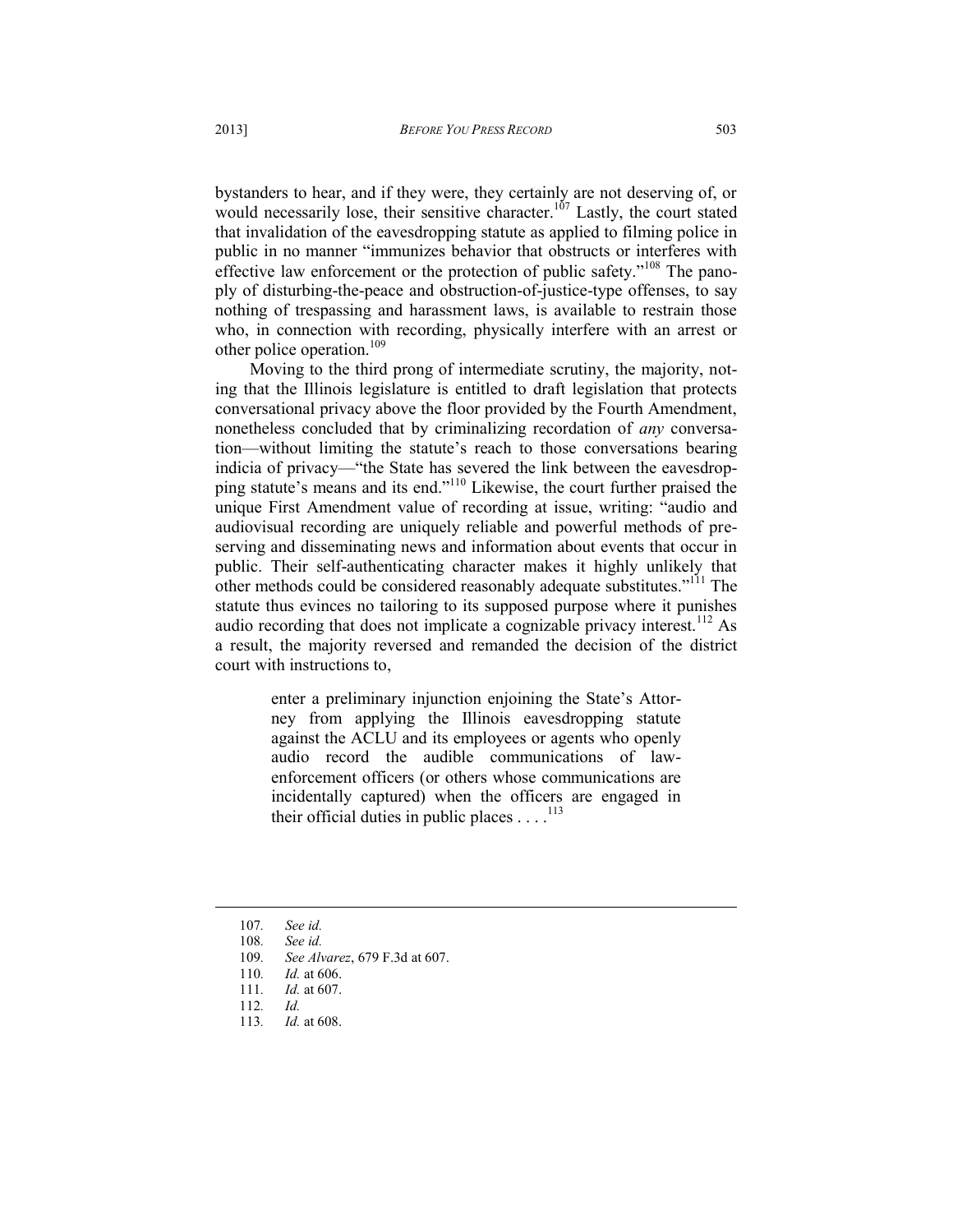bystanders to hear, and if they were, they certainly are not deserving of, or would necessarily lose, their sensitive character.[107] Lastly, the court stated that invalidation of the eavesdropping statute as applied to filming police in public in no manner "immunizes behavior that obstructs or interferes with effective law enforcement or the protection of public safety."[108] The panoply of disturbing-the-peace and obstruction-of-justice-type offenses, to say nothing of trespassing and harassment laws, is available to restrain those who, in connection with recording, physically interfere with an arrest or other police operation.[109]

Moving to the third prong of intermediate scrutiny, the majority, noting that the Illinois legislature is entitled to draft legislation that protects conversational privacy above the floor provided by the Fourth Amendment, nonetheless concluded that by criminalizing recordation of *any* conversation—without limiting the statute's reach to those conversations bearing indicia of privacy—"the State has severed the link between the eavesdropping statute's means and its end."[110] Likewise, the court further praised the unique First Amendment value of recording at issue, writing: "audio and audiovisual recording are uniquely reliable and powerful methods of preserving and disseminating news and information about events that occur in public. Their self-authenticating character makes it highly unlikely that other methods could be considered reasonably adequate substitutes."[111] The statute thus evinces no tailoring to its supposed purpose where it punishes audio recording that does not implicate a cognizable privacy interest.[112] As a result, the majority reversed and remanded the decision of the district court with instructions to,

> enter a preliminary injunction enjoining the State's Attorney from applying the Illinois eavesdropping statute against the ACLU and its employees or agents who openly audio record the audible communications of law-enforcement officers (or others whose communications are incidentally captured) when the officers are engaged in their official duties in public places . . . .[113]

---

107. *See id.*
108. *See id.*
109. *See Alvarez*, 679 F.3d at 607.
110. *Id.* at 606.
111. *Id.* at 607.
112. *Id.*
113. *Id.* at 608.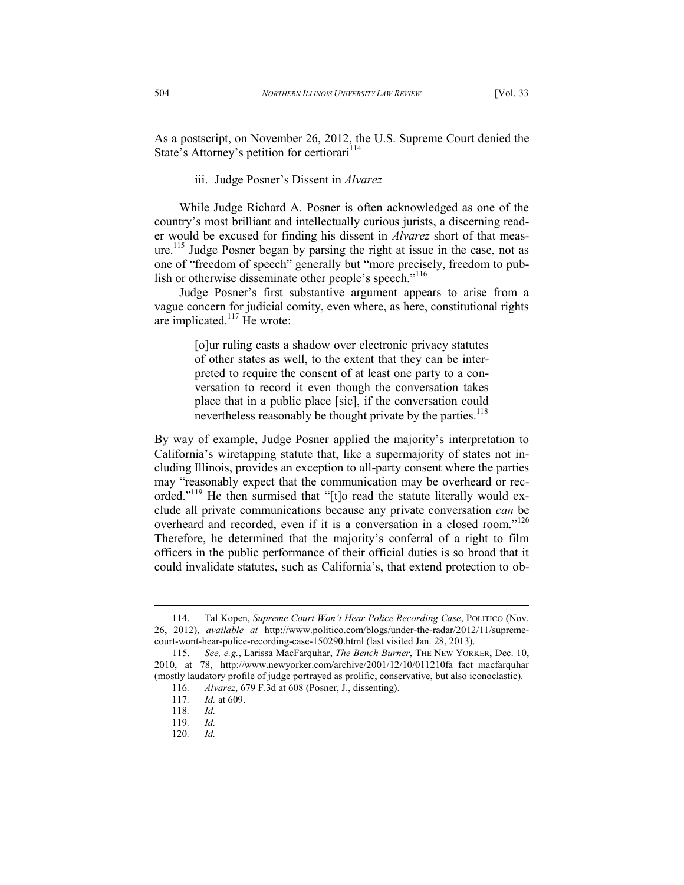As a postscript, on November 26, 2012, the U.S. Supreme Court denied the State's Attorney's petition for certiorari[114]

iii. Judge Posner's Dissent in *Alvarez*

While Judge Richard A. Posner is often acknowledged as one of the country's most brilliant and intellectually curious jurists, a discerning reader would be excused for finding his dissent in *Alvarez* short of that measure.[115] Judge Posner began by parsing the right at issue in the case, not as one of "freedom of speech" generally but "more precisely, freedom to publish or otherwise disseminate other people's speech."[116]

Judge Posner's first substantive argument appears to arise from a vague concern for judicial comity, even where, as here, constitutional rights are implicated.[117] He wrote:

> [o]ur ruling casts a shadow over electronic privacy statutes of other states as well, to the extent that they can be interpreted to require the consent of at least one party to a conversation to record it even though the conversation takes place that in a public place [sic], if the conversation could nevertheless reasonably be thought private by the parties.[118]

By way of example, Judge Posner applied the majority's interpretation to California's wiretapping statute that, like a supermajority of states not including Illinois, provides an exception to all-party consent where the parties may "reasonably expect that the communication may be overheard or recorded."[119] He then surmised that "[t]o read the statute literally would exclude all private communications because any private conversation *can* be overheard and recorded, even if it is a conversation in a closed room."[120] Therefore, he determined that the majority's conferral of a right to film officers in the public performance of their official duties is so broad that it could invalidate statutes, such as California's, that extend protection to ob-

---

114. Tal Kopen, *Supreme Court Won't Hear Police Recording Case*, POLITICO (Nov. 26, 2012), *available at* http://www.politico.com/blogs/under-the-radar/2012/11/supreme-court-wont-hear-police-recording-case-150290.html (last visited Jan. 28, 2013).

115. *See, e.g.*, Larissa MacFarquhar, *The Bench Burner*, THE NEW YORKER, Dec. 10, 2010, at 78, http://www.newyorker.com/archive/2001/12/10/011210fa_fact_macfarquhar (mostly laudatory profile of judge portrayed as prolific, conservative, but also iconoclastic).

116. *Alvarez*, 679 F.3d at 608 (Posner, J., dissenting).

117. *Id.* at 609.

118. *Id.*

119. *Id.*

120. *Id.*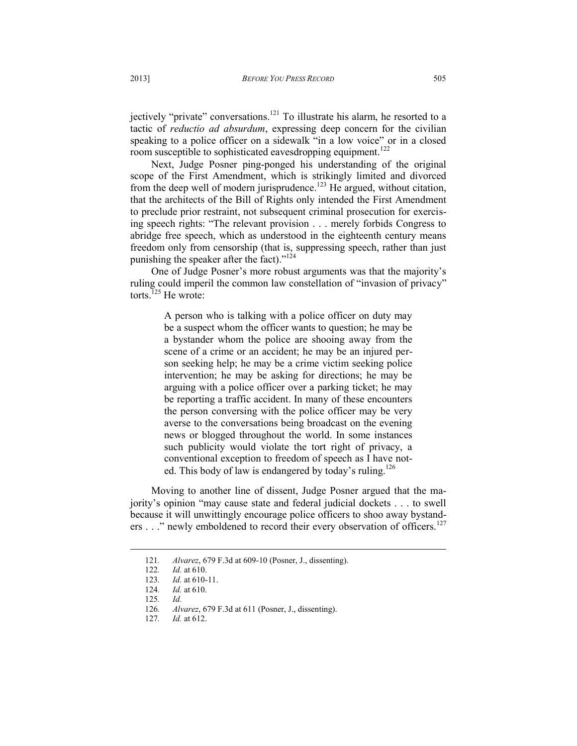jectively "private" conversations.[121] To illustrate his alarm, he resorted to a tactic of *reductio ad absurdum*, expressing deep concern for the civilian speaking to a police officer on a sidewalk "in a low voice" or in a closed room susceptible to sophisticated eavesdropping equipment.[122]

Next, Judge Posner ping-ponged his understanding of the original scope of the First Amendment, which is strikingly limited and divorced from the deep well of modern jurisprudence.[123] He argued, without citation, that the architects of the Bill of Rights only intended the First Amendment to preclude prior restraint, not subsequent criminal prosecution for exercising speech rights: "The relevant provision . . . merely forbids Congress to abridge free speech, which as understood in the eighteenth century means freedom only from censorship (that is, suppressing speech, rather than just punishing the speaker after the fact)."[124]

One of Judge Posner's more robust arguments was that the majority's ruling could imperil the common law constellation of "invasion of privacy" torts.[125] He wrote:

> A person who is talking with a police officer on duty may be a suspect whom the officer wants to question; he may be a bystander whom the police are shooing away from the scene of a crime or an accident; he may be an injured person seeking help; he may be a crime victim seeking police intervention; he may be asking for directions; he may be arguing with a police officer over a parking ticket; he may be reporting a traffic accident. In many of these encounters the person conversing with the police officer may be very averse to the conversations being broadcast on the evening news or blogged throughout the world. In some instances such publicity would violate the tort right of privacy, a conventional exception to freedom of speech as I have noted. This body of law is endangered by today's ruling.[126]

Moving to another line of dissent, Judge Posner argued that the majority's opinion "may cause state and federal judicial dockets . . . to swell because it will unwittingly encourage police officers to shoo away bystanders . . ." newly emboldened to record their every observation of officers.[127]

---

121. *Alvarez*, 679 F.3d at 609-10 (Posner, J., dissenting).
122. *Id.* at 610.
123. *Id.* at 610-11.
124. *Id.* at 610.
125. *Id.*
126. *Alvarez*, 679 F.3d at 611 (Posner, J., dissenting).
127. *Id.* at 612.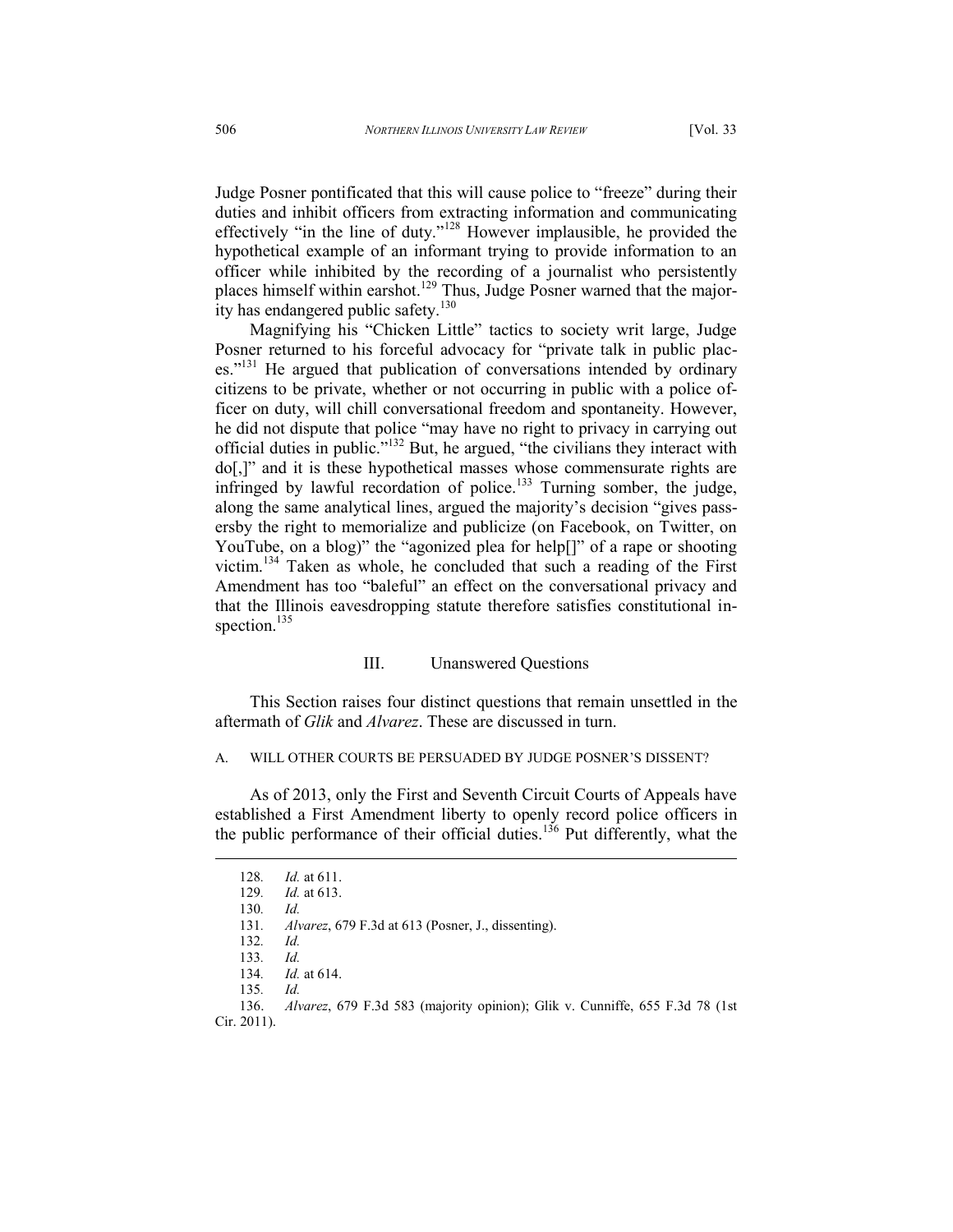Judge Posner pontificated that this will cause police to "freeze" during their duties and inhibit officers from extracting information and communicating effectively "in the line of duty."[128] However implausible, he provided the hypothetical example of an informant trying to provide information to an officer while inhibited by the recording of a journalist who persistently places himself within earshot.[129] Thus, Judge Posner warned that the majority has endangered public safety.[130]

Magnifying his "Chicken Little" tactics to society writ large, Judge Posner returned to his forceful advocacy for "private talk in public places."[131] He argued that publication of conversations intended by ordinary citizens to be private, whether or not occurring in public with a police officer on duty, will chill conversational freedom and spontaneity. However, he did not dispute that police "may have no right to privacy in carrying out official duties in public."[132] But, he argued, "the civilians they interact with do[,]" and it is these hypothetical masses whose commensurate rights are infringed by lawful recordation of police.[133] Turning somber, the judge, along the same analytical lines, argued the majority's decision "gives passersby the right to memorialize and publicize (on Facebook, on Twitter, on YouTube, on a blog)" the "agonized plea for help[]" of a rape or shooting victim.[134] Taken as whole, he concluded that such a reading of the First Amendment has too "baleful" an effect on the conversational privacy and that the Illinois eavesdropping statute therefore satisfies constitutional inspection.[135]

## III. Unanswered Questions

This Section raises four distinct questions that remain unsettled in the aftermath of *Glik* and *Alvarez*. These are discussed in turn.

### A. WILL OTHER COURTS BE PERSUADED BY JUDGE POSNER'S DISSENT?

As of 2013, only the First and Seventh Circuit Courts of Appeals have established a First Amendment liberty to openly record police officers in the public performance of their official duties.[136] Put differently, what the

---

128. *Id.* at 611.

129. *Id.* at 613.

130. *Id.*

131. *Alvarez*, 679 F.3d at 613 (Posner, J., dissenting).

132. *Id.*

133. *Id.*

134. *Id.* at 614.

135. *Id.*

136. *Alvarez*, 679 F.3d 583 (majority opinion); Glik v. Cunniffe, 655 F.3d 78 (1st Cir. 2011).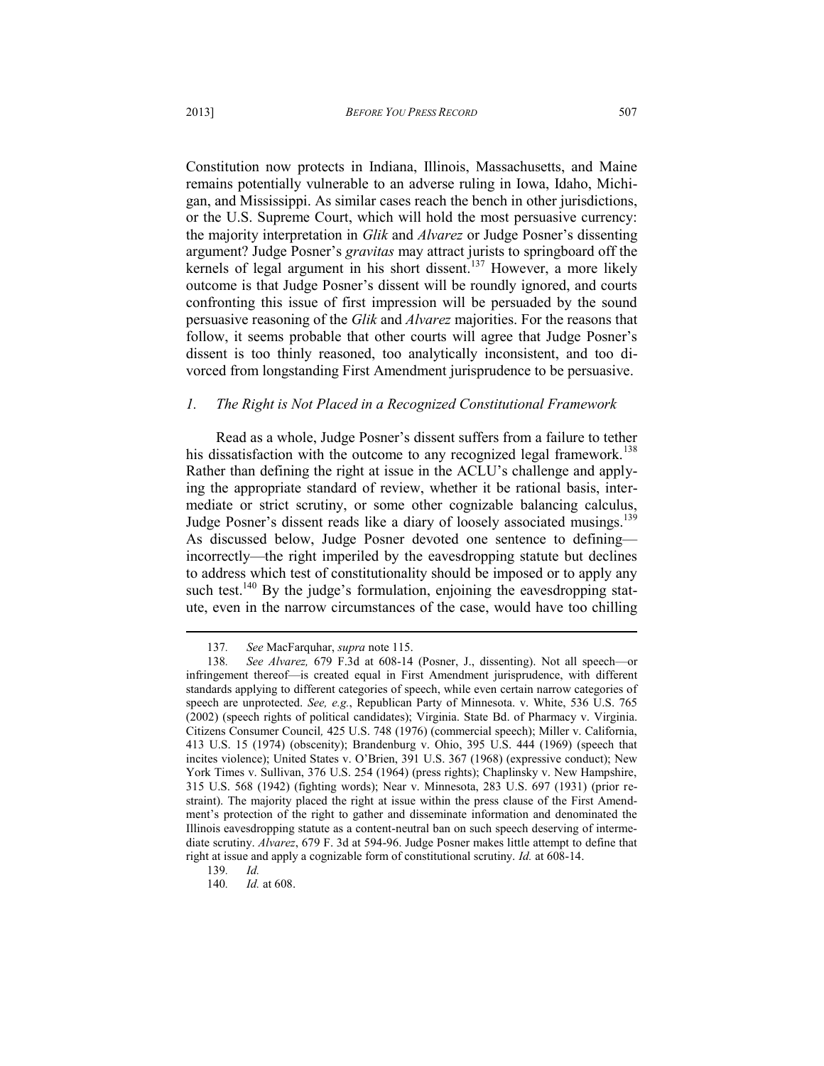Constitution now protects in Indiana, Illinois, Massachusetts, and Maine remains potentially vulnerable to an adverse ruling in Iowa, Idaho, Michigan, and Mississippi. As similar cases reach the bench in other jurisdictions, or the U.S. Supreme Court, which will hold the most persuasive currency: the majority interpretation in *Glik* and *Alvarez* or Judge Posner's dissenting argument? Judge Posner's *gravitas* may attract jurists to springboard off the kernels of legal argument in his short dissent.[137] However, a more likely outcome is that Judge Posner's dissent will be roundly ignored, and courts confronting this issue of first impression will be persuaded by the sound persuasive reasoning of the *Glik* and *Alvarez* majorities. For the reasons that follow, it seems probable that other courts will agree that Judge Posner's dissent is too thinly reasoned, too analytically inconsistent, and too divorced from longstanding First Amendment jurisprudence to be persuasive.

### *1. The Right is Not Placed in a Recognized Constitutional Framework*

Read as a whole, Judge Posner's dissent suffers from a failure to tether his dissatisfaction with the outcome to any recognized legal framework.[138] Rather than defining the right at issue in the ACLU's challenge and applying the appropriate standard of review, whether it be rational basis, intermediate or strict scrutiny, or some other cognizable balancing calculus, Judge Posner's dissent reads like a diary of loosely associated musings.[139] As discussed below, Judge Posner devoted one sentence to defining—incorrectly—the right imperiled by the eavesdropping statute but declines to address which test of constitutionality should be imposed or to apply any such test.[140] By the judge's formulation, enjoining the eavesdropping statute, even in the narrow circumstances of the case, would have too chilling

---

137. *See* MacFarquhar, *supra* note 115.

138. *See Alvarez,* 679 F.3d at 608-14 (Posner, J., dissenting). Not all speech—or infringement thereof—is created equal in First Amendment jurisprudence, with different standards applying to different categories of speech, while even certain narrow categories of speech are unprotected. *See, e.g.*, Republican Party of Minnesota. v. White, 536 U.S. 765 (2002) (speech rights of political candidates); Virginia. State Bd. of Pharmacy v. Virginia. Citizens Consumer Council*,* 425 U.S. 748 (1976) (commercial speech); Miller v. California, 413 U.S. 15 (1974) (obscenity); Brandenburg v. Ohio, 395 U.S. 444 (1969) (speech that incites violence); United States v. O'Brien, 391 U.S. 367 (1968) (expressive conduct); New York Times v. Sullivan, 376 U.S. 254 (1964) (press rights); Chaplinsky v. New Hampshire, 315 U.S. 568 (1942) (fighting words); Near v. Minnesota, 283 U.S. 697 (1931) (prior restraint). The majority placed the right at issue within the press clause of the First Amendment's protection of the right to gather and disseminate information and denominated the Illinois eavesdropping statute as a content-neutral ban on such speech deserving of intermediate scrutiny. *Alvarez*, 679 F. 3d at 594-96. Judge Posner makes little attempt to define that right at issue and apply a cognizable form of constitutional scrutiny. *Id.* at 608-14.

139. *Id.*

140. *Id.* at 608.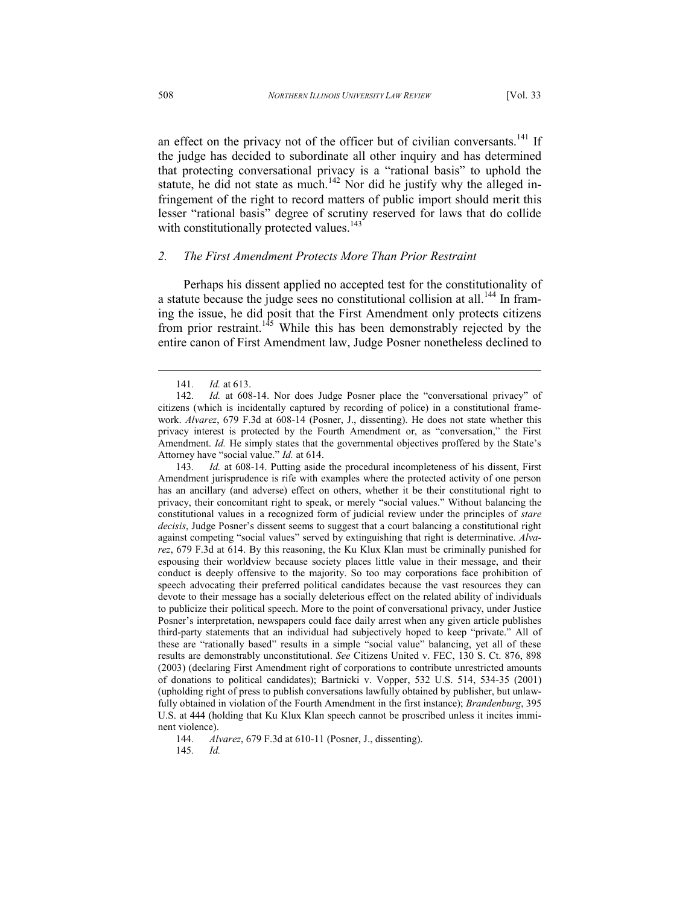an effect on the privacy not of the officer but of civilian conversants.[141] If the judge has decided to subordinate all other inquiry and has determined that protecting conversational privacy is a "rational basis" to uphold the statute, he did not state as much.[142] Nor did he justify why the alleged infringement of the right to record matters of public import should merit this lesser "rational basis" degree of scrutiny reserved for laws that do collide with constitutionally protected values.[143]

### *2. The First Amendment Protects More Than Prior Restraint*

Perhaps his dissent applied no accepted test for the constitutionality of a statute because the judge sees no constitutional collision at all.[144] In framing the issue, he did posit that the First Amendment only protects citizens from prior restraint.[145] While this has been demonstrably rejected by the entire canon of First Amendment law, Judge Posner nonetheless declined to

---

141. *Id.* at 613.

142. *Id.* at 608-14. Nor does Judge Posner place the "conversational privacy" of citizens (which is incidentally captured by recording of police) in a constitutional framework. *Alvarez*, 679 F.3d at 608-14 (Posner, J., dissenting). He does not state whether this privacy interest is protected by the Fourth Amendment or, as "conversation," the First Amendment. *Id.* He simply states that the governmental objectives proffered by the State's Attorney have "social value." *Id.* at 614.

143. *Id.* at 608-14. Putting aside the procedural incompleteness of his dissent, First Amendment jurisprudence is rife with examples where the protected activity of one person has an ancillary (and adverse) effect on others, whether it be their constitutional right to privacy, their concomitant right to speak, or merely "social values." Without balancing the constitutional values in a recognized form of judicial review under the principles of *stare decisis*, Judge Posner's dissent seems to suggest that a court balancing a constitutional right against competing "social values" served by extinguishing that right is determinative. *Alvarez*, 679 F.3d at 614. By this reasoning, the Ku Klux Klan must be criminally punished for espousing their worldview because society places little value in their message, and their conduct is deeply offensive to the majority. So too may corporations face prohibition of speech advocating their preferred political candidates because the vast resources they can devote to their message has a socially deleterious effect on the related ability of individuals to publicize their political speech. More to the point of conversational privacy, under Justice Posner's interpretation, newspapers could face daily arrest when any given article publishes third-party statements that an individual had subjectively hoped to keep "private." All of these are "rationally based" results in a simple "social value" balancing, yet all of these results are demonstrably unconstitutional. *See* Citizens United v. FEC, 130 S. Ct. 876, 898 (2003) (declaring First Amendment right of corporations to contribute unrestricted amounts of donations to political candidates); Bartnicki v. Vopper, 532 U.S. 514, 534-35 (2001) (upholding right of press to publish conversations lawfully obtained by publisher, but unlawfully obtained in violation of the Fourth Amendment in the first instance); *Brandenburg*, 395 U.S. at 444 (holding that Ku Klux Klan speech cannot be proscribed unless it incites imminent violence).

144. *Alvarez*, 679 F.3d at 610-11 (Posner, J., dissenting).

145. *Id.*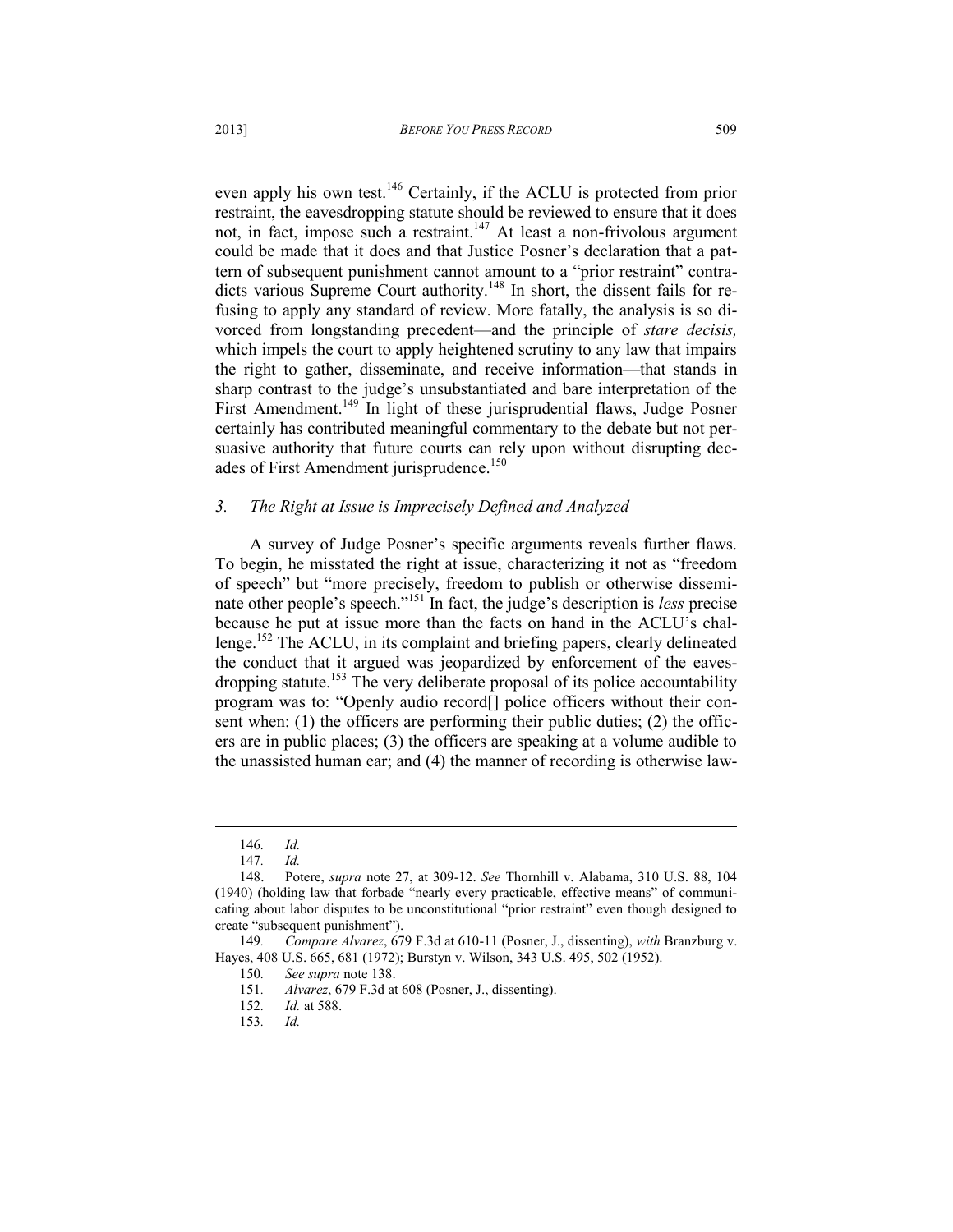even apply his own test.[146] Certainly, if the ACLU is protected from prior restraint, the eavesdropping statute should be reviewed to ensure that it does not, in fact, impose such a restraint.[147] At least a non-frivolous argument could be made that it does and that Justice Posner's declaration that a pattern of subsequent punishment cannot amount to a "prior restraint" contradicts various Supreme Court authority.[148] In short, the dissent fails for refusing to apply any standard of review. More fatally, the analysis is so divorced from longstanding precedent—and the principle of *stare decisis,* which impels the court to apply heightened scrutiny to any law that impairs the right to gather, disseminate, and receive information—that stands in sharp contrast to the judge's unsubstantiated and bare interpretation of the First Amendment.[149] In light of these jurisprudential flaws, Judge Posner certainly has contributed meaningful commentary to the debate but not persuasive authority that future courts can rely upon without disrupting decades of First Amendment jurisprudence.[150]

### *3. The Right at Issue is Imprecisely Defined and Analyzed*

A survey of Judge Posner's specific arguments reveals further flaws. To begin, he misstated the right at issue, characterizing it not as "freedom of speech" but "more precisely, freedom to publish or otherwise disseminate other people's speech."[151] In fact, the judge's description is *less* precise because he put at issue more than the facts on hand in the ACLU's challenge.[152] The ACLU, in its complaint and briefing papers, clearly delineated the conduct that it argued was jeopardized by enforcement of the eavesdropping statute.[153] The very deliberate proposal of its police accountability program was to: "Openly audio record[] police officers without their consent when: (1) the officers are performing their public duties; (2) the officers are in public places; (3) the officers are speaking at a volume audible to the unassisted human ear; and (4) the manner of recording is otherwise law-

---

146. *Id.*

147. *Id.*

148. Potere, *supra* note 27, at 309-12. *See* Thornhill v. Alabama, 310 U.S. 88, 104 (1940) (holding law that forbade "nearly every practicable, effective means" of communicating about labor disputes to be unconstitutional "prior restraint" even though designed to create "subsequent punishment").

149. *Compare Alvarez*, 679 F.3d at 610-11 (Posner, J., dissenting), *with* Branzburg v. Hayes, 408 U.S. 665, 681 (1972); Burstyn v. Wilson, 343 U.S. 495, 502 (1952).

150. *See supra* note 138.

151. *Alvarez*, 679 F.3d at 608 (Posner, J., dissenting).

152. *Id.* at 588.

153. *Id.*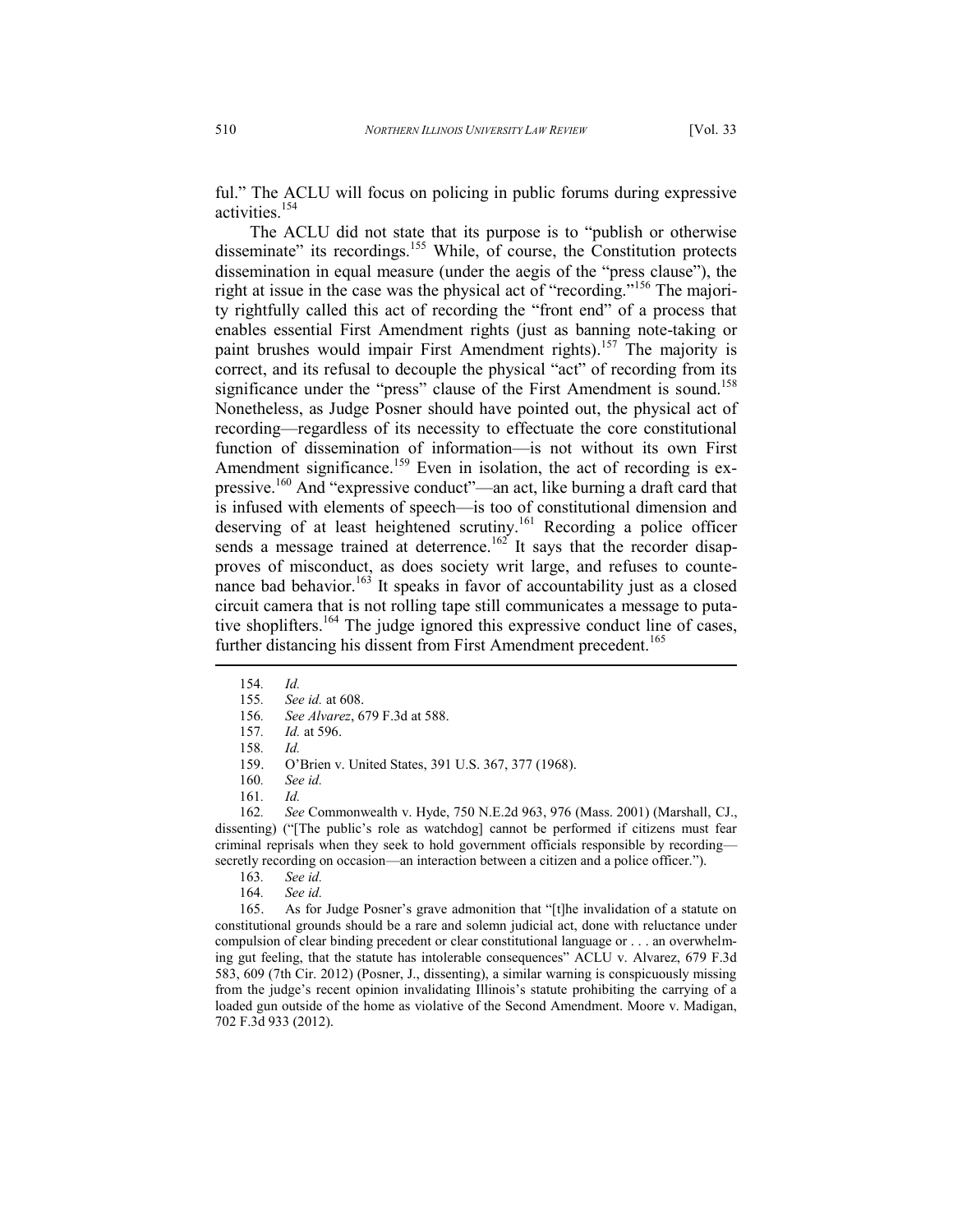ful." The ACLU will focus on policing in public forums during expressive activities.[154]

The ACLU did not state that its purpose is to "publish or otherwise disseminate" its recordings.[155] While, of course, the Constitution protects dissemination in equal measure (under the aegis of the "press clause"), the right at issue in the case was the physical act of "recording."[156] The majority rightfully called this act of recording the "front end" of a process that enables essential First Amendment rights (just as banning note-taking or paint brushes would impair First Amendment rights).[157] The majority is correct, and its refusal to decouple the physical "act" of recording from its significance under the "press" clause of the First Amendment is sound.[158] Nonetheless, as Judge Posner should have pointed out, the physical act of recording—regardless of its necessity to effectuate the core constitutional function of dissemination of information—is not without its own First Amendment significance.[159] Even in isolation, the act of recording is expressive.[160] And "expressive conduct"—an act, like burning a draft card that is infused with elements of speech—is too of constitutional dimension and deserving of at least heightened scrutiny.[161] Recording a police officer sends a message trained at deterrence.[162] It says that the recorder disapproves of misconduct, as does society writ large, and refuses to countenance bad behavior.[163] It speaks in favor of accountability just as a closed circuit camera that is not rolling tape still communicates a message to putative shoplifters.[164] The judge ignored this expressive conduct line of cases, further distancing his dissent from First Amendment precedent.[165]

---

154. *Id.*

155. *See id.* at 608.

156. *See Alvarez*, 679 F.3d at 588.

157. *Id.* at 596.

158. *Id.*

159. O'Brien v. United States, 391 U.S. 367, 377 (1968).

160. *See id.*

161. *Id.*

162. *See* Commonwealth v. Hyde, 750 N.E.2d 963, 976 (Mass. 2001) (Marshall, CJ., dissenting) ("[The public's role as watchdog] cannot be performed if citizens must fear criminal reprisals when they seek to hold government officials responsible by recording—secretly recording on occasion—an interaction between a citizen and a police officer.").

163. *See id.*

164. *See id.*

165. As for Judge Posner's grave admonition that "[t]he invalidation of a statute on constitutional grounds should be a rare and solemn judicial act, done with reluctance under compulsion of clear binding precedent or clear constitutional language or . . . an overwhelming gut feeling, that the statute has intolerable consequences" ACLU v. Alvarez, 679 F.3d 583, 609 (7th Cir. 2012) (Posner, J., dissenting), a similar warning is conspicuously missing from the judge's recent opinion invalidating Illinois's statute prohibiting the carrying of a loaded gun outside of the home as violative of the Second Amendment. Moore v. Madigan, 702 F.3d 933 (2012).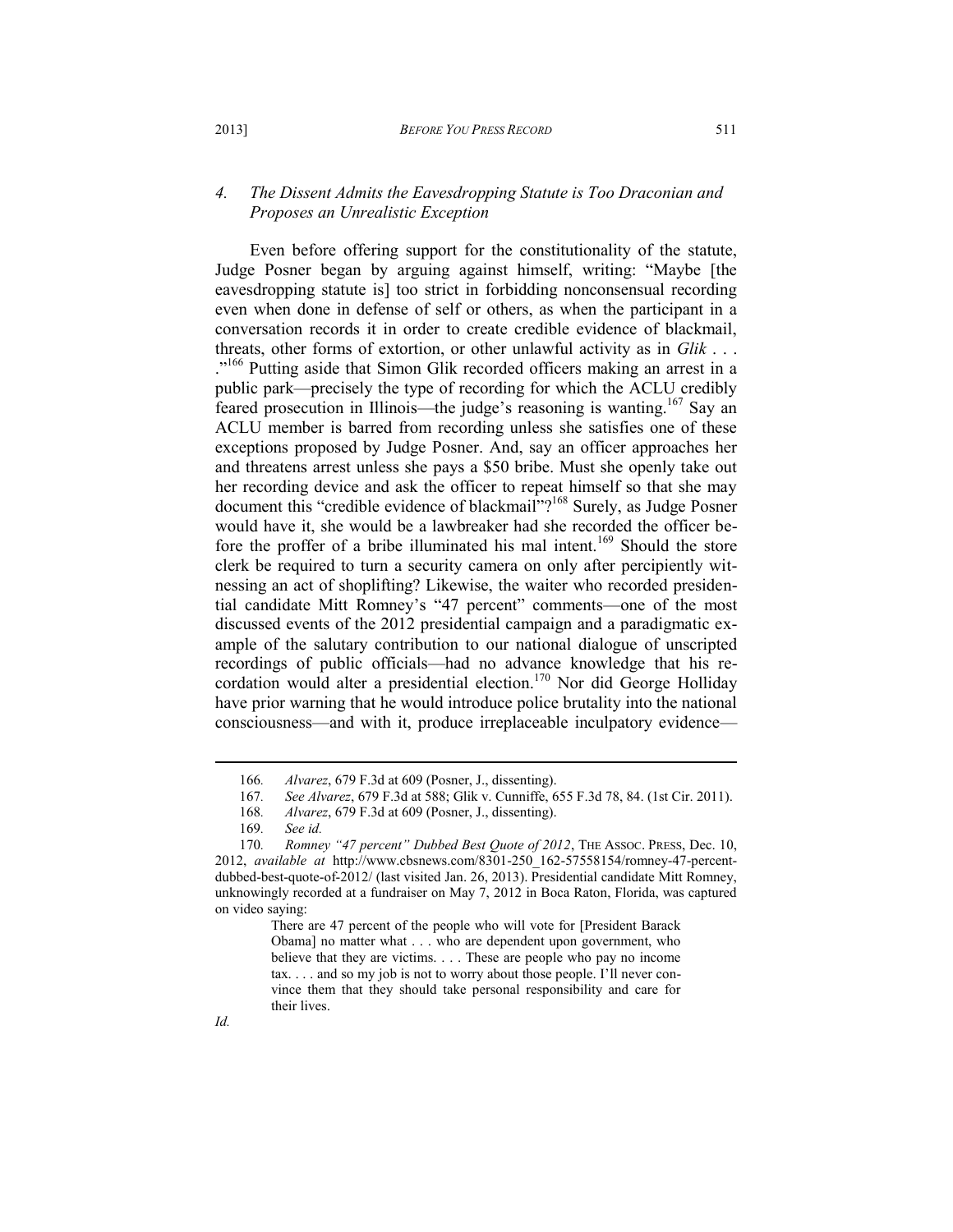### *4. The Dissent Admits the Eavesdropping Statute is Too Draconian and Proposes an Unrealistic Exception*

Even before offering support for the constitutionality of the statute, Judge Posner began by arguing against himself, writing: "Maybe [the eavesdropping statute is] too strict in forbidding nonconsensual recording even when done in defense of self or others, as when the participant in a conversation records it in order to create credible evidence of blackmail, threats, other forms of extortion, or other unlawful activity as in *Glik* . . . ."[166] Putting aside that Simon Glik recorded officers making an arrest in a public park—precisely the type of recording for which the ACLU credibly feared prosecution in Illinois—the judge's reasoning is wanting.[167] Say an ACLU member is barred from recording unless she satisfies one of these exceptions proposed by Judge Posner. And, say an officer approaches her and threatens arrest unless she pays a $50 bribe. Must she openly take out her recording device and ask the officer to repeat himself so that she may document this "credible evidence of blackmail"?[168] Surely, as Judge Posner would have it, she would be a lawbreaker had she recorded the officer before the proffer of a bribe illuminated his mal intent.[169] Should the store clerk be required to turn a security camera on only after percipiently witnessing an act of shoplifting? Likewise, the waiter who recorded presidential candidate Mitt Romney's "47 percent" comments—one of the most discussed events of the 2012 presidential campaign and a paradigmatic example of the salutary contribution to our national dialogue of unscripted recordings of public officials—had no advance knowledge that his recordation would alter a presidential election.[170] Nor did George Holliday have prior warning that he would introduce police brutality into the national consciousness—and with it, produce irreplaceable inculpatory evidence—

---

166. *Alvarez*, 679 F.3d at 609 (Posner, J., dissenting).

167. *See Alvarez*, 679 F.3d at 588; Glik v. Cunniffe, 655 F.3d 78, 84. (1st Cir. 2011).

168. *Alvarez*, 679 F.3d at 609 (Posner, J., dissenting).

169. *See id.*

170. *Romney "47 percent" Dubbed Best Quote of 2012*, THE ASSOC. PRESS, Dec. 10, 2012, *available at* http://www.cbsnews.com/8301-250_162-57558154/romney-47-percent-dubbed-best-quote-of-2012/ (last visited Jan. 26, 2013). Presidential candidate Mitt Romney, unknowingly recorded at a fundraiser on May 7, 2012 in Boca Raton, Florida, was captured on video saying:

> There are 47 percent of the people who will vote for [President Barack Obama] no matter what . . . who are dependent upon government, who believe that they are victims. . . . These are people who pay no income tax. . . . and so my job is not to worry about those people. I'll never convince them that they should take personal responsibility and care for their lives.

*Id.*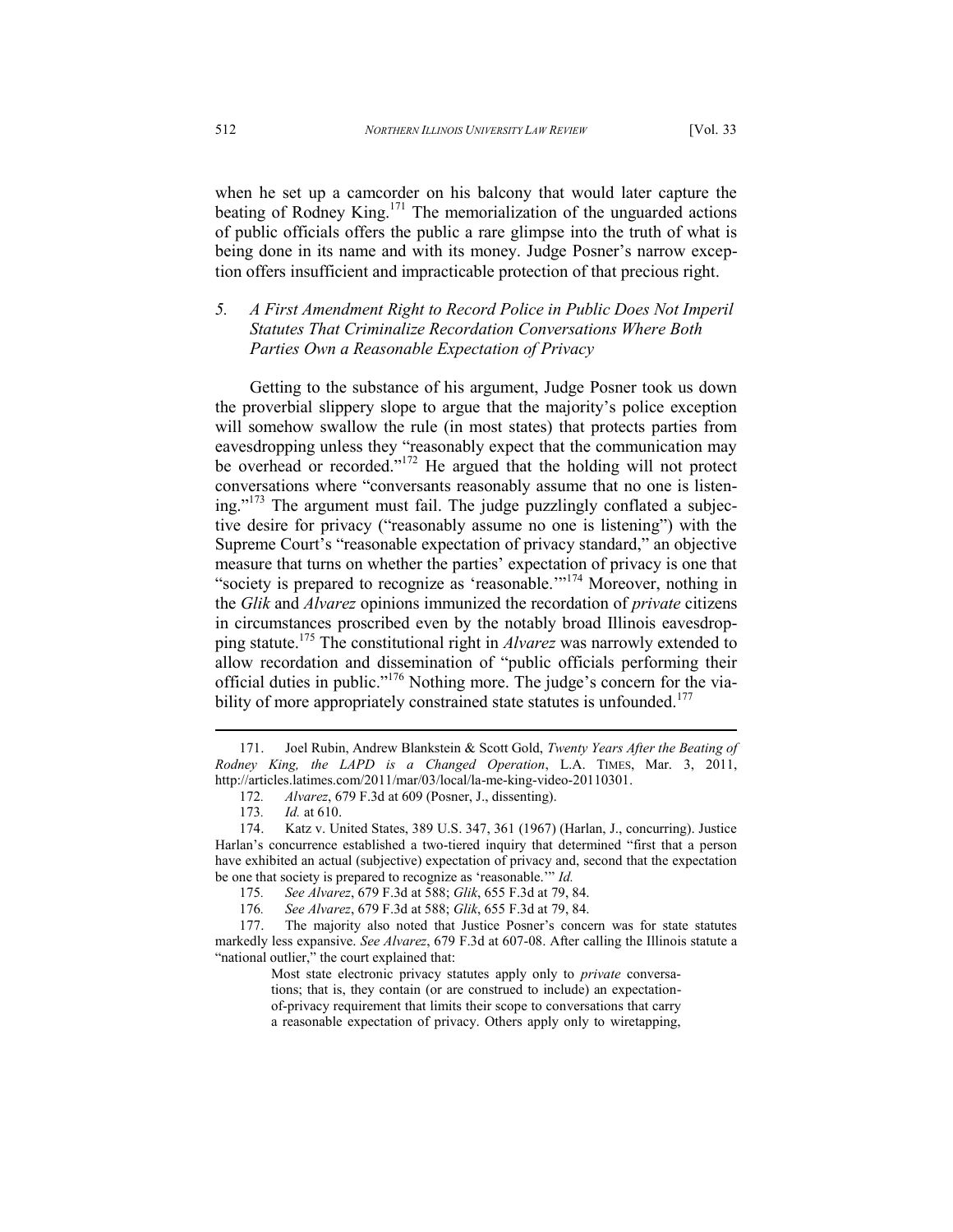when he set up a camcorder on his balcony that would later capture the beating of Rodney King.[171] The memorialization of the unguarded actions of public officials offers the public a rare glimpse into the truth of what is being done in its name and with its money. Judge Posner's narrow exception offers insufficient and impracticable protection of that precious right.

### 5. *A First Amendment Right to Record Police in Public Does Not Imperil Statutes That Criminalize Recordation Conversations Where Both Parties Own a Reasonable Expectation of Privacy*

Getting to the substance of his argument, Judge Posner took us down the proverbial slippery slope to argue that the majority's police exception will somehow swallow the rule (in most states) that protects parties from eavesdropping unless they "reasonably expect that the communication may be overhead or recorded."[172] He argued that the holding will not protect conversations where "conversants reasonably assume that no one is listening."[173] The argument must fail. The judge puzzlingly conflated a subjective desire for privacy ("reasonably assume no one is listening") with the Supreme Court's "reasonable expectation of privacy standard," an objective measure that turns on whether the parties' expectation of privacy is one that "society is prepared to recognize as 'reasonable.'"[174] Moreover, nothing in the *Glik* and *Alvarez* opinions immunized the recordation of *private* citizens in circumstances proscribed even by the notably broad Illinois eavesdropping statute.[175] The constitutional right in *Alvarez* was narrowly extended to allow recordation and dissemination of "public officials performing their official duties in public."[176] Nothing more. The judge's concern for the viability of more appropriately constrained state statutes is unfounded.[177]

---

171. Joel Rubin, Andrew Blankstein & Scott Gold, *Twenty Years After the Beating of Rodney King, the LAPD is a Changed Operation*, L.A. TIMES, Mar. 3, 2011, http://articles.latimes.com/2011/mar/03/local/la-me-king-video-20110301.

172. *Alvarez*, 679 F.3d at 609 (Posner, J., dissenting).

173. *Id.* at 610.

174. Katz v. United States, 389 U.S. 347, 361 (1967) (Harlan, J., concurring). Justice Harlan's concurrence established a two-tiered inquiry that determined "first that a person have exhibited an actual (subjective) expectation of privacy and, second that the expectation be one that society is prepared to recognize as 'reasonable.'" *Id.*

175. *See Alvarez*, 679 F.3d at 588; *Glik*, 655 F.3d at 79, 84.

176. *See Alvarez*, 679 F.3d at 588; *Glik*, 655 F.3d at 79, 84.

177. The majority also noted that Justice Posner's concern was for state statutes markedly less expansive. *See Alvarez*, 679 F.3d at 607-08. After calling the Illinois statute a "national outlier," the court explained that:

> Most state electronic privacy statutes apply only to *private* conversations; that is, they contain (or are construed to include) an expectation-of-privacy requirement that limits their scope to conversations that carry a reasonable expectation of privacy. Others apply only to wiretapping,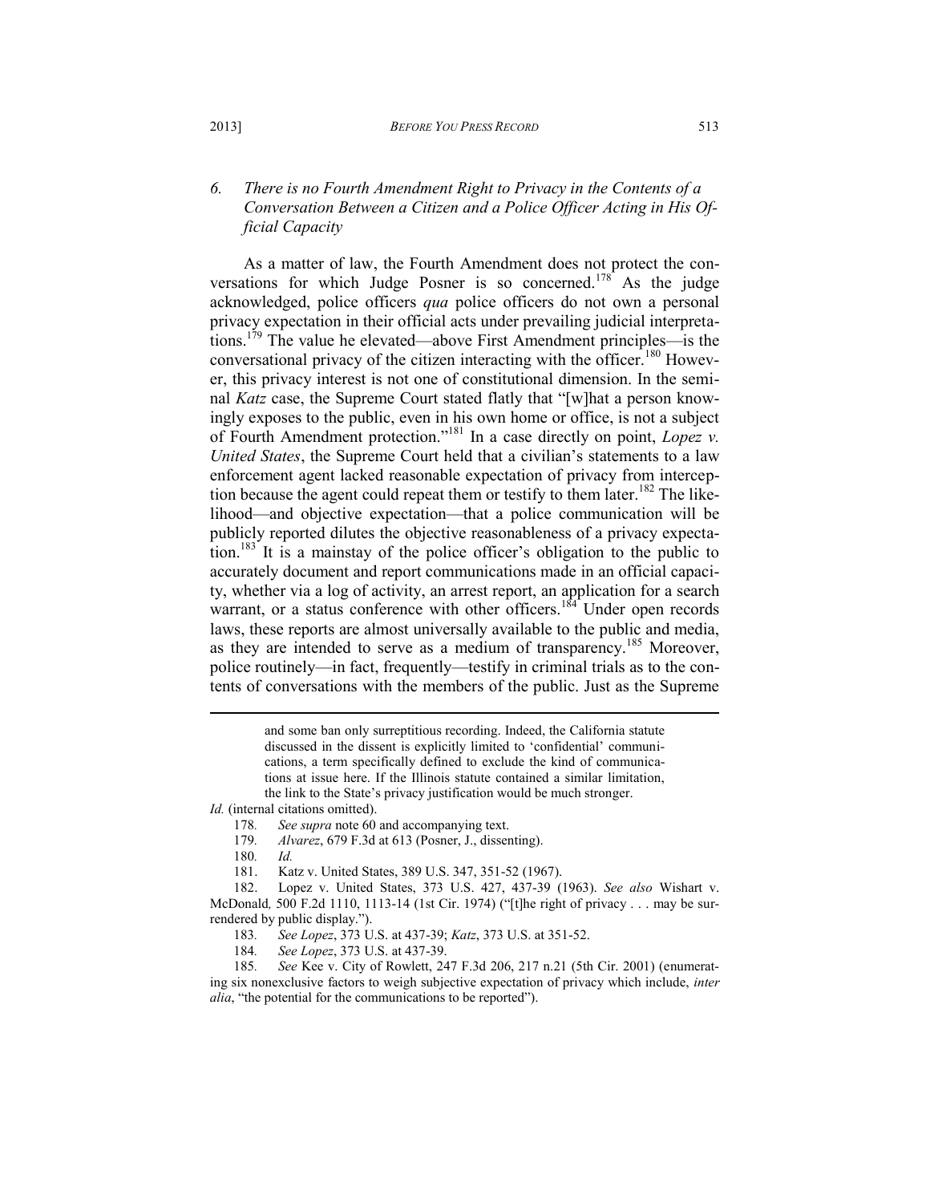### *6. There is no Fourth Amendment Right to Privacy in the Contents of a Conversation Between a Citizen and a Police Officer Acting in His Official Capacity*

As a matter of law, the Fourth Amendment does not protect the conversations for which Judge Posner is so concerned.[178] As the judge acknowledged, police officers *qua* police officers do not own a personal privacy expectation in their official acts under prevailing judicial interpretations.[179] The value he elevated—above First Amendment principles—is the conversational privacy of the citizen interacting with the officer.[180] However, this privacy interest is not one of constitutional dimension. In the seminal *Katz* case, the Supreme Court stated flatly that "[w]hat a person knowingly exposes to the public, even in his own home or office, is not a subject of Fourth Amendment protection."[181] In a case directly on point, *Lopez v. United States*, the Supreme Court held that a civilian's statements to a law enforcement agent lacked reasonable expectation of privacy from interception because the agent could repeat them or testify to them later.[182] The likelihood—and objective expectation—that a police communication will be publicly reported dilutes the objective reasonableness of a privacy expectation.[183] It is a mainstay of the police officer's obligation to the public to accurately document and report communications made in an official capacity, whether via a log of activity, an arrest report, an application for a search warrant, or a status conference with other officers.[184] Under open records laws, these reports are almost universally available to the public and media, as they are intended to serve as a medium of transparency.[185] Moreover, police routinely—in fact, frequently—testify in criminal trials as to the contents of conversations with the members of the public. Just as the Supreme

---

> and some ban only surreptitious recording. Indeed, the California statute discussed in the dissent is explicitly limited to 'confidential' communications, a term specifically defined to exclude the kind of communications at issue here. If the Illinois statute contained a similar limitation, the link to the State's privacy justification would be much stronger.

*Id.* (internal citations omitted).

178. *See supra* note 60 and accompanying text.

179. *Alvarez*, 679 F.3d at 613 (Posner, J., dissenting).

180. *Id.*

181. Katz v. United States, 389 U.S. 347, 351-52 (1967).

182. Lopez v. United States, 373 U.S. 427, 437-39 (1963). *See also* Wishart v. McDonald, 500 F.2d 1110, 1113-14 (1st Cir. 1974) ("[t]he right of privacy . . . may be surrendered by public display.").

183. *See Lopez*, 373 U.S. at 437-39; *Katz*, 373 U.S. at 351-52.

184. *See Lopez*, 373 U.S. at 437-39.

185. *See* Kee v. City of Rowlett, 247 F.3d 206, 217 n.21 (5th Cir. 2001) (enumerating six nonexclusive factors to weigh subjective expectation of privacy which include, *inter alia*, "the potential for the communications to be reported").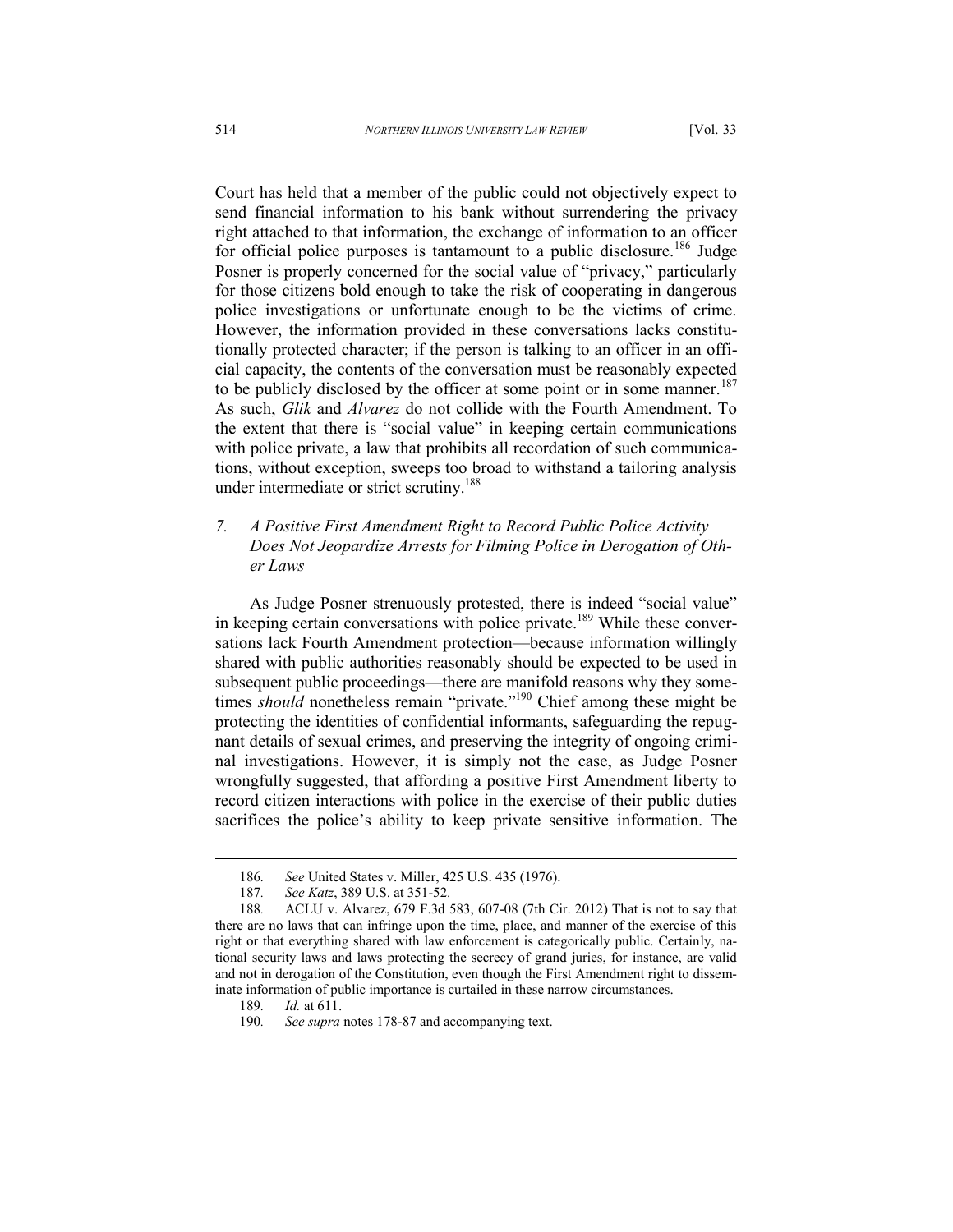Court has held that a member of the public could not objectively expect to send financial information to his bank without surrendering the privacy right attached to that information, the exchange of information to an officer for official police purposes is tantamount to a public disclosure.[186] Judge Posner is properly concerned for the social value of "privacy," particularly for those citizens bold enough to take the risk of cooperating in dangerous police investigations or unfortunate enough to be the victims of crime. However, the information provided in these conversations lacks constitutionally protected character; if the person is talking to an officer in an official capacity, the contents of the conversation must be reasonably expected to be publicly disclosed by the officer at some point or in some manner.[187] As such, *Glik* and *Alvarez* do not collide with the Fourth Amendment. To the extent that there is "social value" in keeping certain communications with police private, a law that prohibits all recordation of such communications, without exception, sweeps too broad to withstand a tailoring analysis under intermediate or strict scrutiny.[188]

### *7. A Positive First Amendment Right to Record Public Police Activity Does Not Jeopardize Arrests for Filming Police in Derogation of Other Laws*

As Judge Posner strenuously protested, there is indeed "social value" in keeping certain conversations with police private.[189] While these conversations lack Fourth Amendment protection—because information willingly shared with public authorities reasonably should be expected to be used in subsequent public proceedings—there are manifold reasons why they sometimes *should* nonetheless remain "private."[190] Chief among these might be protecting the identities of confidential informants, safeguarding the repugnant details of sexual crimes, and preserving the integrity of ongoing criminal investigations. However, it is simply not the case, as Judge Posner wrongfully suggested, that affording a positive First Amendment liberty to record citizen interactions with police in the exercise of their public duties sacrifices the police's ability to keep private sensitive information. The

---

186. *See* United States v. Miller, 425 U.S. 435 (1976).

187. *See Katz*, 389 U.S. at 351-52.

188. ACLU v. Alvarez, 679 F.3d 583, 607-08 (7th Cir. 2012) That is not to say that there are no laws that can infringe upon the time, place, and manner of the exercise of this right or that everything shared with law enforcement is categorically public. Certainly, national security laws and laws protecting the secrecy of grand juries, for instance, are valid and not in derogation of the Constitution, even though the First Amendment right to disseminate information of public importance is curtailed in these narrow circumstances.

189. *Id.* at 611.

190. *See supra* notes 178-87 and accompanying text.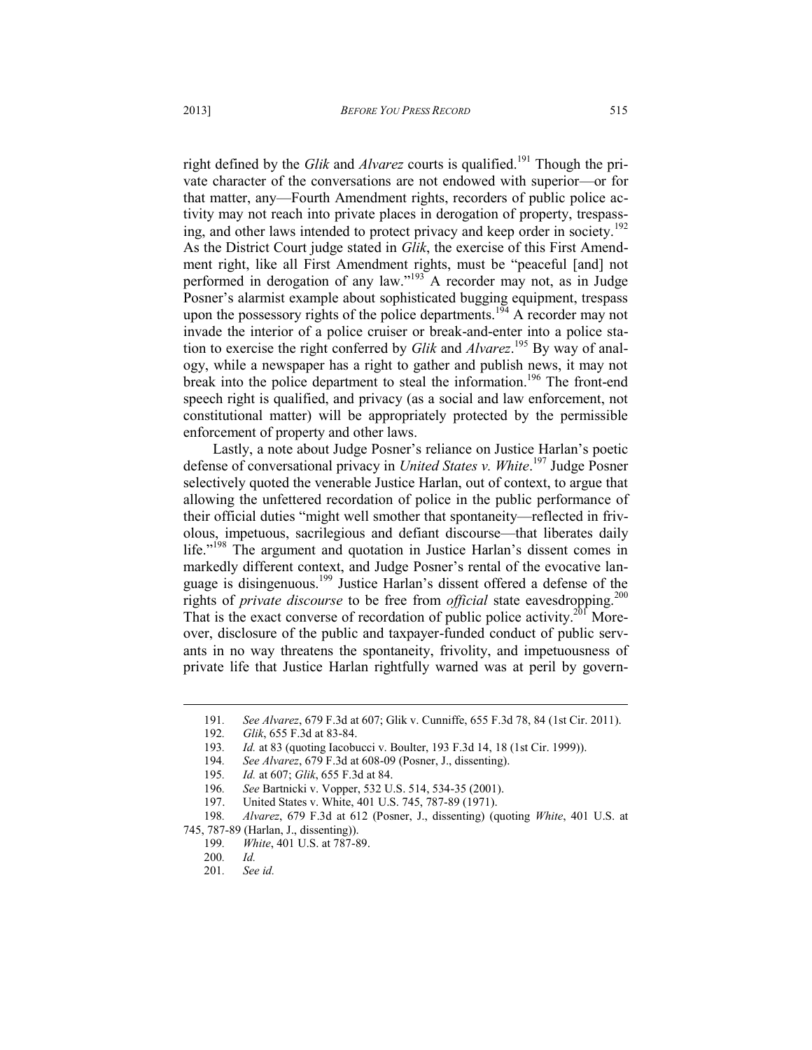right defined by the *Glik* and *Alvarez* courts is qualified.[191] Though the private character of the conversations are not endowed with superior—or for that matter, any—Fourth Amendment rights, recorders of public police activity may not reach into private places in derogation of property, trespassing, and other laws intended to protect privacy and keep order in society.[192] As the District Court judge stated in *Glik*, the exercise of this First Amendment right, like all First Amendment rights, must be "peaceful [and] not performed in derogation of any law."[193] A recorder may not, as in Judge Posner's alarmist example about sophisticated bugging equipment, trespass upon the possessory rights of the police departments.[194] A recorder may not invade the interior of a police cruiser or break-and-enter into a police station to exercise the right conferred by *Glik* and *Alvarez*.[195] By way of analogy, while a newspaper has a right to gather and publish news, it may not break into the police department to steal the information.[196] The front-end speech right is qualified, and privacy (as a social and law enforcement, not constitutional matter) will be appropriately protected by the permissible enforcement of property and other laws.

Lastly, a note about Judge Posner's reliance on Justice Harlan's poetic defense of conversational privacy in *United States v. White*.[197] Judge Posner selectively quoted the venerable Justice Harlan, out of context, to argue that allowing the unfettered recordation of police in the public performance of their official duties "might well smother that spontaneity—reflected in frivolous, impetuous, sacrilegious and defiant discourse—that liberates daily life."[198] The argument and quotation in Justice Harlan's dissent comes in markedly different context, and Judge Posner's rental of the evocative language is disingenuous.[199] Justice Harlan's dissent offered a defense of the rights of *private discourse* to be free from *official* state eavesdropping.[200] That is the exact converse of recordation of public police activity.[201] Moreover, disclosure of the public and taxpayer-funded conduct of public servants in no way threatens the spontaneity, frivolity, and impetuousness of private life that Justice Harlan rightfully warned was at peril by govern-

---

191. *See Alvarez*, 679 F.3d at 607; Glik v. Cunniffe, 655 F.3d 78, 84 (1st Cir. 2011).

192. *Glik*, 655 F.3d at 83-84.

193. *Id.* at 83 (quoting Iacobucci v. Boulter, 193 F.3d 14, 18 (1st Cir. 1999)).

194. *See Alvarez*, 679 F.3d at 608-09 (Posner, J., dissenting).

195. *Id.* at 607; *Glik*, 655 F.3d at 84.

196. *See* Bartnicki v. Vopper, 532 U.S. 514, 534-35 (2001).

197. United States v. White, 401 U.S. 745, 787-89 (1971).

198. *Alvarez*, 679 F.3d at 612 (Posner, J., dissenting) (quoting *White*, 401 U.S. at 745, 787-89 (Harlan, J., dissenting)).

199. *White*, 401 U.S. at 787-89.

200. *Id.*

201. *See id.*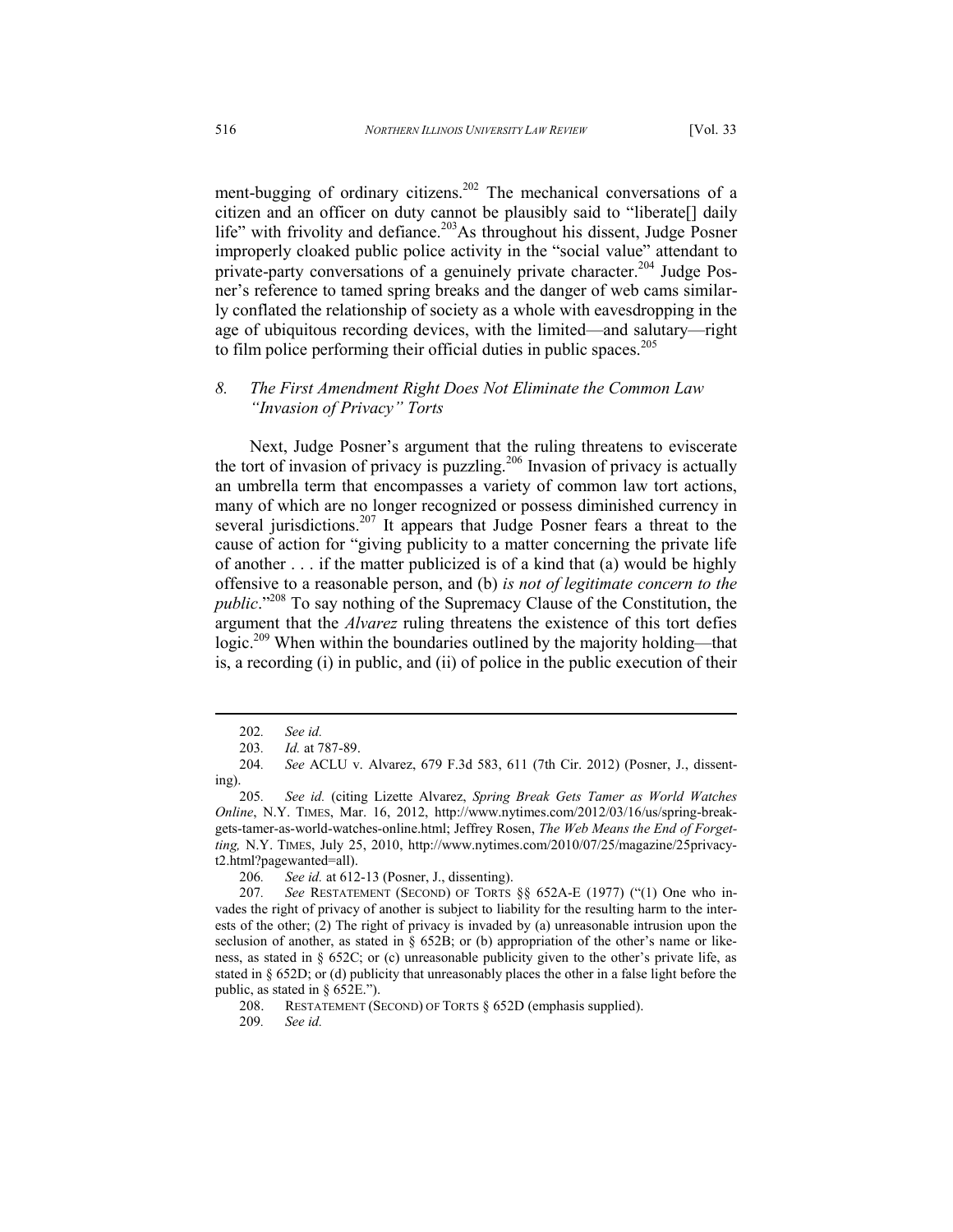ment-bugging of ordinary citizens.[202] The mechanical conversations of a citizen and an officer on duty cannot be plausibly said to "liberate[] daily life" with frivolity and defiance.[203] As throughout his dissent, Judge Posner improperly cloaked public police activity in the "social value" attendant to private-party conversations of a genuinely private character.[204] Judge Posner's reference to tamed spring breaks and the danger of web cams similarly conflated the relationship of society as a whole with eavesdropping in the age of ubiquitous recording devices, with the limited—and salutary—right to film police performing their official duties in public spaces.[205]

### *8. The First Amendment Right Does Not Eliminate the Common Law "Invasion of Privacy" Torts*

Next, Judge Posner's argument that the ruling threatens to eviscerate the tort of invasion of privacy is puzzling.[206] Invasion of privacy is actually an umbrella term that encompasses a variety of common law tort actions, many of which are no longer recognized or possess diminished currency in several jurisdictions.[207] It appears that Judge Posner fears a threat to the cause of action for "giving publicity to a matter concerning the private life of another . . . if the matter publicized is of a kind that (a) would be highly offensive to a reasonable person, and (b) *is not of legitimate concern to the public*."[208] To say nothing of the Supremacy Clause of the Constitution, the argument that the *Alvarez* ruling threatens the existence of this tort defies logic.[209] When within the boundaries outlined by the majority holding—that is, a recording (i) in public, and (ii) of police in the public execution of their

---

202. *See id.*

203. *Id.* at 787-89.

204. *See* ACLU v. Alvarez, 679 F.3d 583, 611 (7th Cir. 2012) (Posner, J., dissenting).

205. *See id.* (citing Lizette Alvarez, *Spring Break Gets Tamer as World Watches Online*, N.Y. TIMES, Mar. 16, 2012, http://www.nytimes.com/2012/03/16/us/spring-break-gets-tamer-as-world-watches-online.html; Jeffrey Rosen, *The Web Means the End of Forgetting,* N.Y. TIMES, July 25, 2010, http://www.nytimes.com/2010/07/25/magazine/25privacy-t2.html?pagewanted=all).

206. *See id.* at 612-13 (Posner, J., dissenting).

207. *See* RESTATEMENT (SECOND) OF TORTS §§ 652A-E (1977) ("(1) One who invades the right of privacy of another is subject to liability for the resulting harm to the interests of the other; (2) The right of privacy is invaded by (a) unreasonable intrusion upon the seclusion of another, as stated in § 652B; or (b) appropriation of the other's name or likeness, as stated in § 652C; or (c) unreasonable publicity given to the other's private life, as stated in § 652D; or (d) publicity that unreasonably places the other in a false light before the public, as stated in § 652E.").

208. RESTATEMENT (SECOND) OF TORTS § 652D (emphasis supplied).

209. *See id.*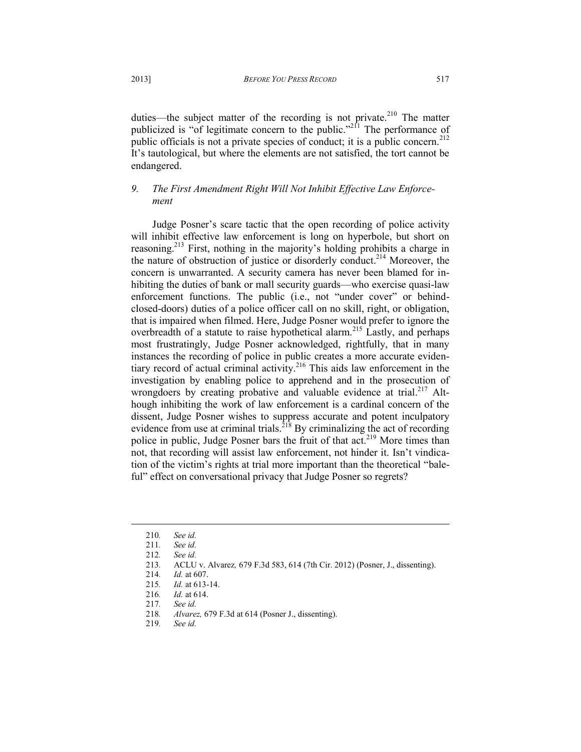duties—the subject matter of the recording is not private.[210] The matter publicized is "of legitimate concern to the public."[211] The performance of public officials is not a private species of conduct; it is a public concern.[212] It's tautological, but where the elements are not satisfied, the tort cannot be endangered.

### *9. The First Amendment Right Will Not Inhibit Effective Law Enforcement*

Judge Posner's scare tactic that the open recording of police activity will inhibit effective law enforcement is long on hyperbole, but short on reasoning.[213] First, nothing in the majority's holding prohibits a charge in the nature of obstruction of justice or disorderly conduct.[214] Moreover, the concern is unwarranted. A security camera has never been blamed for inhibiting the duties of bank or mall security guards—who exercise quasi-law enforcement functions. The public (i.e., not "under cover" or behind-closed-doors) duties of a police officer call on no skill, right, or obligation, that is impaired when filmed. Here, Judge Posner would prefer to ignore the overbreadth of a statute to raise hypothetical alarm.[215] Lastly, and perhaps most frustratingly, Judge Posner acknowledged, rightfully, that in many instances the recording of police in public creates a more accurate evidentiary record of actual criminal activity.[216] This aids law enforcement in the investigation by enabling police to apprehend and in the prosecution of wrongdoers by creating probative and valuable evidence at trial.[217] Although inhibiting the work of law enforcement is a cardinal concern of the dissent, Judge Posner wishes to suppress accurate and potent inculpatory evidence from use at criminal trials.[218] By criminalizing the act of recording police in public, Judge Posner bars the fruit of that act.[219] More times than not, that recording will assist law enforcement, not hinder it. Isn't vindication of the victim's rights at trial more important than the theoretical "baleful" effect on conversational privacy that Judge Posner so regrets?

---

210. *See id.*

211. *See id.*

212. *See id.*

213. ACLU v. Alvarez*,* 679 F.3d 583, 614 (7th Cir. 2012) (Posner, J., dissenting).

214. *Id.* at 607.

215. *Id.* at 613-14.

216. *Id.* at 614.

217. *See id.*

218. *Alvarez,* 679 F.3d at 614 (Posner J., dissenting).

219. *See id.*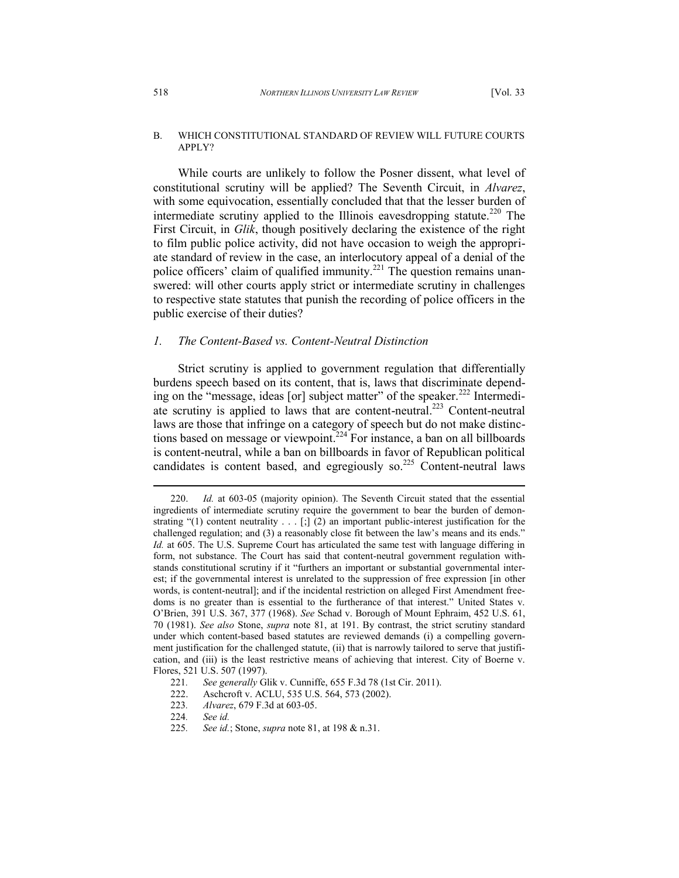### B. WHICH CONSTITUTIONAL STANDARD OF REVIEW WILL FUTURE COURTS APPLY?

While courts are unlikely to follow the Posner dissent, what level of constitutional scrutiny will be applied? The Seventh Circuit, in *Alvarez*, with some equivocation, essentially concluded that that the lesser burden of intermediate scrutiny applied to the Illinois eavesdropping statute.[220] The First Circuit, in *Glik*, though positively declaring the existence of the right to film public police activity, did not have occasion to weigh the appropriate standard of review in the case, an interlocutory appeal of a denial of the police officers' claim of qualified immunity.[221] The question remains unanswered: will other courts apply strict or intermediate scrutiny in challenges to respective state statutes that punish the recording of police officers in the public exercise of their duties?

#### *1. The Content-Based vs. Content-Neutral Distinction*

Strict scrutiny is applied to government regulation that differentially burdens speech based on its content, that is, laws that discriminate depending on the "message, ideas [or] subject matter" of the speaker.[222] Intermediate scrutiny is applied to laws that are content-neutral.[223] Content-neutral laws are those that infringe on a category of speech but do not make distinctions based on message or viewpoint.[224] For instance, a ban on all billboards is content-neutral, while a ban on billboards in favor of Republican political candidates is content based, and egregiously so.[225] Content-neutral laws

---

220. *Id.* at 603-05 (majority opinion). The Seventh Circuit stated that the essential ingredients of intermediate scrutiny require the government to bear the burden of demonstrating "(1) content neutrality . . . [;] (2) an important public-interest justification for the challenged regulation; and (3) a reasonably close fit between the law's means and its ends." *Id.* at 605. The U.S. Supreme Court has articulated the same test with language differing in form, not substance. The Court has said that content-neutral government regulation withstands constitutional scrutiny if it "furthers an important or substantial governmental interest; if the governmental interest is unrelated to the suppression of free expression [in other words, is content-neutral]; and if the incidental restriction on alleged First Amendment freedoms is no greater than is essential to the furtherance of that interest." United States v. O'Brien, 391 U.S. 367, 377 (1968). *See* Schad v. Borough of Mount Ephraim, 452 U.S. 61, 70 (1981). *See also* Stone, *supra* note 81, at 191. By contrast, the strict scrutiny standard under which content-based based statutes are reviewed demands (i) a compelling government justification for the challenged statute, (ii) that is narrowly tailored to serve that justification, and (iii) is the least restrictive means of achieving that interest. City of Boerne v. Flores, 521 U.S. 507 (1997).

221. *See generally* Glik v. Cunniffe, 655 F.3d 78 (1st Cir. 2011).

222. Aschcroft v. ACLU, 535 U.S. 564, 573 (2002).

223. *Alvarez*, 679 F.3d at 603-05.

224. *See id.*

225. *See id.*; Stone, *supra* note 81, at 198 & n.31.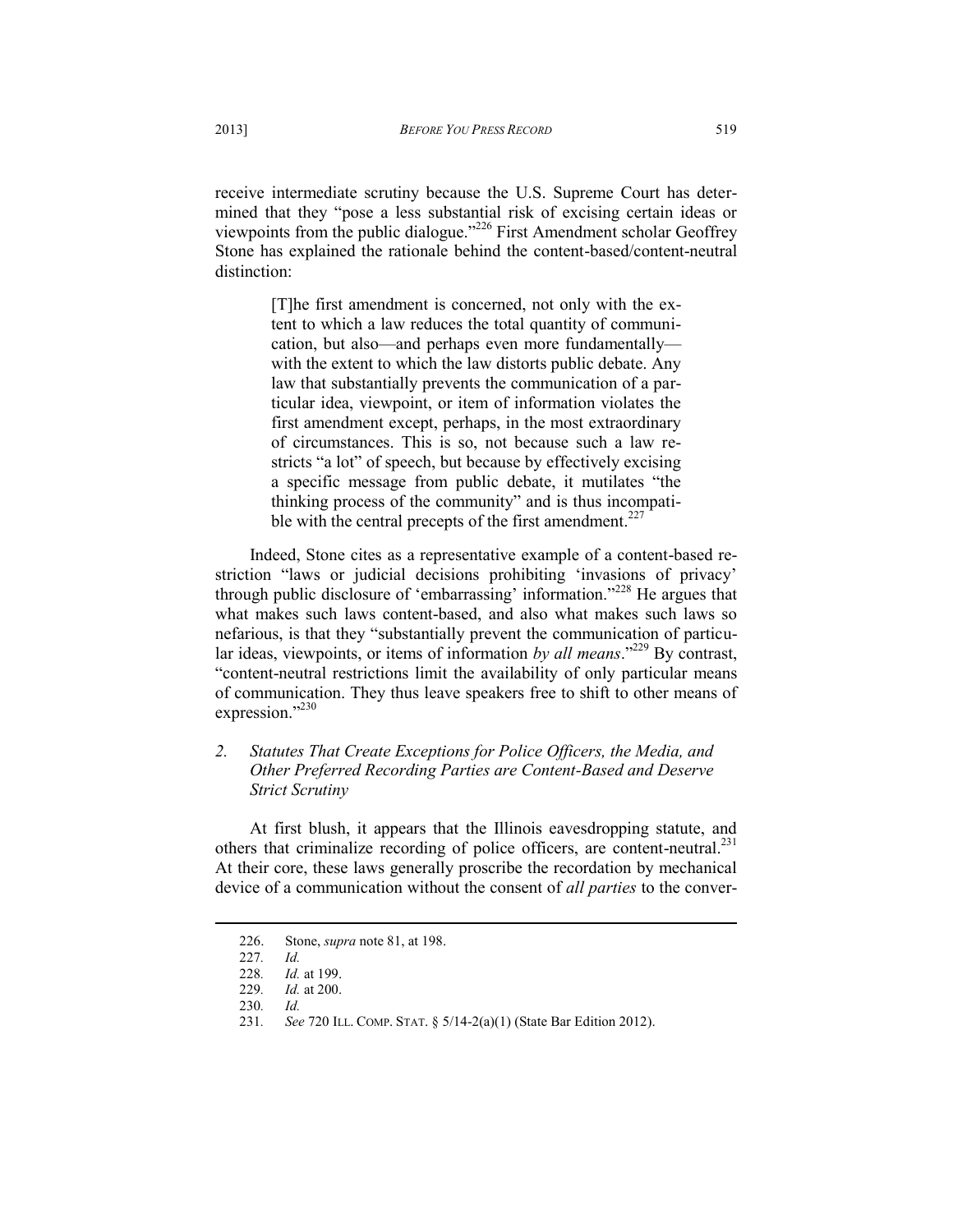receive intermediate scrutiny because the U.S. Supreme Court has determined that they "pose a less substantial risk of excising certain ideas or viewpoints from the public dialogue."[226] First Amendment scholar Geoffrey Stone has explained the rationale behind the content-based/content-neutral distinction:

> [T]he first amendment is concerned, not only with the extent to which a law reduces the total quantity of communication, but also—and perhaps even more fundamentally—with the extent to which the law distorts public debate. Any law that substantially prevents the communication of a particular idea, viewpoint, or item of information violates the first amendment except, perhaps, in the most extraordinary of circumstances. This is so, not because such a law restricts "a lot" of speech, but because by effectively excising a specific message from public debate, it mutilates "the thinking process of the community" and is thus incompatible with the central precepts of the first amendment.[227]

Indeed, Stone cites as a representative example of a content-based restriction "laws or judicial decisions prohibiting 'invasions of privacy' through public disclosure of 'embarrassing' information."[228] He argues that what makes such laws content-based, and also what makes such laws so nefarious, is that they "substantially prevent the communication of particular ideas, viewpoints, or items of information *by all means*."[229] By contrast, "content-neutral restrictions limit the availability of only particular means of communication. They thus leave speakers free to shift to other means of expression."[230]

### *2. Statutes That Create Exceptions for Police Officers, the Media, and Other Preferred Recording Parties are Content-Based and Deserve Strict Scrutiny*

At first blush, it appears that the Illinois eavesdropping statute, and others that criminalize recording of police officers, are content-neutral.[231] At their core, these laws generally proscribe the recordation by mechanical device of a communication without the consent of *all parties* to the conver-

---

226. Stone, *supra* note 81, at 198.

227. *Id.*

228. *Id.* at 199.

229. *Id.* at 200.

230. *Id.*

231. *See* 720 ILL. COMP. STAT. § 5/14-2(a)(1) (State Bar Edition 2012).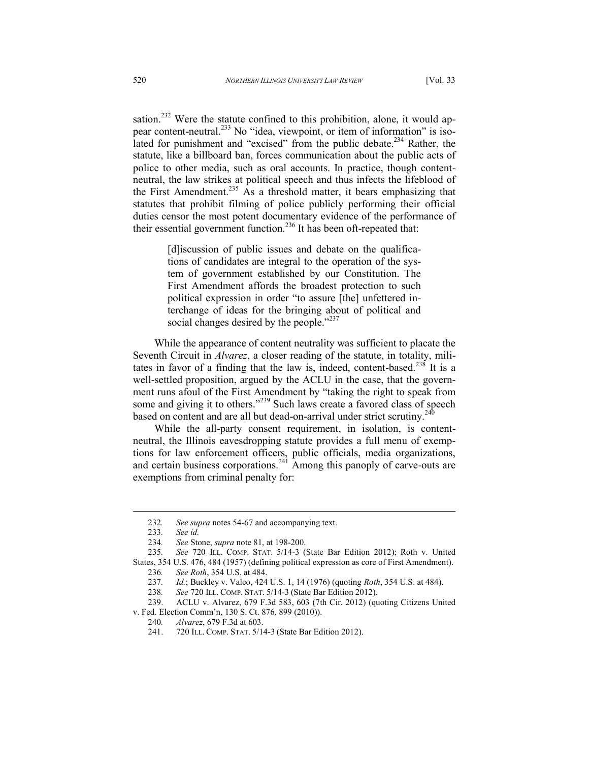sation.[232] Were the statute confined to this prohibition, alone, it would appear content-neutral.[233] No "idea, viewpoint, or item of information" is isolated for punishment and "excised" from the public debate.[234] Rather, the statute, like a billboard ban, forces communication about the public acts of police to other media, such as oral accounts. In practice, though content-neutral, the law strikes at political speech and thus infects the lifeblood of the First Amendment.[235] As a threshold matter, it bears emphasizing that statutes that prohibit filming of police publicly performing their official duties censor the most potent documentary evidence of the performance of their essential government function.[236] It has been oft-repeated that:

> [d]iscussion of public issues and debate on the qualifications of candidates are integral to the operation of the system of government established by our Constitution. The First Amendment affords the broadest protection to such political expression in order "to assure [the] unfettered interchange of ideas for the bringing about of political and social changes desired by the people."[237]

While the appearance of content neutrality was sufficient to placate the Seventh Circuit in *Alvarez*, a closer reading of the statute, in totality, militates in favor of a finding that the law is, indeed, content-based.[238] It is a well-settled proposition, argued by the ACLU in the case, that the government runs afoul of the First Amendment by "taking the right to speak from some and giving it to others."[239] Such laws create a favored class of speech based on content and are all but dead-on-arrival under strict scrutiny.[240]

While the all-party consent requirement, in isolation, is content-neutral, the Illinois eavesdropping statute provides a full menu of exemptions for law enforcement officers, public officials, media organizations, and certain business corporations.[241] Among this panoply of carve-outs are exemptions from criminal penalty for:

---

232. *See supra* notes 54-67 and accompanying text.

233. *See id.*

234. *See* Stone, *supra* note 81, at 198-200.

235. *See* 720 ILL. COMP. STAT. 5/14-3 (State Bar Edition 2012); Roth v. United States, 354 U.S. 476, 484 (1957) (defining political expression as core of First Amendment).

236. *See Roth*, 354 U.S. at 484.

237. *Id.*; Buckley v. Valeo, 424 U.S. 1, 14 (1976) (quoting *Roth*, 354 U.S. at 484).

238. *See* 720 ILL. COMP. STAT. 5/14-3 (State Bar Edition 2012).

239. ACLU v. Alvarez, 679 F.3d 583, 603 (7th Cir. 2012) (quoting Citizens United v. Fed. Election Comm'n, 130 S. Ct. 876, 899 (2010)).

240. *Alvarez*, 679 F.3d at 603.

241. 720 ILL. COMP. STAT. 5/14-3 (State Bar Edition 2012).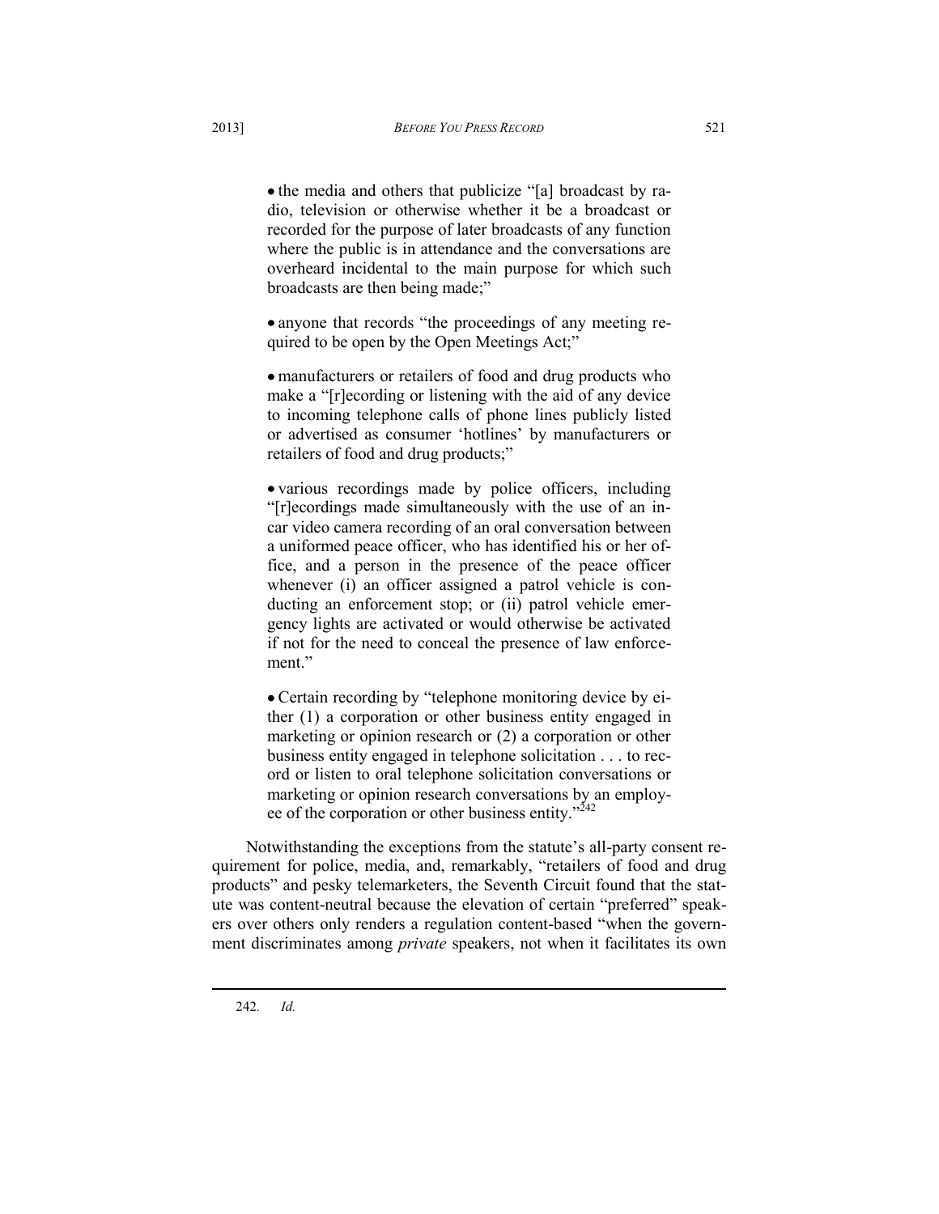- the media and others that publicize "[a] broadcast by radio, television or otherwise whether it be a broadcast or recorded for the purpose of later broadcasts of any function where the public is in attendance and the conversations are overheard incidental to the main purpose for which such broadcasts are then being made;"

- anyone that records "the proceedings of any meeting required to be open by the Open Meetings Act;"

- manufacturers or retailers of food and drug products who make a "[r]ecording or listening with the aid of any device to incoming telephone calls of phone lines publicly listed or advertised as consumer 'hotlines' by manufacturers or retailers of food and drug products;"

- various recordings made by police officers, including "[r]ecordings made simultaneously with the use of an in-car video camera recording of an oral conversation between a uniformed peace officer, who has identified his or her office, and a person in the presence of the peace officer whenever (i) an officer assigned a patrol vehicle is conducting an enforcement stop; or (ii) patrol vehicle emergency lights are activated or would otherwise be activated if not for the need to conceal the presence of law enforcement."

- Certain recording by "telephone monitoring device by either (1) a corporation or other business entity engaged in marketing or opinion research or (2) a corporation or other business entity engaged in telephone solicitation . . . to record or listen to oral telephone solicitation conversations or marketing or opinion research conversations by an employee of the corporation or other business entity."[242]

Notwithstanding the exceptions from the statute's all-party consent requirement for police, media, and, remarkably, "retailers of food and drug products" and pesky telemarketers, the Seventh Circuit found that the statute was content-neutral because the elevation of certain "preferred" speakers over others only renders a regulation content-based "when the government discriminates among *private* speakers, not when it facilitates its own

242. *Id.*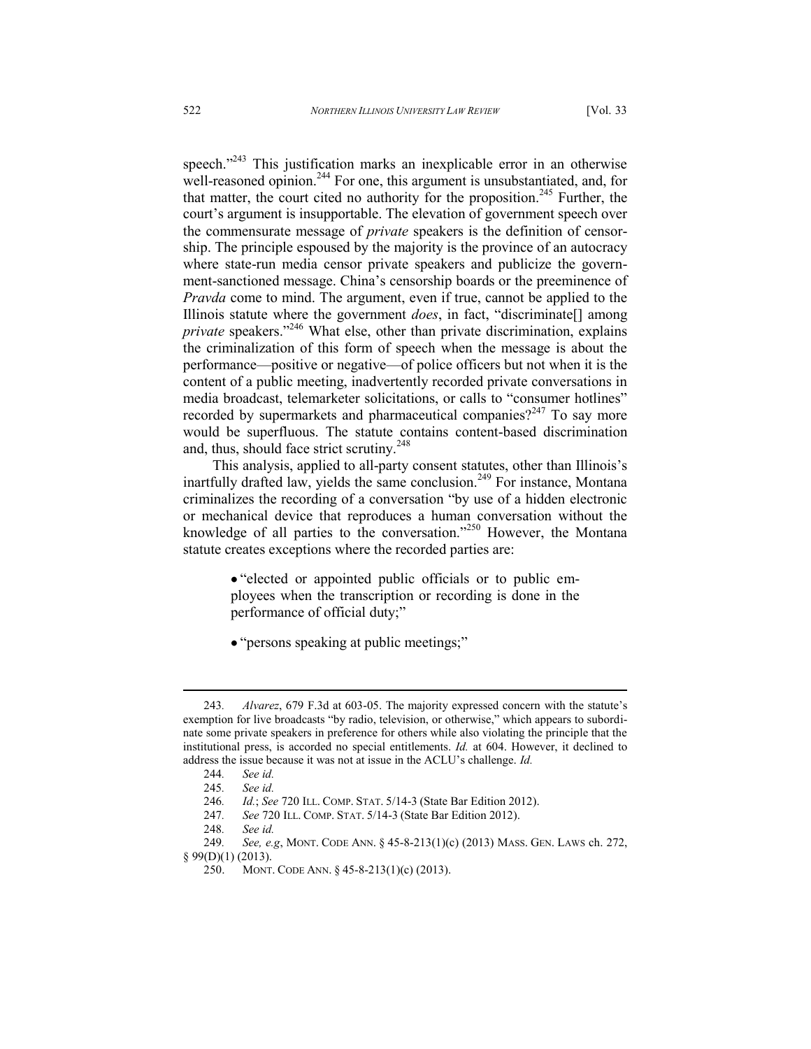speech."[243] This justification marks an inexplicable error in an otherwise well-reasoned opinion.[244] For one, this argument is unsubstantiated, and, for that matter, the court cited no authority for the proposition.[245] Further, the court's argument is insupportable. The elevation of government speech over the commensurate message of *private* speakers is the definition of censorship. The principle espoused by the majority is the province of an autocracy where state-run media censor private speakers and publicize the government-sanctioned message. China's censorship boards or the preeminence of *Pravda* come to mind. The argument, even if true, cannot be applied to the Illinois statute where the government *does*, in fact, "discriminate[] among *private* speakers."[246] What else, other than private discrimination, explains the criminalization of this form of speech when the message is about the performance—positive or negative—of police officers but not when it is the content of a public meeting, inadvertently recorded private conversations in media broadcast, telemarketer solicitations, or calls to "consumer hotlines" recorded by supermarkets and pharmaceutical companies?[247] To say more would be superfluous. The statute contains content-based discrimination and, thus, should face strict scrutiny.[248]

This analysis, applied to all-party consent statutes, other than Illinois's inartfully drafted law, yields the same conclusion.[249] For instance, Montana criminalizes the recording of a conversation "by use of a hidden electronic or mechanical device that reproduces a human conversation without the knowledge of all parties to the conversation."[250] However, the Montana statute creates exceptions where the recorded parties are:

> - "elected or appointed public officials or to public employees when the transcription or recording is done in the performance of official duty;"
>
> - "persons speaking at public meetings;"

---

243. *Alvarez*, 679 F.3d at 603-05. The majority expressed concern with the statute's exemption for live broadcasts "by radio, television, or otherwise," which appears to subordinate some private speakers in preference for others while also violating the principle that the institutional press, is accorded no special entitlements. *Id.* at 604. However, it declined to address the issue because it was not at issue in the ACLU's challenge. *Id.*

244. *See id.*

245. *See id.*

246. *Id.*; *See* 720 ILL. COMP. STAT. 5/14-3 (State Bar Edition 2012).

247. *See* 720 ILL. COMP. STAT. 5/14-3 (State Bar Edition 2012).

248. *See id.*

249. *See, e.g*, MONT. CODE ANN. § 45-8-213(1)(c) (2013) MASS. GEN. LAWS ch. 272, § 99(D)(1) (2013).

250. MONT. CODE ANN. § 45-8-213(1)(c) (2013).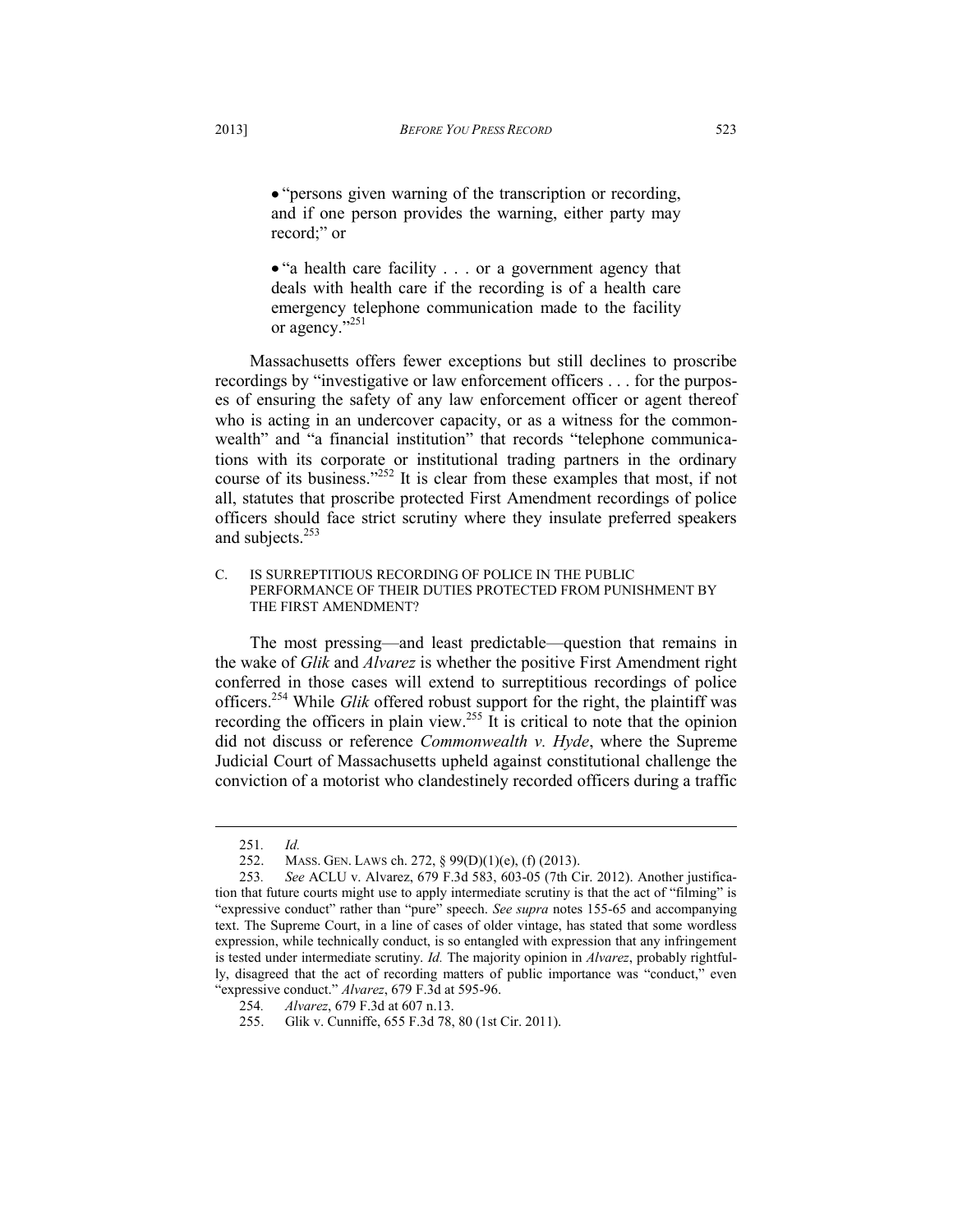- "persons given warning of the transcription or recording, and if one person provides the warning, either party may record;" or

- "a health care facility . . . or a government agency that deals with health care if the recording is of a health care emergency telephone communication made to the facility or agency."[251]

Massachusetts offers fewer exceptions but still declines to proscribe recordings by "investigative or law enforcement officers . . . for the purposes of ensuring the safety of any law enforcement officer or agent thereof who is acting in an undercover capacity, or as a witness for the commonwealth" and "a financial institution" that records "telephone communications with its corporate or institutional trading partners in the ordinary course of its business."[252] It is clear from these examples that most, if not all, statutes that proscribe protected First Amendment recordings of police officers should face strict scrutiny where they insulate preferred speakers and subjects.[253]

### C. Is Surreptitious Recording of Police in the Public Performance of Their Duties Protected from Punishment by the First Amendment?

The most pressing—and least predictable—question that remains in the wake of *Glik* and *Alvarez* is whether the positive First Amendment right conferred in those cases will extend to surreptitious recordings of police officers.[254] While *Glik* offered robust support for the right, the plaintiff was recording the officers in plain view.[255] It is critical to note that the opinion did not discuss or reference *Commonwealth v. Hyde*, where the Supreme Judicial Court of Massachusetts upheld against constitutional challenge the conviction of a motorist who clandestinely recorded officers during a traffic

---

251. *Id.*

252. Mass. Gen. Laws ch. 272, § 99(D)(1)(e), (f) (2013).

253. *See* ACLU v. Alvarez, 679 F.3d 583, 603-05 (7th Cir. 2012). Another justification that future courts might use to apply intermediate scrutiny is that the act of "filming" is "expressive conduct" rather than "pure" speech. *See supra* notes 155-65 and accompanying text. The Supreme Court, in a line of cases of older vintage, has stated that some wordless expression, while technically conduct, is so entangled with expression that any infringement is tested under intermediate scrutiny. *Id.* The majority opinion in *Alvarez*, probably rightfully, disagreed that the act of recording matters of public importance was "conduct," even "expressive conduct." *Alvarez*, 679 F.3d at 595-96.

254. *Alvarez*, 679 F.3d at 607 n.13.

255. Glik v. Cunniffe, 655 F.3d 78, 80 (1st Cir. 2011).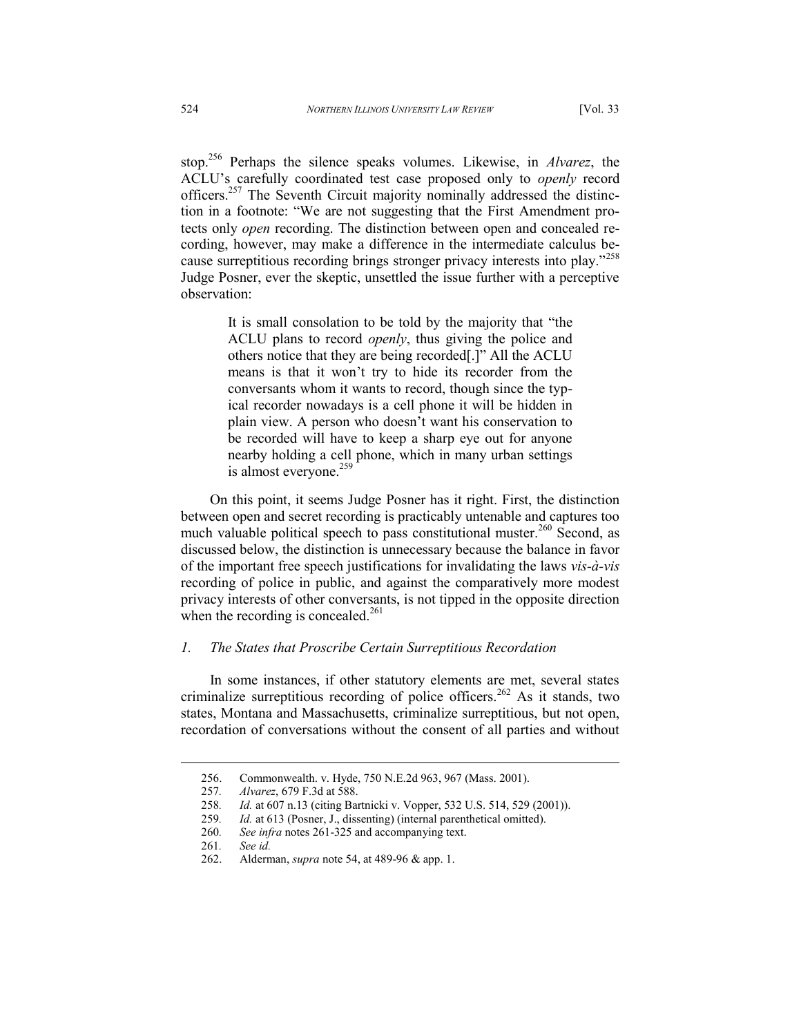stop.[256] Perhaps the silence speaks volumes. Likewise, in *Alvarez*, the ACLU's carefully coordinated test case proposed only to *openly* record officers.[257] The Seventh Circuit majority nominally addressed the distinction in a footnote: "We are not suggesting that the First Amendment protects only *open* recording. The distinction between open and concealed recording, however, may make a difference in the intermediate calculus because surreptitious recording brings stronger privacy interests into play."[258] Judge Posner, ever the skeptic, unsettled the issue further with a perceptive observation:

> It is small consolation to be told by the majority that "the ACLU plans to record *openly*, thus giving the police and others notice that they are being recorded[.]" All the ACLU means is that it won't try to hide its recorder from the conversants whom it wants to record, though since the typical recorder nowadays is a cell phone it will be hidden in plain view. A person who doesn't want his conservation to be recorded will have to keep a sharp eye out for anyone nearby holding a cell phone, which in many urban settings is almost everyone.[259]

On this point, it seems Judge Posner has it right. First, the distinction between open and secret recording is practicably untenable and captures too much valuable political speech to pass constitutional muster.[260] Second, as discussed below, the distinction is unnecessary because the balance in favor of the important free speech justifications for invalidating the laws *vis-à-vis* recording of police in public, and against the comparatively more modest privacy interests of other conversants, is not tipped in the opposite direction when the recording is concealed.[261]

### *1. The States that Proscribe Certain Surreptitious Recordation*

In some instances, if other statutory elements are met, several states criminalize surreptitious recording of police officers.[262] As it stands, two states, Montana and Massachusetts, criminalize surreptitious, but not open, recordation of conversations without the consent of all parties and without

---

256. Commonwealth. v. Hyde, 750 N.E.2d 963, 967 (Mass. 2001).

257. *Alvarez*, 679 F.3d at 588.

258. *Id.* at 607 n.13 (citing Bartnicki v. Vopper, 532 U.S. 514, 529 (2001)).

259. *Id.* at 613 (Posner, J., dissenting) (internal parenthetical omitted).

260. *See infra* notes 261-325 and accompanying text.

261. *See id.*

262. Alderman, *supra* note 54, at 489-96 & app. 1.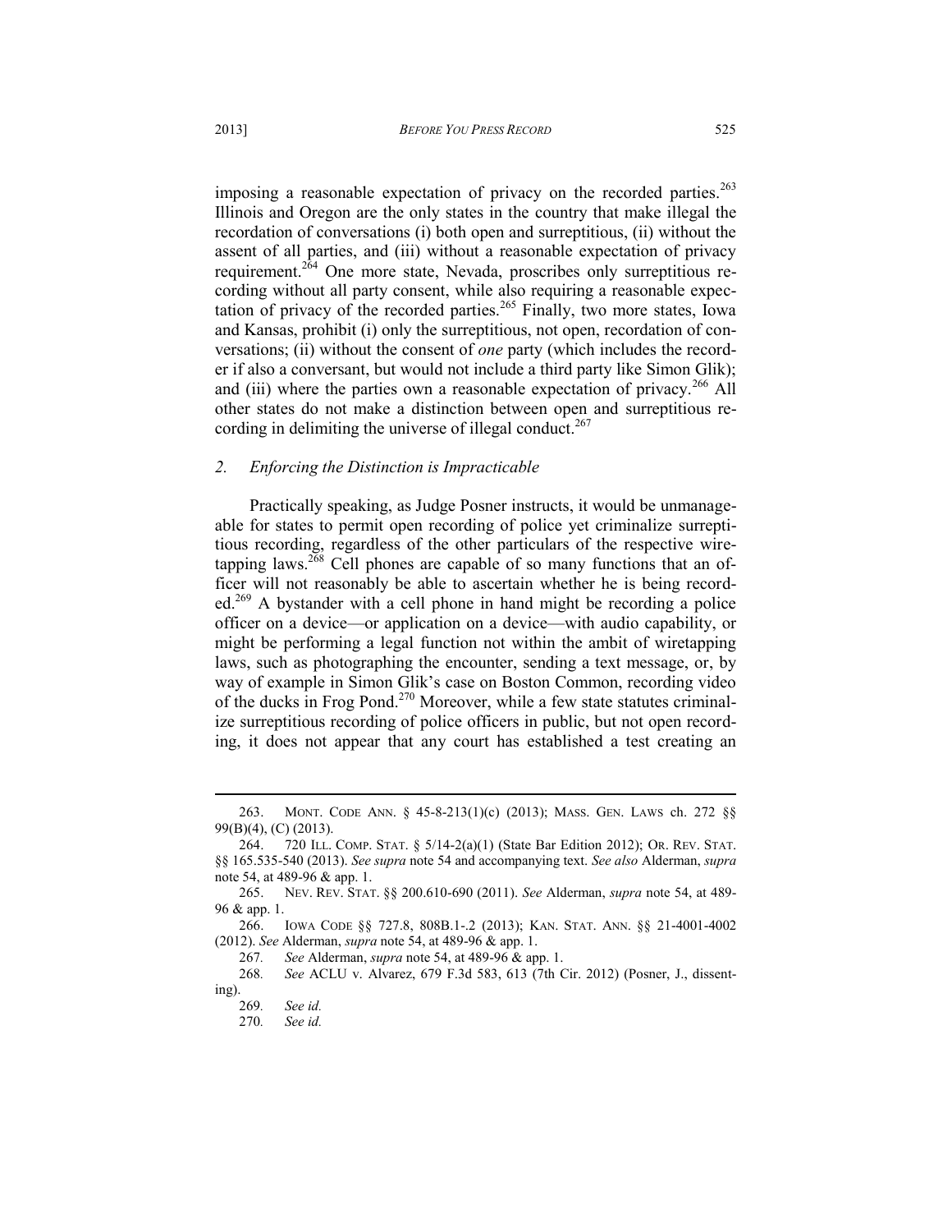imposing a reasonable expectation of privacy on the recorded parties.[263] Illinois and Oregon are the only states in the country that make illegal the recordation of conversations (i) both open and surreptitious, (ii) without the assent of all parties, and (iii) without a reasonable expectation of privacy requirement.[264] One more state, Nevada, proscribes only surreptitious recording without all party consent, while also requiring a reasonable expectation of privacy of the recorded parties.[265] Finally, two more states, Iowa and Kansas, prohibit (i) only the surreptitious, not open, recordation of conversations; (ii) without the consent of *one* party (which includes the recorder if also a conversant, but would not include a third party like Simon Glik); and (iii) where the parties own a reasonable expectation of privacy.[266] All other states do not make a distinction between open and surreptitious recording in delimiting the universe of illegal conduct.[267]

### *2. Enforcing the Distinction is Impracticable*

Practically speaking, as Judge Posner instructs, it would be unmanageable for states to permit open recording of police yet criminalize surreptitious recording, regardless of the other particulars of the respective wiretapping laws.[268] Cell phones are capable of so many functions that an officer will not reasonably be able to ascertain whether he is being recorded.[269] A bystander with a cell phone in hand might be recording a police officer on a device—or application on a device—with audio capability, or might be performing a legal function not within the ambit of wiretapping laws, such as photographing the encounter, sending a text message, or, by way of example in Simon Glik's case on Boston Common, recording video of the ducks in Frog Pond.[270] Moreover, while a few state statutes criminalize surreptitious recording of police officers in public, but not open recording, it does not appear that any court has established a test creating an

---

263. MONT. CODE ANN. § 45-8-213(1)(c) (2013); MASS. GEN. LAWS ch. 272 §§ 99(B)(4), (C) (2013).

264. 720 ILL. COMP. STAT. § 5/14-2(a)(1) (State Bar Edition 2012); OR. REV. STAT. §§ 165.535-540 (2013). *See supra* note 54 and accompanying text. *See also* Alderman, *supra* note 54, at 489-96 & app. 1.

265. NEV. REV. STAT. §§ 200.610-690 (2011). *See* Alderman, *supra* note 54, at 489-96 & app. 1.

266. IOWA CODE §§ 727.8, 808B.1-.2 (2013); KAN. STAT. ANN. §§ 21-4001-4002 (2012). *See* Alderman, *supra* note 54, at 489-96 & app. 1.

267. *See* Alderman, *supra* note 54, at 489-96 & app. 1.

268. *See* ACLU v. Alvarez, 679 F.3d 583, 613 (7th Cir. 2012) (Posner, J., dissenting).

269. *See id.*

270. *See id.*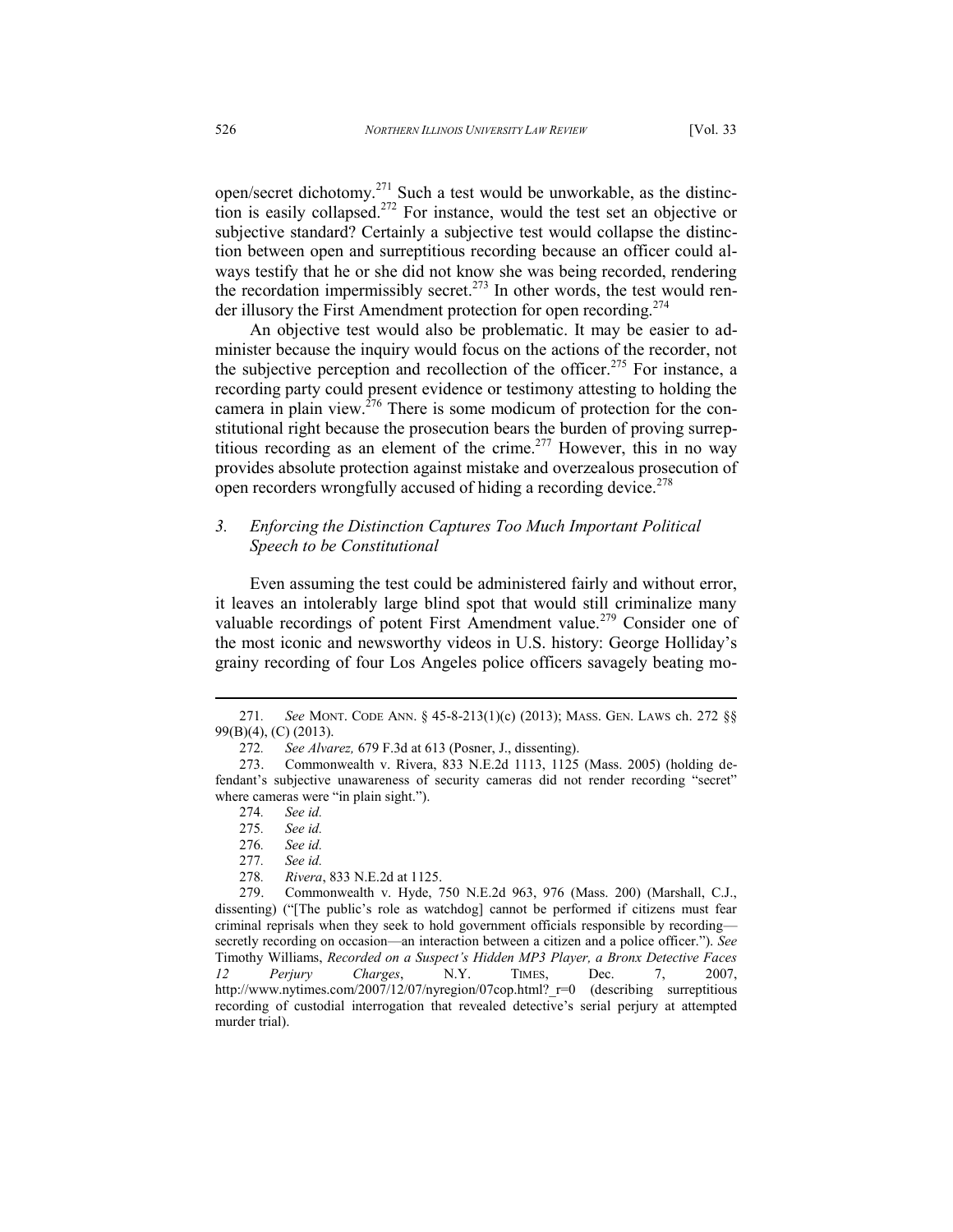open/secret dichotomy.[271] Such a test would be unworkable, as the distinction is easily collapsed.[272] For instance, would the test set an objective or subjective standard? Certainly a subjective test would collapse the distinction between open and surreptitious recording because an officer could always testify that he or she did not know she was being recorded, rendering the recordation impermissibly secret.[273] In other words, the test would render illusory the First Amendment protection for open recording.[274]

An objective test would also be problematic. It may be easier to administer because the inquiry would focus on the actions of the recorder, not the subjective perception and recollection of the officer.[275] For instance, a recording party could present evidence or testimony attesting to holding the camera in plain view.[276] There is some modicum of protection for the constitutional right because the prosecution bears the burden of proving surreptitious recording as an element of the crime.[277] However, this in no way provides absolute protection against mistake and overzealous prosecution of open recorders wrongfully accused of hiding a recording device.[278]

### *3. Enforcing the Distinction Captures Too Much Important Political Speech to be Constitutional*

Even assuming the test could be administered fairly and without error, it leaves an intolerably large blind spot that would still criminalize many valuable recordings of potent First Amendment value.[279] Consider one of the most iconic and newsworthy videos in U.S. history: George Holliday's grainy recording of four Los Angeles police officers savagely beating mo-

---

271. *See* MONT. CODE ANN. § 45-8-213(1)(c) (2013); MASS. GEN. LAWS ch. 272 §§ 99(B)(4), (C) (2013).

272. *See Alvarez,* 679 F.3d at 613 (Posner, J., dissenting).

273. Commonwealth v. Rivera, 833 N.E.2d 1113, 1125 (Mass. 2005) (holding defendant's subjective unawareness of security cameras did not render recording "secret" where cameras were "in plain sight.").

274. *See id.*

275. *See id.*

276. *See id.*

277. *See id.*

278. *Rivera*, 833 N.E.2d at 1125.

279. Commonwealth v. Hyde, 750 N.E.2d 963, 976 (Mass. 200) (Marshall, C.J., dissenting) ("[The public's role as watchdog] cannot be performed if citizens must fear criminal reprisals when they seek to hold government officials responsible by recording—secretly recording on occasion—an interaction between a citizen and a police officer."). *See* Timothy Williams, *Recorded on a Suspect's Hidden MP3 Player, a Bronx Detective Faces 12 Perjury Charges*, N.Y. TIMES, Dec. 7, 2007, http://www.nytimes.com/2007/12/07/nyregion/07cop.html?_r=0 (describing surreptitious recording of custodial interrogation that revealed detective's serial perjury at attempted murder trial).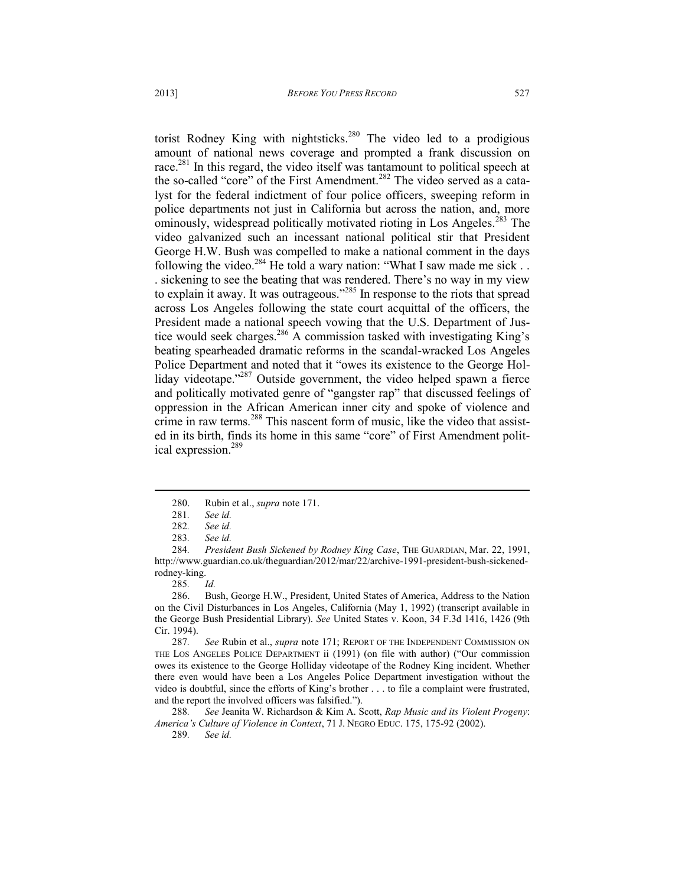torist Rodney King with nightsticks.[280] The video led to a prodigious amount of national news coverage and prompted a frank discussion on race.[281] In this regard, the video itself was tantamount to political speech at the so-called "core" of the First Amendment.[282] The video served as a catalyst for the federal indictment of four police officers, sweeping reform in police departments not just in California but across the nation, and, more ominously, widespread politically motivated rioting in Los Angeles.[283] The video galvanized such an incessant national political stir that President George H.W. Bush was compelled to make a national comment in the days following the video.[284] He told a wary nation: "What I saw made me sick . . . sickening to see the beating that was rendered. There's no way in my view to explain it away. It was outrageous."[285] In response to the riots that spread across Los Angeles following the state court acquittal of the officers, the President made a national speech vowing that the U.S. Department of Justice would seek charges.[286] A commission tasked with investigating King's beating spearheaded dramatic reforms in the scandal-wracked Los Angeles Police Department and noted that it "owes its existence to the George Holliday videotape."[287] Outside government, the video helped spawn a fierce and politically motivated genre of "gangster rap" that discussed feelings of oppression in the African American inner city and spoke of violence and crime in raw terms.[288] This nascent form of music, like the video that assisted in its birth, finds its home in this same "core" of First Amendment political expression.[289]

---

280. Rubin et al., *supra* note 171.

281. *See id.*

282. *See id.*

283. *See id.*

284. *President Bush Sickened by Rodney King Case*, THE GUARDIAN, Mar. 22, 1991, http://www.guardian.co.uk/theguardian/2012/mar/22/archive-1991-president-bush-sickened-rodney-king.

285. *Id.*

286. Bush, George H.W., President, United States of America, Address to the Nation on the Civil Disturbances in Los Angeles, California (May 1, 1992) (transcript available in the George Bush Presidential Library). *See* United States v. Koon, 34 F.3d 1416, 1426 (9th Cir. 1994).

287. *See* Rubin et al., *supra* note 171; REPORT OF THE INDEPENDENT COMMISSION ON THE LOS ANGELES POLICE DEPARTMENT ii (1991) (on file with author) ("Our commission owes its existence to the George Holliday videotape of the Rodney King incident. Whether there even would have been a Los Angeles Police Department investigation without the video is doubtful, since the efforts of King's brother . . . to file a complaint were frustrated, and the report the involved officers was falsified.").

288. *See* Jeanita W. Richardson & Kim A. Scott, *Rap Music and its Violent Progeny*: *America's Culture of Violence in Context*, 71 J. NEGRO EDUC. 175, 175-92 (2002).

289. *See id.*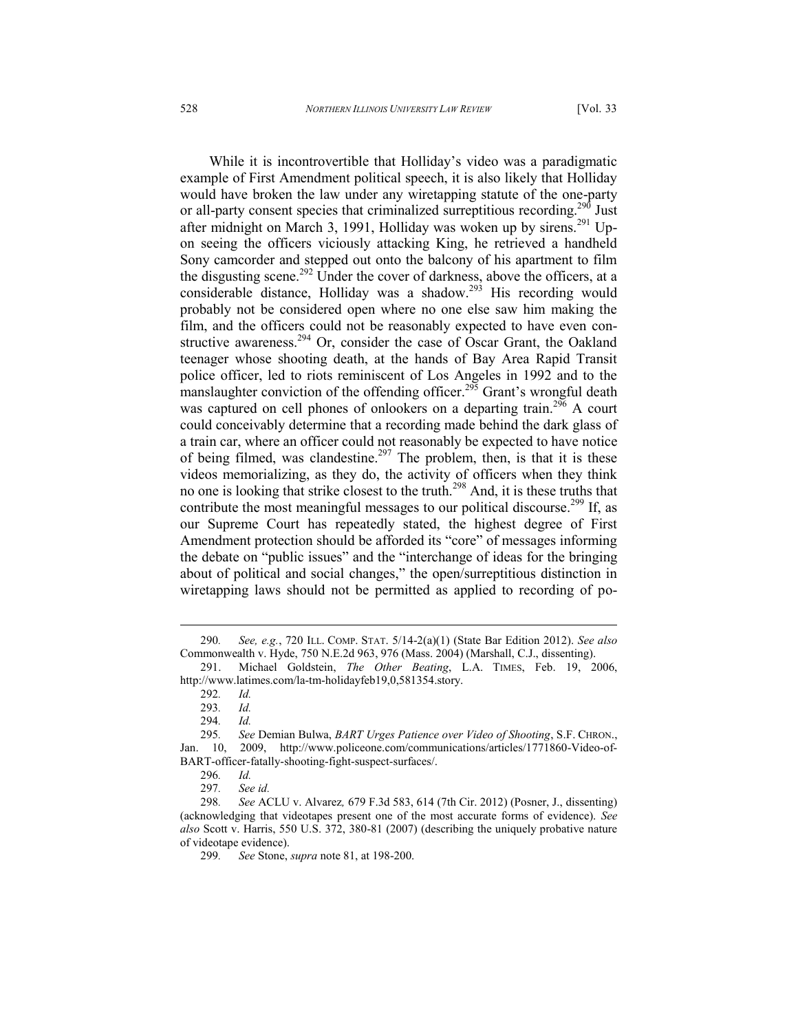While it is incontrovertible that Holliday's video was a paradigmatic example of First Amendment political speech, it is also likely that Holliday would have broken the law under any wiretapping statute of the one-party or all-party consent species that criminalized surreptitious recording.[290] Just after midnight on March 3, 1991, Holliday was woken up by sirens.[291] Upon seeing the officers viciously attacking King, he retrieved a handheld Sony camcorder and stepped out onto the balcony of his apartment to film the disgusting scene.[292] Under the cover of darkness, above the officers, at a considerable distance, Holliday was a shadow.[293] His recording would probably not be considered open where no one else saw him making the film, and the officers could not be reasonably expected to have even constructive awareness.[294] Or, consider the case of Oscar Grant, the Oakland teenager whose shooting death, at the hands of Bay Area Rapid Transit police officer, led to riots reminiscent of Los Angeles in 1992 and to the manslaughter conviction of the offending officer.[295] Grant's wrongful death was captured on cell phones of onlookers on a departing train.[296] A court could conceivably determine that a recording made behind the dark glass of a train car, where an officer could not reasonably be expected to have notice of being filmed, was clandestine.[297] The problem, then, is that it is these videos memorializing, as they do, the activity of officers when they think no one is looking that strike closest to the truth.[298] And, it is these truths that contribute the most meaningful messages to our political discourse.[299] If, as our Supreme Court has repeatedly stated, the highest degree of First Amendment protection should be afforded its "core" of messages informing the debate on "public issues" and the "interchange of ideas for the bringing about of political and social changes," the open/surreptitious distinction in wiretapping laws should not be permitted as applied to recording of po-

290. *See, e.g.*, 720 ILL. COMP. STAT. 5/14-2(a)(1) (State Bar Edition 2012). *See also* Commonwealth v. Hyde, 750 N.E.2d 963, 976 (Mass. 2004) (Marshall, C.J., dissenting).

291. Michael Goldstein, *The Other Beating*, L.A. TIMES, Feb. 19, 2006, http://www.latimes.com/la-tm-holidayfeb19,0,581354.story.

292. *Id.*

293. *Id.*

294. *Id.*

295. *See* Demian Bulwa, *BART Urges Patience over Video of Shooting*, S.F. CHRON., Jan. 10, 2009, http://www.policeone.com/communications/articles/1771860-Video-of-BART-officer-fatally-shooting-fight-suspect-surfaces/.

296. *Id.*

297. *See id.*

298. *See* ACLU v. Alvarez, 679 F.3d 583, 614 (7th Cir. 2012) (Posner, J., dissenting) (acknowledging that videotapes present one of the most accurate forms of evidence). *See also* Scott v. Harris, 550 U.S. 372, 380-81 (2007) (describing the uniquely probative nature of videotape evidence).

299. *See* Stone, *supra* note 81, at 198-200.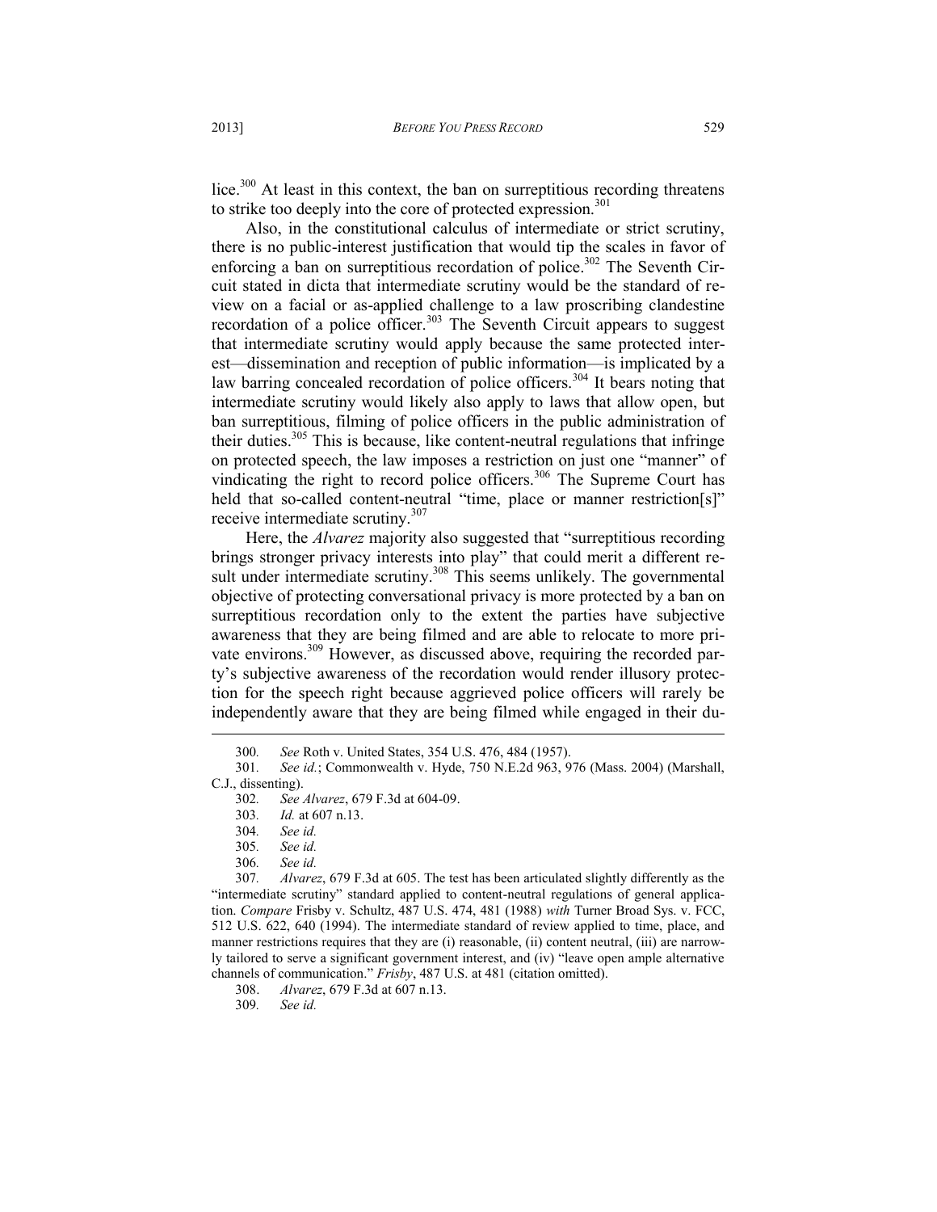lice.[300] At least in this context, the ban on surreptitious recording threatens to strike too deeply into the core of protected expression.[301]

Also, in the constitutional calculus of intermediate or strict scrutiny, there is no public-interest justification that would tip the scales in favor of enforcing a ban on surreptitious recordation of police.[302] The Seventh Circuit stated in dicta that intermediate scrutiny would be the standard of review on a facial or as-applied challenge to a law proscribing clandestine recordation of a police officer.[303] The Seventh Circuit appears to suggest that intermediate scrutiny would apply because the same protected interest—dissemination and reception of public information—is implicated by a law barring concealed recordation of police officers.[304] It bears noting that intermediate scrutiny would likely also apply to laws that allow open, but ban surreptitious, filming of police officers in the public administration of their duties.[305] This is because, like content-neutral regulations that infringe on protected speech, the law imposes a restriction on just one "manner" of vindicating the right to record police officers.[306] The Supreme Court has held that so-called content-neutral "time, place or manner restriction[s]" receive intermediate scrutiny.[307]

Here, the *Alvarez* majority also suggested that "surreptitious recording brings stronger privacy interests into play" that could merit a different result under intermediate scrutiny.[308] This seems unlikely. The governmental objective of protecting conversational privacy is more protected by a ban on surreptitious recordation only to the extent the parties have subjective awareness that they are being filmed and are able to relocate to more private environs.[309] However, as discussed above, requiring the recorded party's subjective awareness of the recordation would render illusory protection for the speech right because aggrieved police officers will rarely be independently aware that they are being filmed while engaged in their du-

---

300. *See* Roth v. United States, 354 U.S. 476, 484 (1957).

301. *See id.*; Commonwealth v. Hyde, 750 N.E.2d 963, 976 (Mass. 2004) (Marshall, C.J., dissenting).

302. *See Alvarez*, 679 F.3d at 604-09.

303. *Id.* at 607 n.13.

304. *See id.*

305. *See id.*

306. *See id.*

307. *Alvarez*, 679 F.3d at 605. The test has been articulated slightly differently as the "intermediate scrutiny" standard applied to content-neutral regulations of general application. *Compare* Frisby v. Schultz, 487 U.S. 474, 481 (1988) *with* Turner Broad Sys. v. FCC, 512 U.S. 622, 640 (1994). The intermediate standard of review applied to time, place, and manner restrictions requires that they are (i) reasonable, (ii) content neutral, (iii) are narrowly tailored to serve a significant government interest, and (iv) "leave open ample alternative channels of communication." *Frisby*, 487 U.S. at 481 (citation omitted).

308. *Alvarez*, 679 F.3d at 607 n.13.

309. *See id.*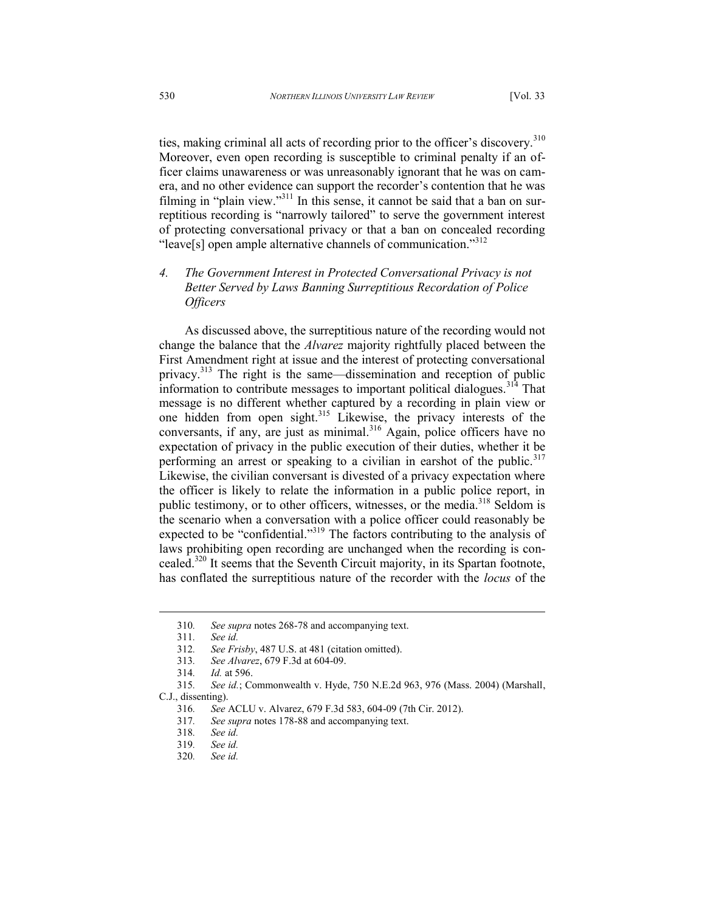ties, making criminal all acts of recording prior to the officer's discovery.[310] Moreover, even open recording is susceptible to criminal penalty if an officer claims unawareness or was unreasonably ignorant that he was on camera, and no other evidence can support the recorder's contention that he was filming in "plain view."[311] In this sense, it cannot be said that a ban on surreptitious recording is "narrowly tailored" to serve the government interest of protecting conversational privacy or that a ban on concealed recording "leave[s] open ample alternative channels of communication."[312]

### *4. The Government Interest in Protected Conversational Privacy is not Better Served by Laws Banning Surreptitious Recordation of Police Officers*

As discussed above, the surreptitious nature of the recording would not change the balance that the *Alvarez* majority rightfully placed between the First Amendment right at issue and the interest of protecting conversational privacy.[313] The right is the same—dissemination and reception of public information to contribute messages to important political dialogues.[314] That message is no different whether captured by a recording in plain view or one hidden from open sight.[315] Likewise, the privacy interests of the conversants, if any, are just as minimal.[316] Again, police officers have no expectation of privacy in the public execution of their duties, whether it be performing an arrest or speaking to a civilian in earshot of the public.[317] Likewise, the civilian conversant is divested of a privacy expectation where the officer is likely to relate the information in a public police report, in public testimony, or to other officers, witnesses, or the media.[318] Seldom is the scenario when a conversation with a police officer could reasonably be expected to be "confidential."[319] The factors contributing to the analysis of laws prohibiting open recording are unchanged when the recording is concealed.[320] It seems that the Seventh Circuit majority, in its Spartan footnote, has conflated the surreptitious nature of the recorder with the *locus* of the

---

310. *See supra* notes 268-78 and accompanying text.

311. *See id.*

312. *See Frisby*, 487 U.S. at 481 (citation omitted).

313. *See Alvarez*, 679 F.3d at 604-09.

314. *Id.* at 596.

315. *See id.*; Commonwealth v. Hyde, 750 N.E.2d 963, 976 (Mass. 2004) (Marshall, C.J., dissenting).

316. *See* ACLU v. Alvarez, 679 F.3d 583, 604-09 (7th Cir. 2012).

317. *See supra* notes 178-88 and accompanying text.

318. *See id.*

319. *See id.*

320. *See id.*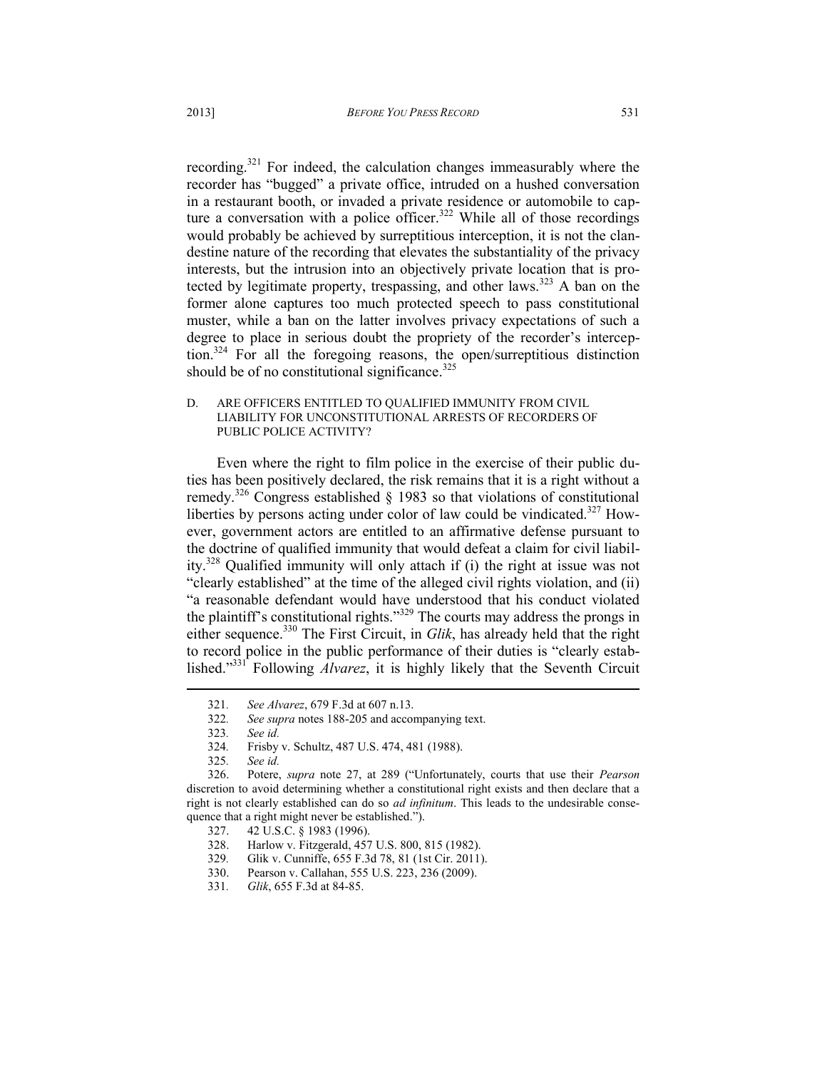recording.[321] For indeed, the calculation changes immeasurably where the recorder has "bugged" a private office, intruded on a hushed conversation in a restaurant booth, or invaded a private residence or automobile to capture a conversation with a police officer.[322] While all of those recordings would probably be achieved by surreptitious interception, it is not the clandestine nature of the recording that elevates the substantiality of the privacy interests, but the intrusion into an objectively private location that is protected by legitimate property, trespassing, and other laws.[323] A ban on the former alone captures too much protected speech to pass constitutional muster, while a ban on the latter involves privacy expectations of such a degree to place in serious doubt the propriety of the recorder's interception.[324] For all the foregoing reasons, the open/surreptitious distinction should be of no constitutional significance.[325]

### D. ARE OFFICERS ENTITLED TO QUALIFIED IMMUNITY FROM CIVIL LIABILITY FOR UNCONSTITUTIONAL ARRESTS OF RECORDERS OF PUBLIC POLICE ACTIVITY?

Even where the right to film police in the exercise of their public duties has been positively declared, the risk remains that it is a right without a remedy.[326] Congress established § 1983 so that violations of constitutional liberties by persons acting under color of law could be vindicated.[327] However, government actors are entitled to an affirmative defense pursuant to the doctrine of qualified immunity that would defeat a claim for civil liability.[328] Qualified immunity will only attach if (i) the right at issue was not "clearly established" at the time of the alleged civil rights violation, and (ii) "a reasonable defendant would have understood that his conduct violated the plaintiff's constitutional rights."[329] The courts may address the prongs in either sequence.[330] The First Circuit, in *Glik*, has already held that the right to record police in the public performance of their duties is "clearly established."[331] Following *Alvarez*, it is highly likely that the Seventh Circuit

---

321. *See Alvarez*, 679 F.3d at 607 n.13.

322. *See supra* notes 188-205 and accompanying text.

323. *See id.*

324. Frisby v. Schultz, 487 U.S. 474, 481 (1988).

325. *See id.*

326. Potere, *supra* note 27, at 289 ("Unfortunately, courts that use their *Pearson* discretion to avoid determining whether a constitutional right exists and then declare that a right is not clearly established can do so *ad infinitum*. This leads to the undesirable consequence that a right might never be established.").

327. 42 U.S.C. § 1983 (1996).

328. Harlow v. Fitzgerald, 457 U.S. 800, 815 (1982).

329. Glik v. Cunniffe, 655 F.3d 78, 81 (1st Cir. 2011).

330. Pearson v. Callahan, 555 U.S. 223, 236 (2009).

331. *Glik*, 655 F.3d at 84-85.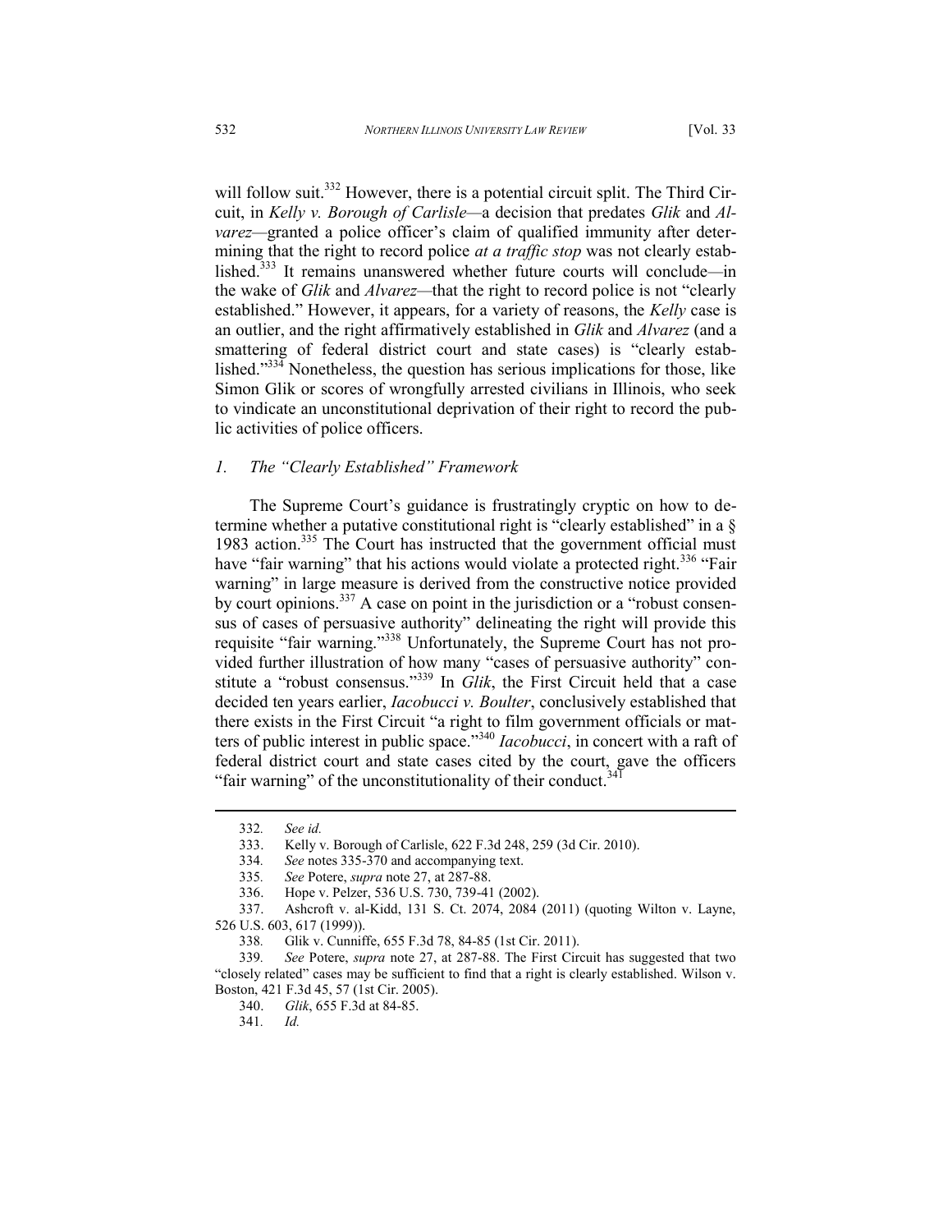will follow suit.[332] However, there is a potential circuit split. The Third Circuit, in *Kelly v. Borough of Carlisle*—a decision that predates *Glik* and *Alvarez*—granted a police officer's claim of qualified immunity after determining that the right to record police *at a traffic stop* was not clearly established.[333] It remains unanswered whether future courts will conclude—in the wake of *Glik* and *Alvarez*—that the right to record police is not "clearly established." However, it appears, for a variety of reasons, the *Kelly* case is an outlier, and the right affirmatively established in *Glik* and *Alvarez* (and a smattering of federal district court and state cases) is "clearly established."[334] Nonetheless, the question has serious implications for those, like Simon Glik or scores of wrongfully arrested civilians in Illinois, who seek to vindicate an unconstitutional deprivation of their right to record the public activities of police officers.

### *1. The "Clearly Established" Framework*

The Supreme Court's guidance is frustratingly cryptic on how to determine whether a putative constitutional right is "clearly established" in a § 1983 action.[335] The Court has instructed that the government official must have "fair warning" that his actions would violate a protected right.[336] "Fair warning" in large measure is derived from the constructive notice provided by court opinions.[337] A case on point in the jurisdiction or a "robust consensus of cases of persuasive authority" delineating the right will provide this requisite "fair warning."[338] Unfortunately, the Supreme Court has not provided further illustration of how many "cases of persuasive authority" constitute a "robust consensus."[339] In *Glik*, the First Circuit held that a case decided ten years earlier, *Iacobucci v. Boulter*, conclusively established that there exists in the First Circuit "a right to film government officials or matters of public interest in public space."[340] *Iacobucci*, in concert with a raft of federal district court and state cases cited by the court, gave the officers "fair warning" of the unconstitutionality of their conduct.[341]

---

332. *See id.*

333. Kelly v. Borough of Carlisle, 622 F.3d 248, 259 (3d Cir. 2010).

334. *See* notes 335-370 and accompanying text.

335. *See* Potere, *supra* note 27, at 287-88.

336. Hope v. Pelzer, 536 U.S. 730, 739-41 (2002).

337. Ashcroft v. al-Kidd, 131 S. Ct. 2074, 2084 (2011) (quoting Wilton v. Layne, 526 U.S. 603, 617 (1999)).

338. Glik v. Cunniffe, 655 F.3d 78, 84-85 (1st Cir. 2011).

339. *See* Potere, *supra* note 27, at 287-88. The First Circuit has suggested that two "closely related" cases may be sufficient to find that a right is clearly established. Wilson v. Boston, 421 F.3d 45, 57 (1st Cir. 2005).

340. *Glik*, 655 F.3d at 84-85.

341. *Id.*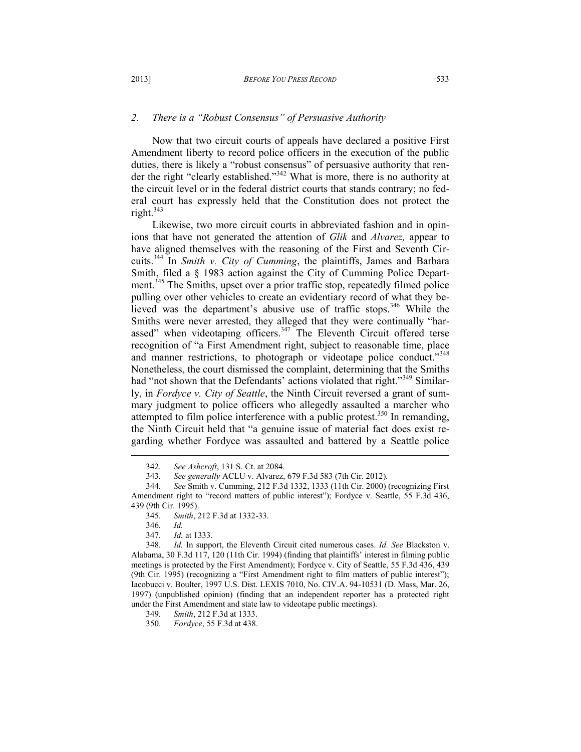### *2. There is a "Robust Consensus" of Persuasive Authority*

Now that two circuit courts of appeals have declared a positive First Amendment liberty to record police officers in the execution of the public duties, there is likely a "robust consensus" of persuasive authority that render the right "clearly established."[342] What is more, there is no authority at the circuit level or in the federal district courts that stands contrary; no federal court has expressly held that the Constitution does not protect the right.[343]

Likewise, two more circuit courts in abbreviated fashion and in opinions that have not generated the attention of *Glik* and *Alvarez,* appear to have aligned themselves with the reasoning of the First and Seventh Circuits.[344] In *Smith v. City of Cumming*, the plaintiffs, James and Barbara Smith, filed a § 1983 action against the City of Cumming Police Department.[345] The Smiths, upset over a prior traffic stop, repeatedly filmed police pulling over other vehicles to create an evidentiary record of what they believed was the department's abusive use of traffic stops.[346] While the Smiths were never arrested, they alleged that they were continually "harassed" when videotaping officers.[347] The Eleventh Circuit offered terse recognition of "a First Amendment right, subject to reasonable time, place and manner restrictions, to photograph or videotape police conduct."[348] Nonetheless, the court dismissed the complaint, determining that the Smiths had "not shown that the Defendants' actions violated that right."[349] Similarly, in *Fordyce v. City of Seattle*, the Ninth Circuit reversed a grant of summary judgment to police officers who allegedly assaulted a marcher who attempted to film police interference with a public protest.[350] In remanding, the Ninth Circuit held that "a genuine issue of material fact does exist regarding whether Fordyce was assaulted and battered by a Seattle police

---

342. *See Ashcroft*, 131 S. Ct. at 2084.

343. *See generally* ACLU v. Alvarez, 679 F.3d 583 (7th Cir. 2012).

344. *See* Smith v. Cumming, 212 F.3d 1332, 1333 (11th Cir. 2000) (recognizing First Amendment right to "record matters of public interest"); Fordyce v. Seattle, 55 F.3d 436, 439 (9th Cir. 1995).

345. *Smith*, 212 F.3d at 1332-33.

346. *Id.*

347. *Id.* at 1333.

348. *Id.* In support, the Eleventh Circuit cited numerous cases. *Id. See* Blackston v. Alabama, 30 F.3d 117, 120 (11th Cir. 1994) (finding that plaintiffs' interest in filming public meetings is protected by the First Amendment); Fordyce v. City of Seattle, 55 F.3d 436, 439 (9th Cir. 1995) (recognizing a "First Amendment right to film matters of public interest"); Iacobucci v. Boulter, 1997 U.S. Dist. LEXIS 7010, No. CIV.A. 94-10531 (D. Mass, Mar. 26, 1997) (unpublished opinion) (finding that an independent reporter has a protected right under the First Amendment and state law to videotape public meetings).

349. *Smith*, 212 F.3d at 1333.

350. *Fordyce*, 55 F.3d at 438.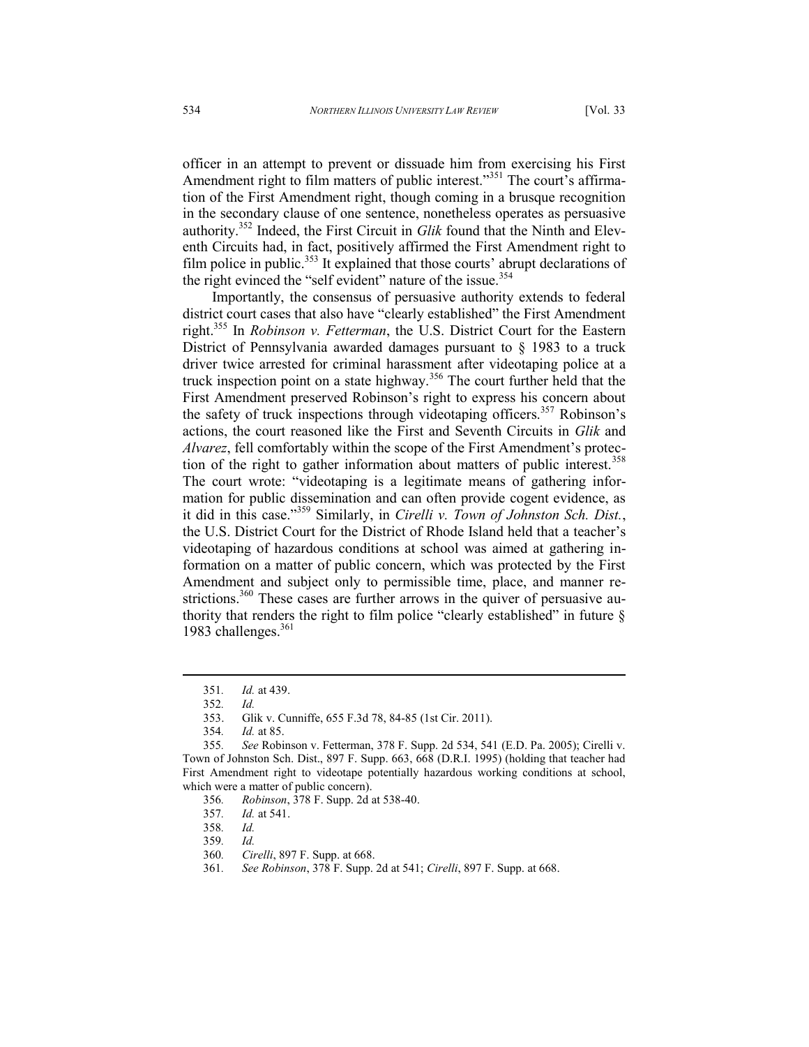officer in an attempt to prevent or dissuade him from exercising his First Amendment right to film matters of public interest."[351] The court's affirmation of the First Amendment right, though coming in a brusque recognition in the secondary clause of one sentence, nonetheless operates as persuasive authority.[352] Indeed, the First Circuit in *Glik* found that the Ninth and Eleventh Circuits had, in fact, positively affirmed the First Amendment right to film police in public.[353] It explained that those courts' abrupt declarations of the right evinced the "self evident" nature of the issue.[354]

Importantly, the consensus of persuasive authority extends to federal district court cases that also have "clearly established" the First Amendment right.[355] In *Robinson v. Fetterman*, the U.S. District Court for the Eastern District of Pennsylvania awarded damages pursuant to § 1983 to a truck driver twice arrested for criminal harassment after videotaping police at a truck inspection point on a state highway.[356] The court further held that the First Amendment preserved Robinson's right to express his concern about the safety of truck inspections through videotaping officers.[357] Robinson's actions, the court reasoned like the First and Seventh Circuits in *Glik* and *Alvarez*, fell comfortably within the scope of the First Amendment's protection of the right to gather information about matters of public interest.[358] The court wrote: "videotaping is a legitimate means of gathering information for public dissemination and can often provide cogent evidence, as it did in this case."[359] Similarly, in *Cirelli v. Town of Johnston Sch. Dist.*, the U.S. District Court for the District of Rhode Island held that a teacher's videotaping of hazardous conditions at school was aimed at gathering information on a matter of public concern, which was protected by the First Amendment and subject only to permissible time, place, and manner restrictions.[360] These cases are further arrows in the quiver of persuasive authority that renders the right to film police "clearly established" in future § 1983 challenges.[361]

---

351. *Id.* at 439.

352. *Id.*

353. Glik v. Cunniffe, 655 F.3d 78, 84-85 (1st Cir. 2011).

354. *Id.* at 85.

355. *See* Robinson v. Fetterman, 378 F. Supp. 2d 534, 541 (E.D. Pa. 2005); Cirelli v. Town of Johnston Sch. Dist., 897 F. Supp. 663, 668 (D.R.I. 1995) (holding that teacher had First Amendment right to videotape potentially hazardous working conditions at school, which were a matter of public concern).

356. *Robinson*, 378 F. Supp. 2d at 538-40.

357. *Id.* at 541.

358. *Id.*

359. *Id.*

360. *Cirelli*, 897 F. Supp. at 668.

361. *See Robinson*, 378 F. Supp. 2d at 541; *Cirelli*, 897 F. Supp. at 668.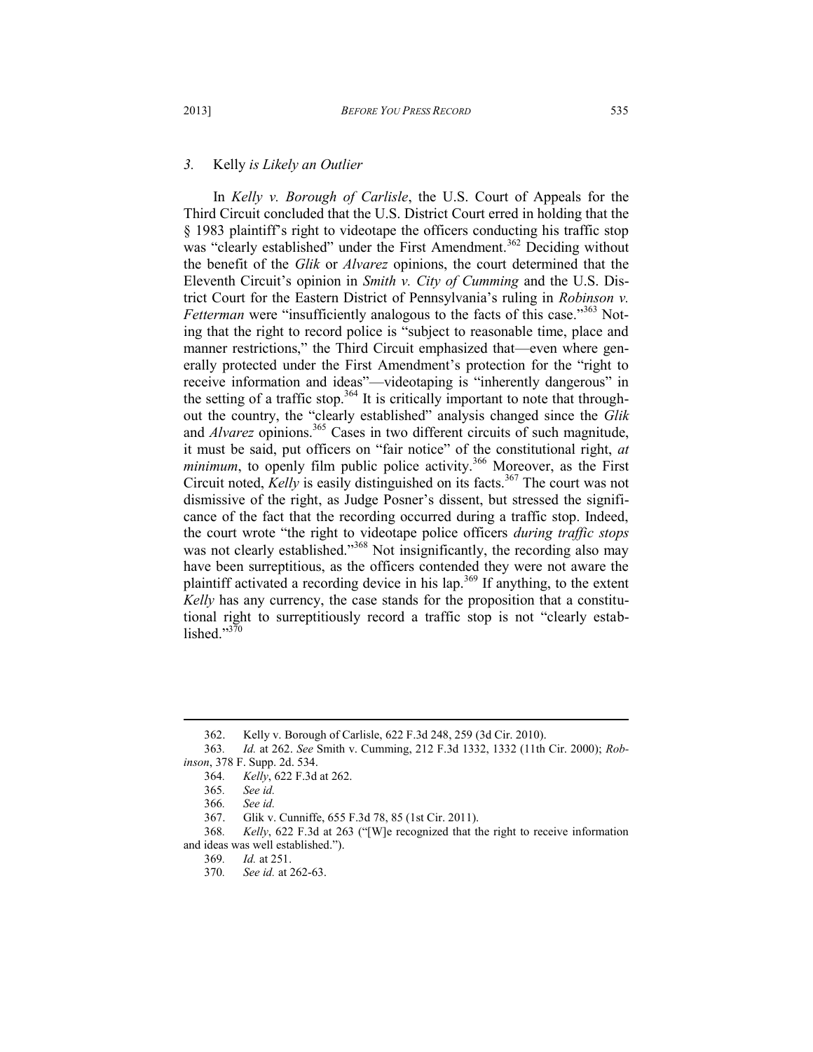### *3.* Kelly *is Likely an Outlier*

In *Kelly v. Borough of Carlisle*, the U.S. Court of Appeals for the Third Circuit concluded that the U.S. District Court erred in holding that the § 1983 plaintiff's right to videotape the officers conducting his traffic stop was "clearly established" under the First Amendment.[362] Deciding without the benefit of the *Glik* or *Alvarez* opinions, the court determined that the Eleventh Circuit's opinion in *Smith v. City of Cumming* and the U.S. District Court for the Eastern District of Pennsylvania's ruling in *Robinson v. Fetterman* were "insufficiently analogous to the facts of this case."[363] Noting that the right to record police is "subject to reasonable time, place and manner restrictions," the Third Circuit emphasized that—even where generally protected under the First Amendment's protection for the "right to receive information and ideas"—videotaping is "inherently dangerous" in the setting of a traffic stop.[364] It is critically important to note that throughout the country, the "clearly established" analysis changed since the *Glik* and *Alvarez* opinions.[365] Cases in two different circuits of such magnitude, it must be said, put officers on "fair notice" of the constitutional right, *at minimum*, to openly film public police activity.[366] Moreover, as the First Circuit noted, *Kelly* is easily distinguished on its facts.[367] The court was not dismissive of the right, as Judge Posner's dissent, but stressed the significance of the fact that the recording occurred during a traffic stop. Indeed, the court wrote "the right to videotape police officers *during traffic stops* was not clearly established."[368] Not insignificantly, the recording also may have been surreptitious, as the officers contended they were not aware the plaintiff activated a recording device in his lap.[369] If anything, to the extent *Kelly* has any currency, the case stands for the proposition that a constitutional right to surreptitiously record a traffic stop is not "clearly established."[370]

---

362. Kelly v. Borough of Carlisle, 622 F.3d 248, 259 (3d Cir. 2010).

363. *Id.* at 262. *See* Smith v. Cumming, 212 F.3d 1332, 1332 (11th Cir. 2000); *Robinson*, 378 F. Supp. 2d. 534.

364. *Kelly*, 622 F.3d at 262.

365. *See id.*

366. *See id.*

367. Glik v. Cunniffe, 655 F.3d 78, 85 (1st Cir. 2011).

368. *Kelly*, 622 F.3d at 263 ("[W]e recognized that the right to receive information and ideas was well established.").

369. *Id.* at 251.

370. *See id.* at 262-63.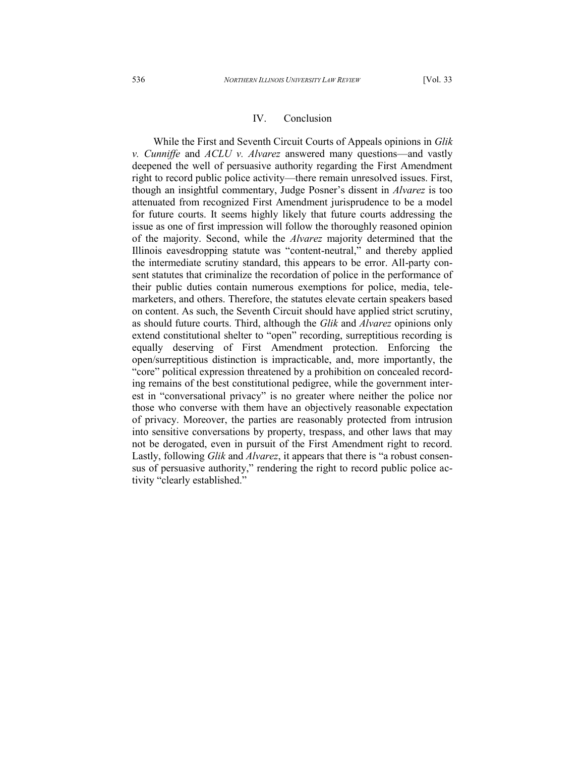## IV. Conclusion

While the First and Seventh Circuit Courts of Appeals opinions in *Glik v. Cunniffe* and *ACLU v. Alvarez* answered many questions—and vastly deepened the well of persuasive authority regarding the First Amendment right to record public police activity—there remain unresolved issues. First, though an insightful commentary, Judge Posner's dissent in *Alvarez* is too attenuated from recognized First Amendment jurisprudence to be a model for future courts. It seems highly likely that future courts addressing the issue as one of first impression will follow the thoroughly reasoned opinion of the majority. Second, while the *Alvarez* majority determined that the Illinois eavesdropping statute was "content-neutral," and thereby applied the intermediate scrutiny standard, this appears to be error. All-party consent statutes that criminalize the recordation of police in the performance of their public duties contain numerous exemptions for police, media, telemarketers, and others. Therefore, the statutes elevate certain speakers based on content. As such, the Seventh Circuit should have applied strict scrutiny, as should future courts. Third, although the *Glik* and *Alvarez* opinions only extend constitutional shelter to "open" recording, surreptitious recording is equally deserving of First Amendment protection. Enforcing the open/surreptitious distinction is impracticable, and, more importantly, the "core" political expression threatened by a prohibition on concealed recording remains of the best constitutional pedigree, while the government interest in "conversational privacy" is no greater where neither the police nor those who converse with them have an objectively reasonable expectation of privacy. Moreover, the parties are reasonably protected from intrusion into sensitive conversations by property, trespass, and other laws that may not be derogated, even in pursuit of the First Amendment right to record. Lastly, following *Glik* and *Alvarez*, it appears that there is "a robust consensus of persuasive authority," rendering the right to record public police activity "clearly established."